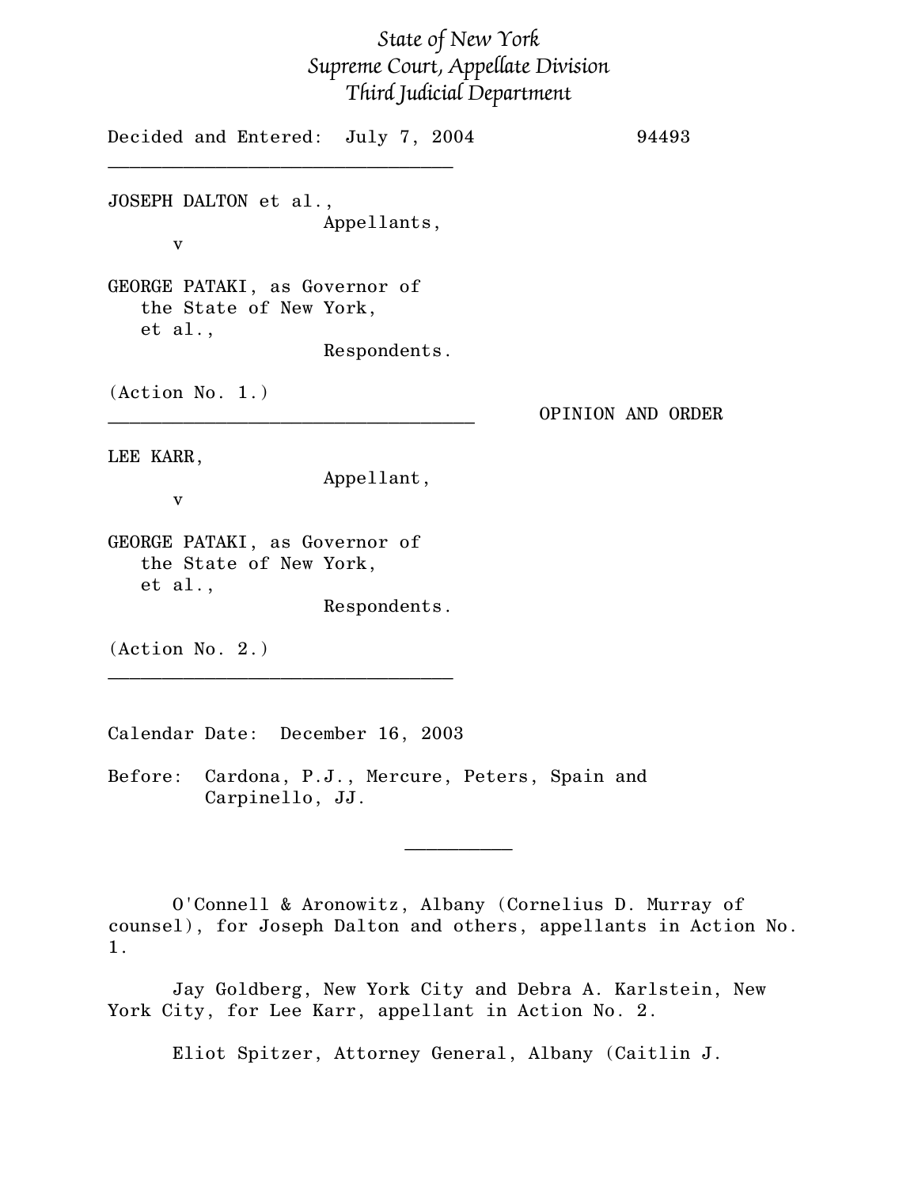*State of New York*
*Supreme Court, Appellate Division*
*Third Judicial Department*

Decided and Entered: July 7, 2004 &nbsp;&nbsp;&nbsp;&nbsp;&nbsp;&nbsp;&nbsp;&nbsp;&nbsp;&nbsp;&nbsp;&nbsp; 94493

---

JOSEPH DALTON et al.,
Appellants,

v

GEORGE PATAKI, as Governor of the State of New York, et al.,
Respondents.

(Action No. 1.)

---

OPINION AND ORDER

LEE KARR,
Appellant,

v

GEORGE PATAKI, as Governor of the State of New York, et al.,
Respondents.

(Action No. 2.)

---

Calendar Date: December 16, 2003

Before: Cardona, P.J., Mercure, Peters, Spain and Carpinello, JJ.

---

O'Connell & Aronowitz, Albany (Cornelius D. Murray of counsel), for Joseph Dalton and others, appellants in Action No. 1.

Jay Goldberg, New York City and Debra A. Karlstein, New York City, for Lee Karr, appellant in Action No. 2.

Eliot Spitzer, Attorney General, Albany (Caitlin J.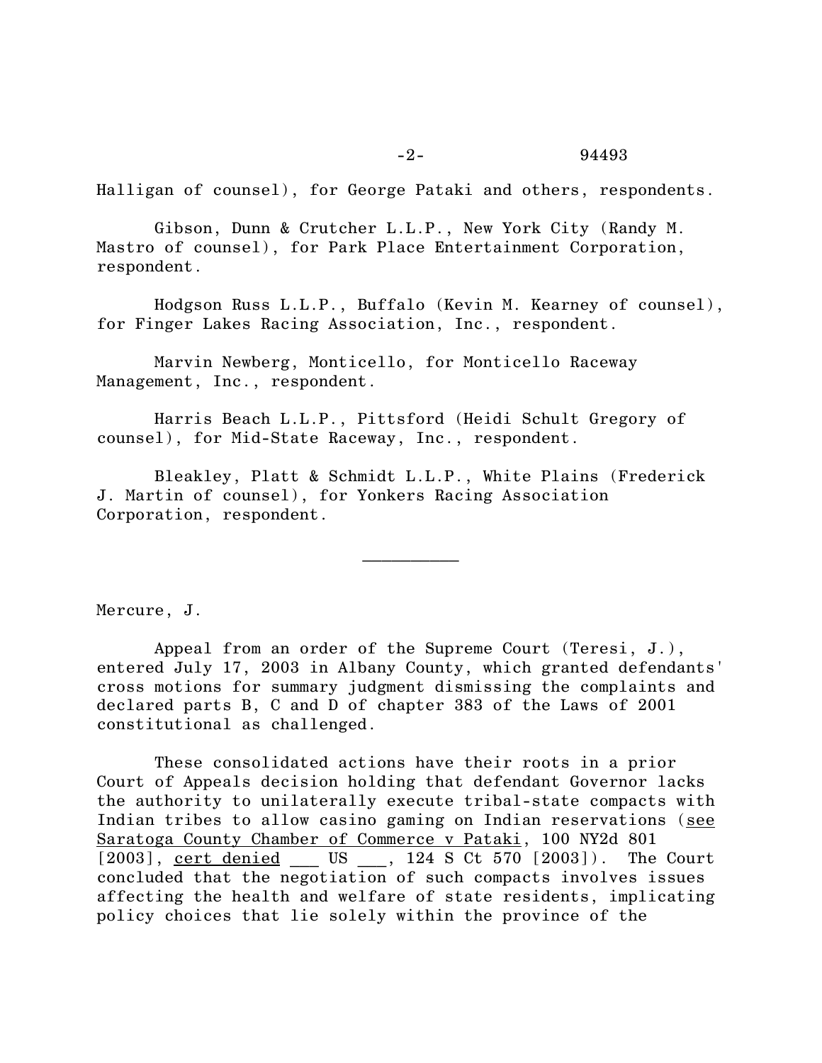Halligan of counsel), for George Pataki and others, respondents.

Gibson, Dunn & Crutcher L.L.P., New York City (Randy M. Mastro of counsel), for Park Place Entertainment Corporation, respondent.

Hodgson Russ L.L.P., Buffalo (Kevin M. Kearney of counsel), for Finger Lakes Racing Association, Inc., respondent.

Marvin Newberg, Monticello, for Monticello Raceway Management, Inc., respondent.

Harris Beach L.L.P., Pittsford (Heidi Schult Gregory of counsel), for Mid-State Raceway, Inc., respondent.

Bleakley, Platt & Schmidt L.L.P., White Plains (Frederick J. Martin of counsel), for Yonkers Racing Association Corporation, respondent.

---

Mercure, J.

Appeal from an order of the Supreme Court (Teresi, J.), entered July 17, 2003 in Albany County, which granted defendants' cross motions for summary judgment dismissing the complaints and declared parts B, C and D of chapter 383 of the Laws of 2001 constitutional as challenged.

These consolidated actions have their roots in a prior Court of Appeals decision holding that defendant Governor lacks the authority to unilaterally execute tribal-state compacts with Indian tribes to allow casino gaming on Indian reservations (see Saratoga County Chamber of Commerce v Pataki, 100 NY2d 801 [2003], cert denied ___ US ___, 124 S Ct 570 [2003]). The Court concluded that the negotiation of such compacts involves issues affecting the health and welfare of state residents, implicating policy choices that lie solely within the province of the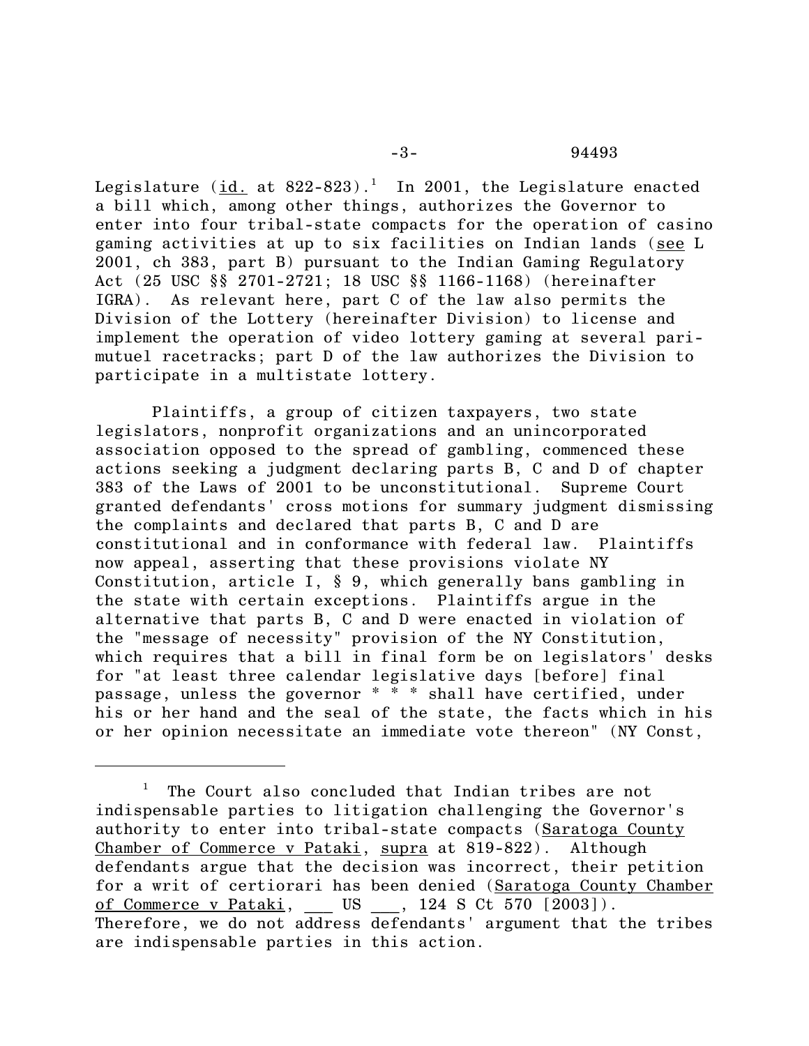Legislature (id. at 822-823).[1] In 2001, the Legislature enacted a bill which, among other things, authorizes the Governor to enter into four tribal-state compacts for the operation of casino gaming activities at up to six facilities on Indian lands (see L 2001, ch 383, part B) pursuant to the Indian Gaming Regulatory Act (25 USC §§ 2701-2721; 18 USC §§ 1166-1168) (hereinafter IGRA). As relevant here, part C of the law also permits the Division of the Lottery (hereinafter Division) to license and implement the operation of video lottery gaming at several pari-mutuel racetracks; part D of the law authorizes the Division to participate in a multistate lottery.

Plaintiffs, a group of citizen taxpayers, two state legislators, nonprofit organizations and an unincorporated association opposed to the spread of gambling, commenced these actions seeking a judgment declaring parts B, C and D of chapter 383 of the Laws of 2001 to be unconstitutional. Supreme Court granted defendants' cross motions for summary judgment dismissing the complaints and declared that parts B, C and D are constitutional and in conformance with federal law. Plaintiffs now appeal, asserting that these provisions violate NY Constitution, article I, § 9, which generally bans gambling in the state with certain exceptions. Plaintiffs argue in the alternative that parts B, C and D were enacted in violation of the "message of necessity" provision of the NY Constitution, which requires that a bill in final form be on legislators' desks for "at least three calendar legislative days [before] final passage, unless the governor * * * shall have certified, under his or her hand and the seal of the state, the facts which in his or her opinion necessitate an immediate vote thereon" (NY Const,

---

[1] The Court also concluded that Indian tribes are not indispensable parties to litigation challenging the Governor's authority to enter into tribal-state compacts (Saratoga County Chamber of Commerce v Pataki, supra at 819-822). Although defendants argue that the decision was incorrect, their petition for a writ of certiorari has been denied (Saratoga County Chamber of Commerce v Pataki, ___ US ___, 124 S Ct 570 [2003]). Therefore, we do not address defendants' argument that the tribes are indispensable parties in this action.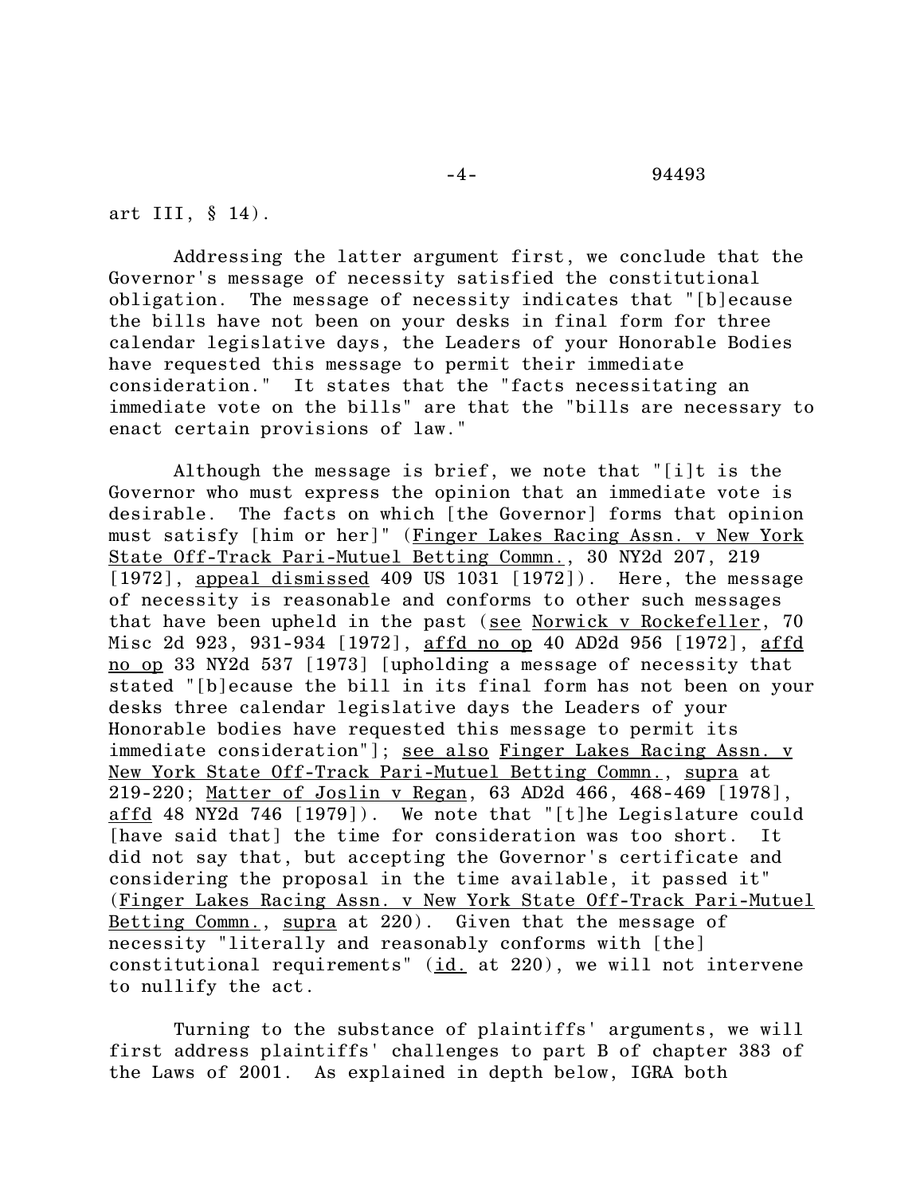art III, § 14).

Addressing the latter argument first, we conclude that the Governor's message of necessity satisfied the constitutional obligation. The message of necessity indicates that "[b]ecause the bills have not been on your desks in final form for three calendar legislative days, the Leaders of your Honorable Bodies have requested this message to permit their immediate consideration." It states that the "facts necessitating an immediate vote on the bills" are that the "bills are necessary to enact certain provisions of law."

Although the message is brief, we note that "[i]t is the Governor who must express the opinion that an immediate vote is desirable. The facts on which [the Governor] forms that opinion must satisfy [him or her]" (Finger Lakes Racing Assn. v New York State Off-Track Pari-Mutuel Betting Commn., 30 NY2d 207, 219 [1972], appeal dismissed 409 US 1031 [1972]). Here, the message of necessity is reasonable and conforms to other such messages that have been upheld in the past (see Norwick v Rockefeller, 70 Misc 2d 923, 931-934 [1972], affd no op 40 AD2d 956 [1972], affd no op 33 NY2d 537 [1973] [upholding a message of necessity that stated "[b]ecause the bill in its final form has not been on your desks three calendar legislative days the Leaders of your Honorable bodies have requested this message to permit its immediate consideration"]; see also Finger Lakes Racing Assn. v New York State Off-Track Pari-Mutuel Betting Commn., supra at 219-220; Matter of Joslin v Regan, 63 AD2d 466, 468-469 [1978], affd 48 NY2d 746 [1979]). We note that "[t]he Legislature could [have said that] the time for consideration was too short. It did not say that, but accepting the Governor's certificate and considering the proposal in the time available, it passed it" (Finger Lakes Racing Assn. v New York State Off-Track Pari-Mutuel Betting Commn., supra at 220). Given that the message of necessity "literally and reasonably conforms with [the] constitutional requirements" (id. at 220), we will not intervene to nullify the act.

Turning to the substance of plaintiffs' arguments, we will first address plaintiffs' challenges to part B of chapter 383 of the Laws of 2001. As explained in depth below, IGRA both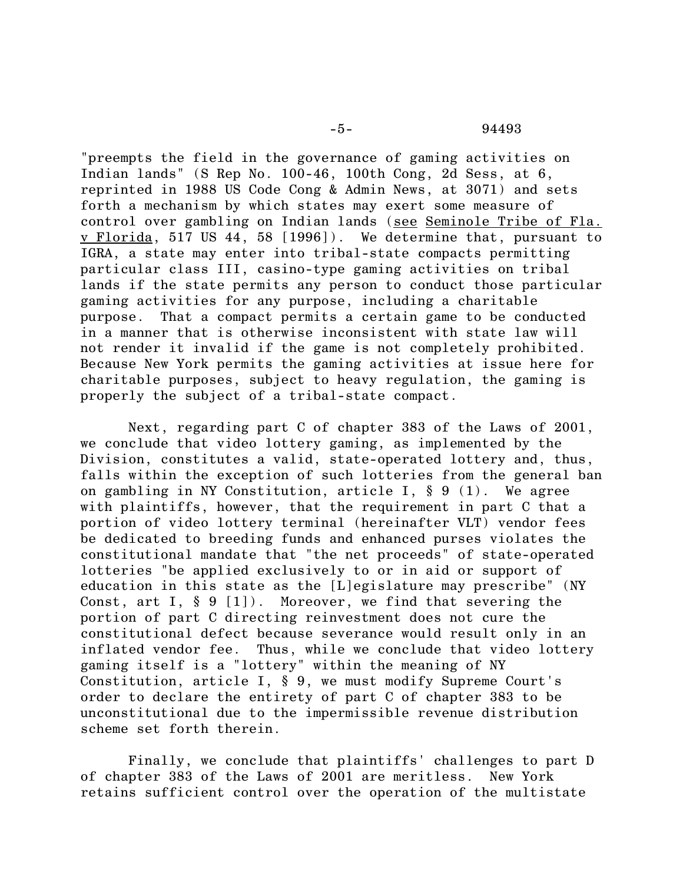"preempts the field in the governance of gaming activities on Indian lands" (S Rep No. 100-46, 100th Cong, 2d Sess, at 6, reprinted in 1988 US Code Cong & Admin News, at 3071) and sets forth a mechanism by which states may exert some measure of control over gambling on Indian lands (see Seminole Tribe of Fla. v Florida, 517 US 44, 58 [1996]). We determine that, pursuant to IGRA, a state may enter into tribal-state compacts permitting particular class III, casino-type gaming activities on tribal lands if the state permits any person to conduct those particular gaming activities for any purpose, including a charitable purpose. That a compact permits a certain game to be conducted in a manner that is otherwise inconsistent with state law will not render it invalid if the game is not completely prohibited. Because New York permits the gaming activities at issue here for charitable purposes, subject to heavy regulation, the gaming is properly the subject of a tribal-state compact.

Next, regarding part C of chapter 383 of the Laws of 2001, we conclude that video lottery gaming, as implemented by the Division, constitutes a valid, state-operated lottery and, thus, falls within the exception of such lotteries from the general ban on gambling in NY Constitution, article I, § 9 (1). We agree with plaintiffs, however, that the requirement in part C that a portion of video lottery terminal (hereinafter VLT) vendor fees be dedicated to breeding funds and enhanced purses violates the constitutional mandate that "the net proceeds" of state-operated lotteries "be applied exclusively to or in aid or support of education in this state as the [L]egislature may prescribe" (NY Const, art I, § 9 [1]). Moreover, we find that severing the portion of part C directing reinvestment does not cure the constitutional defect because severance would result only in an inflated vendor fee. Thus, while we conclude that video lottery gaming itself is a "lottery" within the meaning of NY Constitution, article I, § 9, we must modify Supreme Court's order to declare the entirety of part C of chapter 383 to be unconstitutional due to the impermissible revenue distribution scheme set forth therein.

Finally, we conclude that plaintiffs' challenges to part D of chapter 383 of the Laws of 2001 are meritless. New York retains sufficient control over the operation of the multistate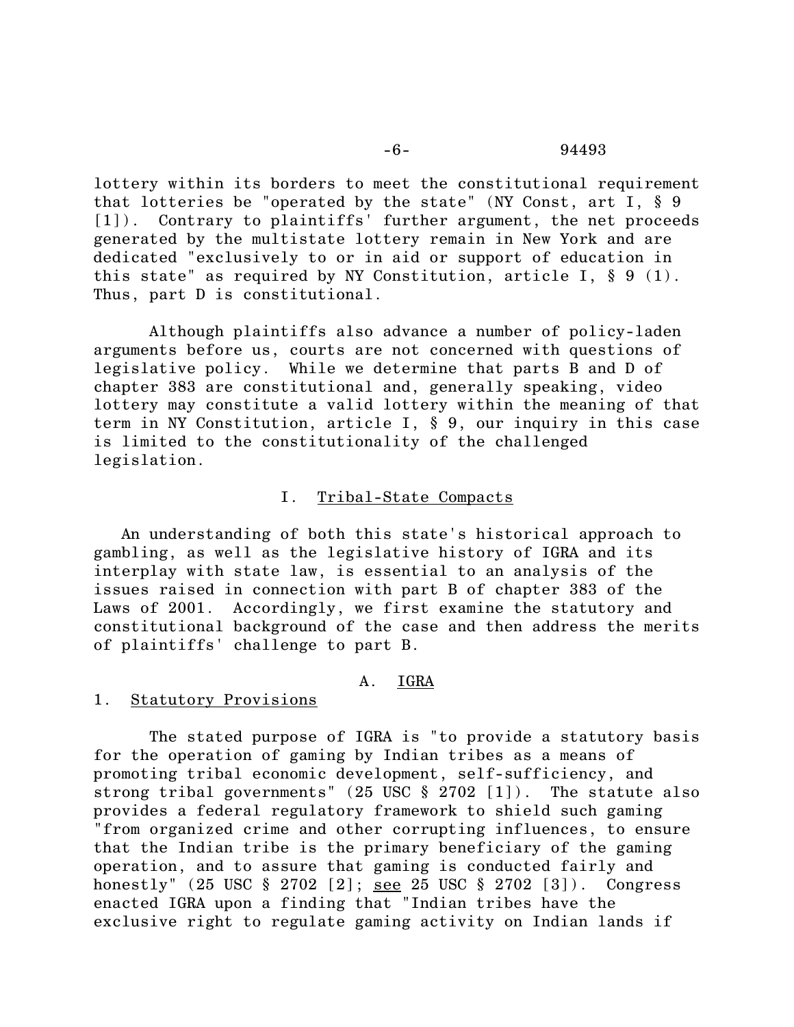lottery within its borders to meet the constitutional requirement that lotteries be "operated by the state" (NY Const, art I, § 9 [1]). Contrary to plaintiffs' further argument, the net proceeds generated by the multistate lottery remain in New York and are dedicated "exclusively to or in aid or support of education in this state" as required by NY Constitution, article I, § 9 (1). Thus, part D is constitutional.

Although plaintiffs also advance a number of policy-laden arguments before us, courts are not concerned with questions of legislative policy. While we determine that parts B and D of chapter 383 are constitutional and, generally speaking, video lottery may constitute a valid lottery within the meaning of that term in NY Constitution, article I, § 9, our inquiry in this case is limited to the constitutionality of the challenged legislation.

## I. Tribal-State Compacts

An understanding of both this state's historical approach to gambling, as well as the legislative history of IGRA and its interplay with state law, is essential to an analysis of the issues raised in connection with part B of chapter 383 of the Laws of 2001. Accordingly, we first examine the statutory and constitutional background of the case and then address the merits of plaintiffs' challenge to part B.

### A. IGRA

#### 1. Statutory Provisions

The stated purpose of IGRA is "to provide a statutory basis for the operation of gaming by Indian tribes as a means of promoting tribal economic development, self-sufficiency, and strong tribal governments" (25 USC § 2702 [1]). The statute also provides a federal regulatory framework to shield such gaming "from organized crime and other corrupting influences, to ensure that the Indian tribe is the primary beneficiary of the gaming operation, and to assure that gaming is conducted fairly and honestly" (25 USC § 2702 [2]; see 25 USC § 2702 [3]). Congress enacted IGRA upon a finding that "Indian tribes have the exclusive right to regulate gaming activity on Indian lands if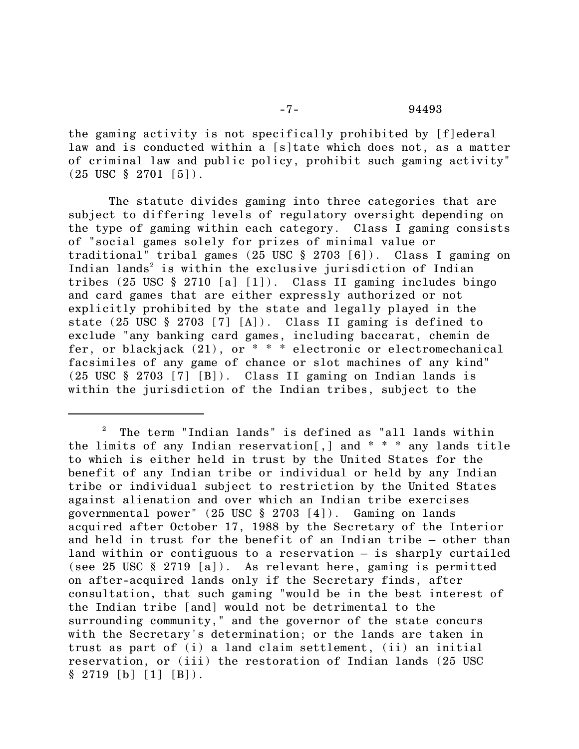the gaming activity is not specifically prohibited by [f]ederal law and is conducted within a [s]tate which does not, as a matter of criminal law and public policy, prohibit such gaming activity" (25 USC § 2701 [5]).

The statute divides gaming into three categories that are subject to differing levels of regulatory oversight depending on the type of gaming within each category. Class I gaming consists of "social games solely for prizes of minimal value or traditional" tribal games (25 USC § 2703 [6]). Class I gaming on Indian lands[2] is within the exclusive jurisdiction of Indian tribes (25 USC § 2710 [a] [1]). Class II gaming includes bingo and card games that are either expressly authorized or not explicitly prohibited by the state and legally played in the state (25 USC § 2703 [7] [A]). Class II gaming is defined to exclude "any banking card games, including baccarat, chemin de fer, or blackjack (21), or * * * electronic or electromechanical facsimiles of any game of chance or slot machines of any kind" (25 USC § 2703 [7] [B]). Class II gaming on Indian lands is within the jurisdiction of the Indian tribes, subject to the

---

[2] The term "Indian lands" is defined as "all lands within the limits of any Indian reservation[,] and * * * any lands title to which is either held in trust by the United States for the benefit of any Indian tribe or individual or held by any Indian tribe or individual subject to restriction by the United States against alienation and over which an Indian tribe exercises governmental power" (25 USC § 2703 [4]). Gaming on lands acquired after October 17, 1988 by the Secretary of the Interior and held in trust for the benefit of an Indian tribe – other than land within or contiguous to a reservation – is sharply curtailed (see 25 USC § 2719 [a]). As relevant here, gaming is permitted on after-acquired lands only if the Secretary finds, after consultation, that such gaming "would be in the best interest of the Indian tribe [and] would not be detrimental to the surrounding community," and the governor of the state concurs with the Secretary's determination; or the lands are taken in trust as part of (i) a land claim settlement, (ii) an initial reservation, or (iii) the restoration of Indian lands (25 USC § 2719 [b] [1] [B]).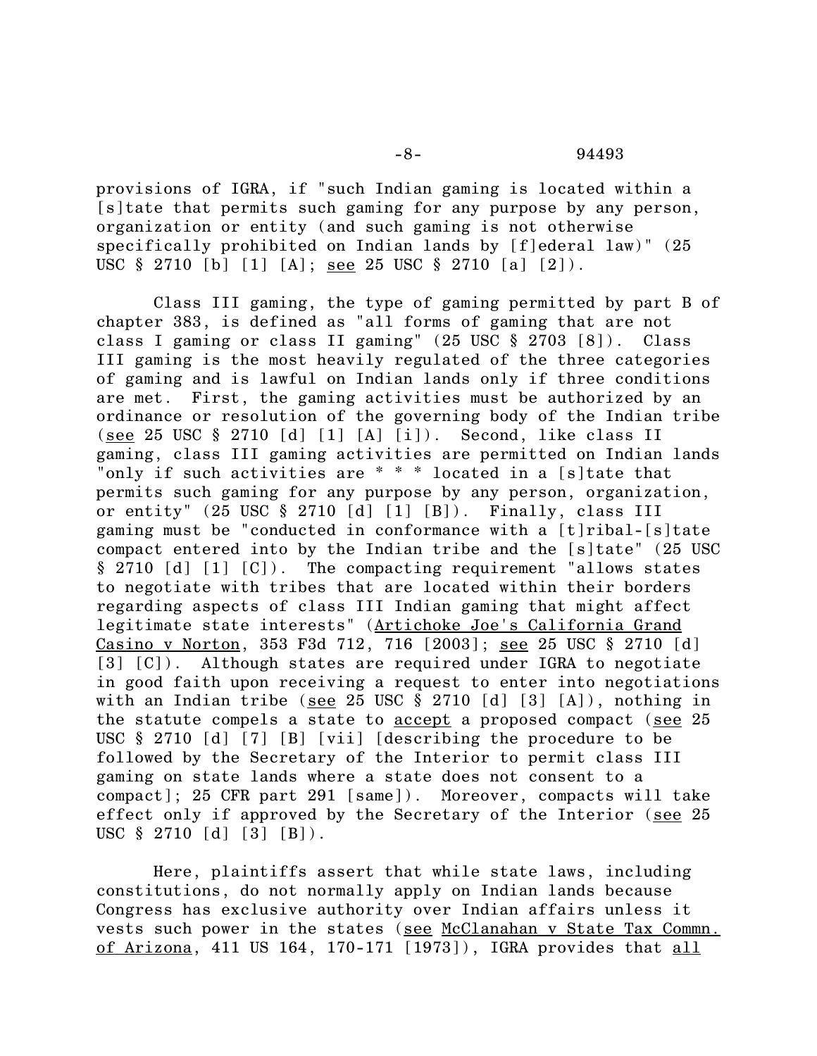provisions of IGRA, if "such Indian gaming is located within a [s]tate that permits such gaming for any purpose by any person, organization or entity (and such gaming is not otherwise specifically prohibited on Indian lands by [f]ederal law)" (25 USC § 2710 [b] [1] [A]; see 25 USC § 2710 [a] [2]).

Class III gaming, the type of gaming permitted by part B of chapter 383, is defined as "all forms of gaming that are not class I gaming or class II gaming" (25 USC § 2703 [8]). Class III gaming is the most heavily regulated of the three categories of gaming and is lawful on Indian lands only if three conditions are met. First, the gaming activities must be authorized by an ordinance or resolution of the governing body of the Indian tribe (see 25 USC § 2710 [d] [1] [A] [i]). Second, like class II gaming, class III gaming activities are permitted on Indian lands "only if such activities are * * * located in a [s]tate that permits such gaming for any purpose by any person, organization, or entity" (25 USC § 2710 [d] [1] [B]). Finally, class III gaming must be "conducted in conformance with a [t]ribal-[s]tate compact entered into by the Indian tribe and the [s]tate" (25 USC § 2710 [d] [1] [C]). The compacting requirement "allows states to negotiate with tribes that are located within their borders regarding aspects of class III Indian gaming that might affect legitimate state interests" (Artichoke Joe's California Grand Casino v Norton, 353 F3d 712, 716 [2003]; see 25 USC § 2710 [d] [3] [C]). Although states are required under IGRA to negotiate in good faith upon receiving a request to enter into negotiations with an Indian tribe (see 25 USC § 2710 [d] [3] [A]), nothing in the statute compels a state to accept a proposed compact (see 25 USC § 2710 [d] [7] [B] [vii] [describing the procedure to be followed by the Secretary of the Interior to permit class III gaming on state lands where a state does not consent to a compact]; 25 CFR part 291 [same]). Moreover, compacts will take effect only if approved by the Secretary of the Interior (see 25 USC § 2710 [d] [3] [B]).

Here, plaintiffs assert that while state laws, including constitutions, do not normally apply on Indian lands because Congress has exclusive authority over Indian affairs unless it vests such power in the states (see McClanahan v State Tax Commn. of Arizona, 411 US 164, 170-171 [1973]), IGRA provides that all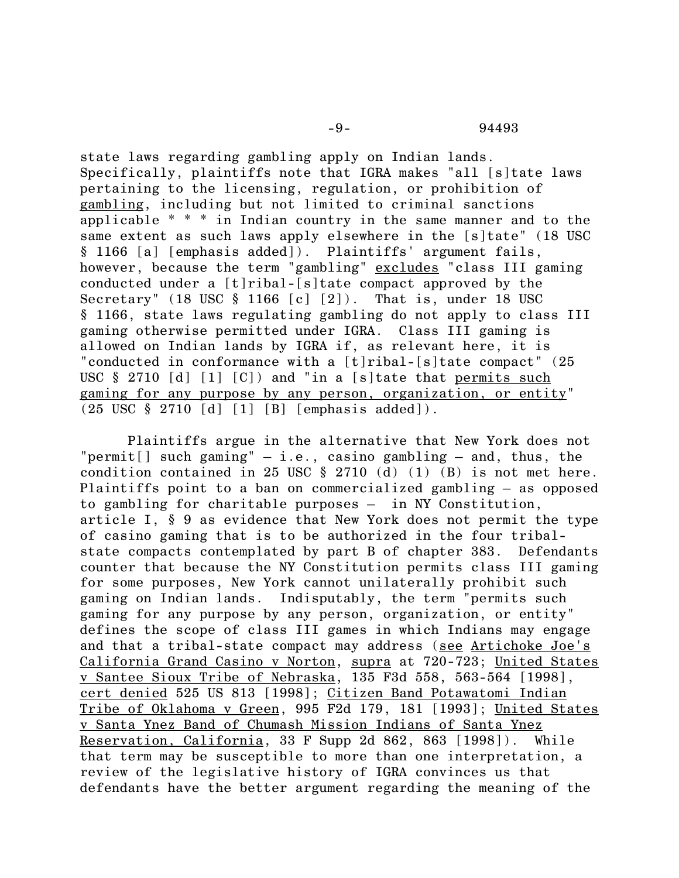state laws regarding gambling apply on Indian lands. Specifically, plaintiffs note that IGRA makes "all [s]tate laws pertaining to the licensing, regulation, or prohibition of <u>gambling</u>, including but not limited to criminal sanctions applicable * * * in Indian country in the same manner and to the same extent as such laws apply elsewhere in the [s]tate" (18 USC § 1166 [a] [emphasis added]). Plaintiffs' argument fails, however, because the term "gambling" <u>excludes</u> "class III gaming conducted under a [t]ribal-[s]tate compact approved by the Secretary" (18 USC § 1166 [c] [2]). That is, under 18 USC § 1166, state laws regulating gambling do not apply to class III gaming otherwise permitted under IGRA. Class III gaming is allowed on Indian lands by IGRA if, as relevant here, it is "conducted in conformance with a [t]ribal-[s]tate compact" (25 USC § 2710 [d] [1] [C]) and "in a [s]tate that <u>permits such gaming for any purpose by any person, organization, or entity</u>" (25 USC § 2710 [d] [1] [B] [emphasis added]).

Plaintiffs argue in the alternative that New York does not "permit[] such gaming" – i.e., casino gambling – and, thus, the condition contained in 25 USC § 2710 (d) (1) (B) is not met here. Plaintiffs point to a ban on commercialized gambling – as opposed to gambling for charitable purposes – in NY Constitution, article I, § 9 as evidence that New York does not permit the type of casino gaming that is to be authorized in the four tribal-state compacts contemplated by part B of chapter 383. Defendants counter that because the NY Constitution permits class III gaming for some purposes, New York cannot unilaterally prohibit such gaming on Indian lands. Indisputably, the term "permits such gaming for any purpose by any person, organization, or entity" defines the scope of class III games in which Indians may engage and that a tribal-state compact may address (<u>see</u> <u>Artichoke Joe's California Grand Casino v Norton</u>, <u>supra</u> at 720-723; <u>United States v Santee Sioux Tribe of Nebraska</u>, 135 F3d 558, 563-564 [1998], <u>cert denied</u> 525 US 813 [1998]; <u>Citizen Band Potawatomi Indian Tribe of Oklahoma v Green</u>, 995 F2d 179, 181 [1993]; <u>United States v Santa Ynez Band of Chumash Mission Indians of Santa Ynez Reservation, California</u>, 33 F Supp 2d 862, 863 [1998]). While that term may be susceptible to more than one interpretation, a review of the legislative history of IGRA convinces us that defendants have the better argument regarding the meaning of the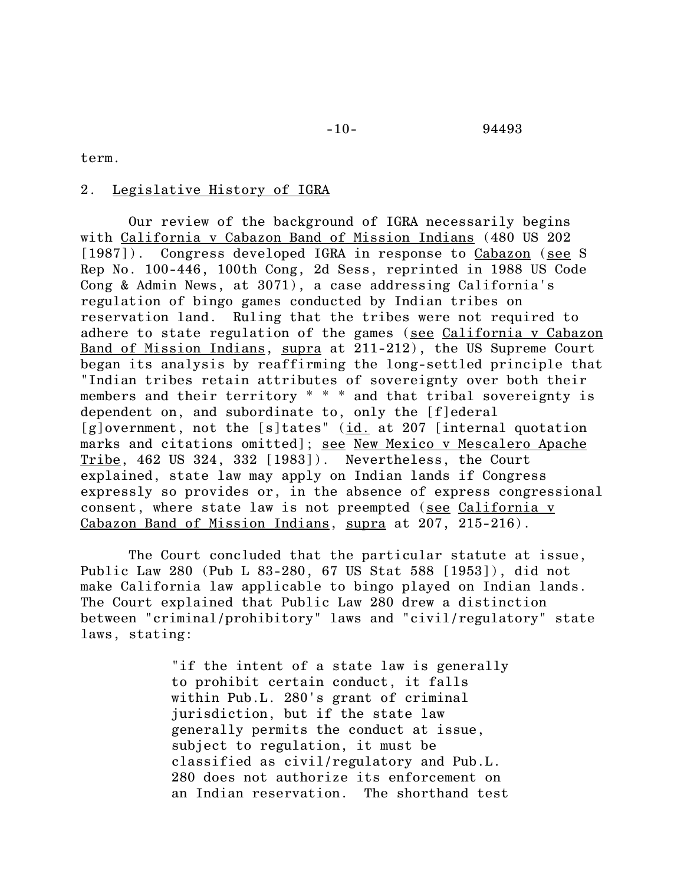term.

## 2. Legislative History of IGRA

Our review of the background of IGRA necessarily begins with California v Cabazon Band of Mission Indians (480 US 202 [1987]). Congress developed IGRA in response to Cabazon (see S Rep No. 100-446, 100th Cong, 2d Sess, reprinted in 1988 US Code Cong & Admin News, at 3071), a case addressing California's regulation of bingo games conducted by Indian tribes on reservation land. Ruling that the tribes were not required to adhere to state regulation of the games (see California v Cabazon Band of Mission Indians, supra at 211-212), the US Supreme Court began its analysis by reaffirming the long-settled principle that "Indian tribes retain attributes of sovereignty over both their members and their territory * * * and that tribal sovereignty is dependent on, and subordinate to, only the [f]ederal [g]overnment, not the [s]tates" (id. at 207 [internal quotation marks and citations omitted]; see New Mexico v Mescalero Apache Tribe, 462 US 324, 332 [1983]). Nevertheless, the Court explained, state law may apply on Indian lands if Congress expressly so provides or, in the absence of express congressional consent, where state law is not preempted (see California v Cabazon Band of Mission Indians, supra at 207, 215-216).

The Court concluded that the particular statute at issue, Public Law 280 (Pub L 83-280, 67 US Stat 588 [1953]), did not make California law applicable to bingo played on Indian lands. The Court explained that Public Law 280 drew a distinction between "criminal/prohibitory" laws and "civil/regulatory" state laws, stating:

> "if the intent of a state law is generally to prohibit certain conduct, it falls within Pub.L. 280's grant of criminal jurisdiction, but if the state law generally permits the conduct at issue, subject to regulation, it must be classified as civil/regulatory and Pub.L. 280 does not authorize its enforcement on an Indian reservation. The shorthand test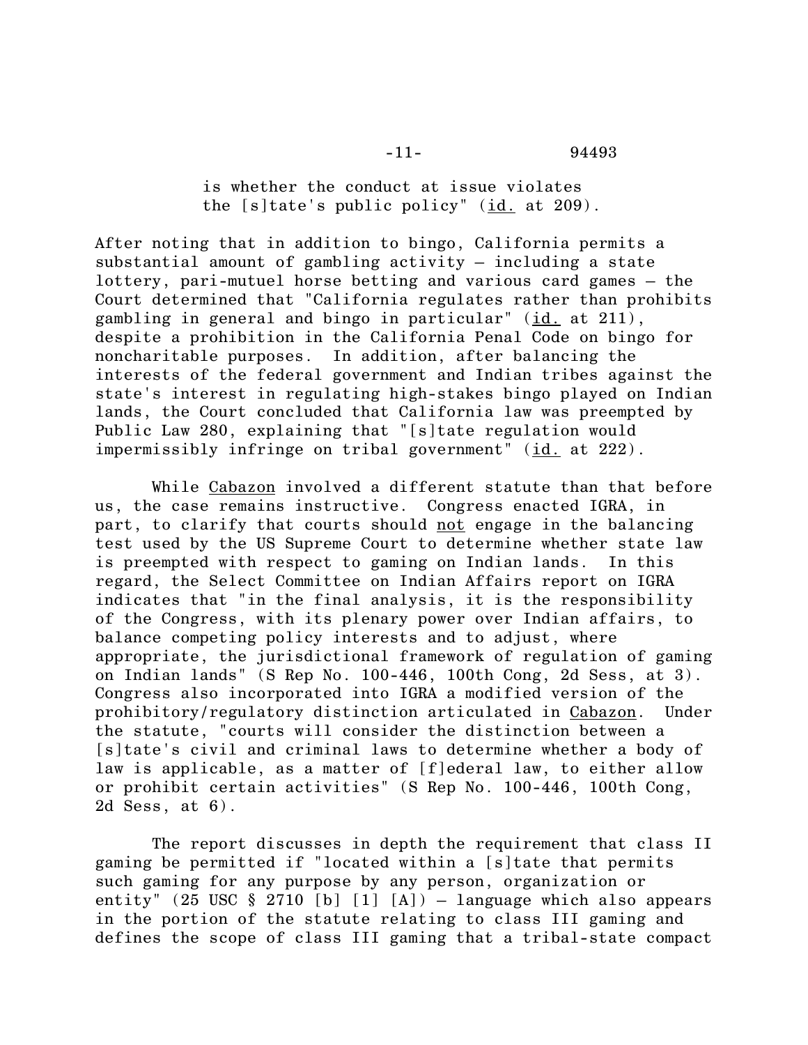is whether the conduct at issue violates the [s]tate's public policy" (id. at 209).

After noting that in addition to bingo, California permits a substantial amount of gambling activity — including a state lottery, pari-mutuel horse betting and various card games — the Court determined that "California regulates rather than prohibits gambling in general and bingo in particular" (id. at 211), despite a prohibition in the California Penal Code on bingo for noncharitable purposes. In addition, after balancing the interests of the federal government and Indian tribes against the state's interest in regulating high-stakes bingo played on Indian lands, the Court concluded that California law was preempted by Public Law 280, explaining that "[s]tate regulation would impermissibly infringe on tribal government" (id. at 222).

While Cabazon involved a different statute than that before us, the case remains instructive. Congress enacted IGRA, in part, to clarify that courts should not engage in the balancing test used by the US Supreme Court to determine whether state law is preempted with respect to gaming on Indian lands. In this regard, the Select Committee on Indian Affairs report on IGRA indicates that "in the final analysis, it is the responsibility of the Congress, with its plenary power over Indian affairs, to balance competing policy interests and to adjust, where appropriate, the jurisdictional framework of regulation of gaming on Indian lands" (S Rep No. 100-446, 100th Cong, 2d Sess, at 3). Congress also incorporated into IGRA a modified version of the prohibitory/regulatory distinction articulated in Cabazon. Under the statute, "courts will consider the distinction between a [s]tate's civil and criminal laws to determine whether a body of law is applicable, as a matter of [f]ederal law, to either allow or prohibit certain activities" (S Rep No. 100-446, 100th Cong, 2d Sess, at 6).

The report discusses in depth the requirement that class II gaming be permitted if "located within a [s]tate that permits such gaming for any purpose by any person, organization or entity" (25 USC § 2710 [b] [1] [A]) — language which also appears in the portion of the statute relating to class III gaming and defines the scope of class III gaming that a tribal-state compact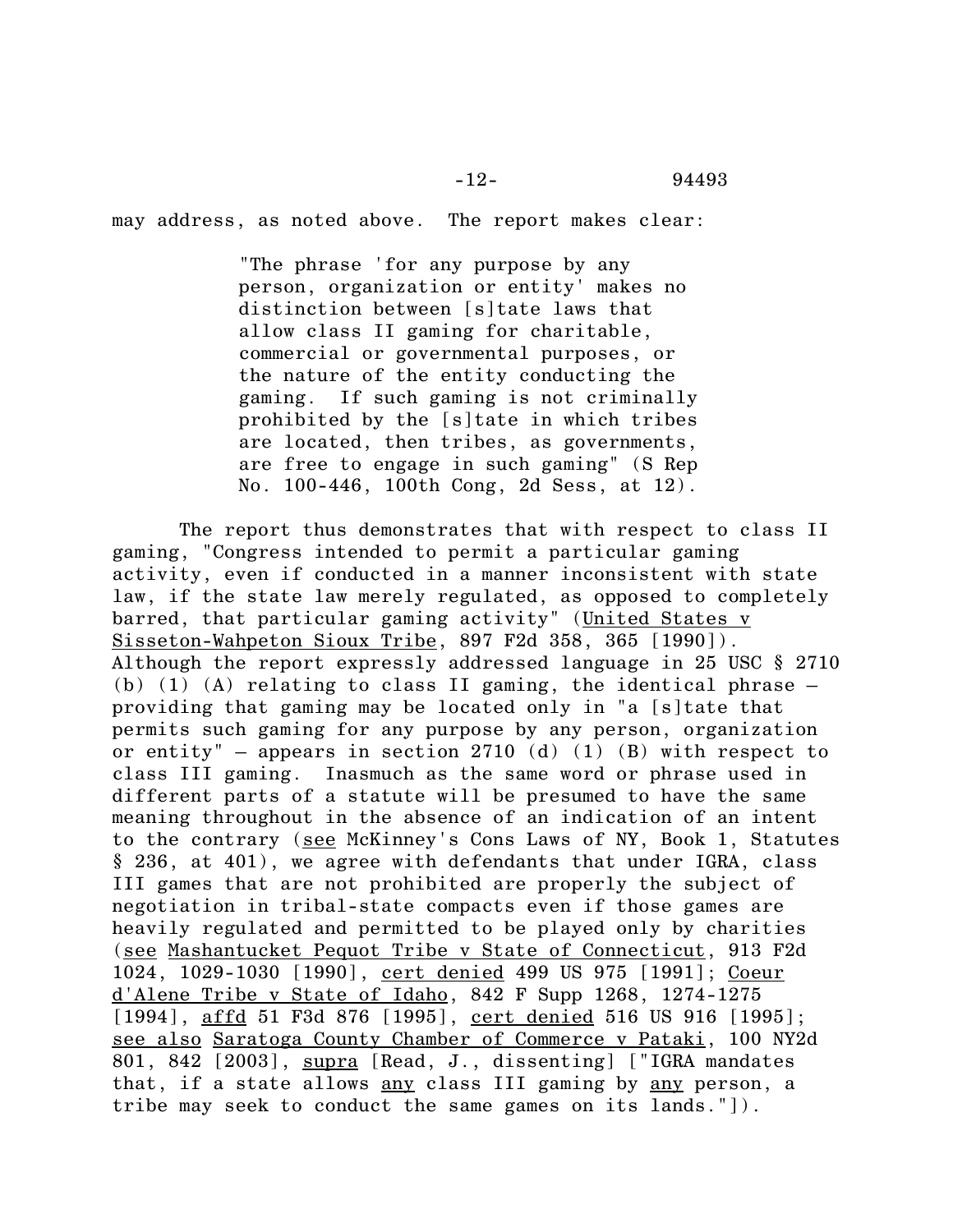may address, as noted above. The report makes clear:

> "The phrase 'for any purpose by any person, organization or entity' makes no distinction between [s]tate laws that allow class II gaming for charitable, commercial or governmental purposes, or the nature of the entity conducting the gaming. If such gaming is not criminally prohibited by the [s]tate in which tribes are located, then tribes, as governments, are free to engage in such gaming" (S Rep No. 100-446, 100th Cong, 2d Sess, at 12).

The report thus demonstrates that with respect to class II gaming, "Congress intended to permit a particular gaming activity, even if conducted in a manner inconsistent with state law, if the state law merely regulated, as opposed to completely barred, that particular gaming activity" (United States v Sisseton-Wahpeton Sioux Tribe, 897 F2d 358, 365 [1990]). Although the report expressly addressed language in 25 USC § 2710 (b) (1) (A) relating to class II gaming, the identical phrase – providing that gaming may be located only in "a [s]tate that permits such gaming for any purpose by any person, organization or entity" – appears in section 2710 (d) (1) (B) with respect to class III gaming. Inasmuch as the same word or phrase used in different parts of a statute will be presumed to have the same meaning throughout in the absence of an indication of an intent to the contrary (see McKinney's Cons Laws of NY, Book 1, Statutes § 236, at 401), we agree with defendants that under IGRA, class III games that are not prohibited are properly the subject of negotiation in tribal-state compacts even if those games are heavily regulated and permitted to be played only by charities (see Mashantucket Pequot Tribe v State of Connecticut, 913 F2d 1024, 1029-1030 [1990], cert denied 499 US 975 [1991]; Coeur d'Alene Tribe v State of Idaho, 842 F Supp 1268, 1274-1275 [1994], affd 51 F3d 876 [1995], cert denied 516 US 916 [1995]; see also Saratoga County Chamber of Commerce v Pataki, 100 NY2d 801, 842 [2003], supra [Read, J., dissenting] ["IGRA mandates that, if a state allows any class III gaming by any person, a tribe may seek to conduct the same games on its lands."]).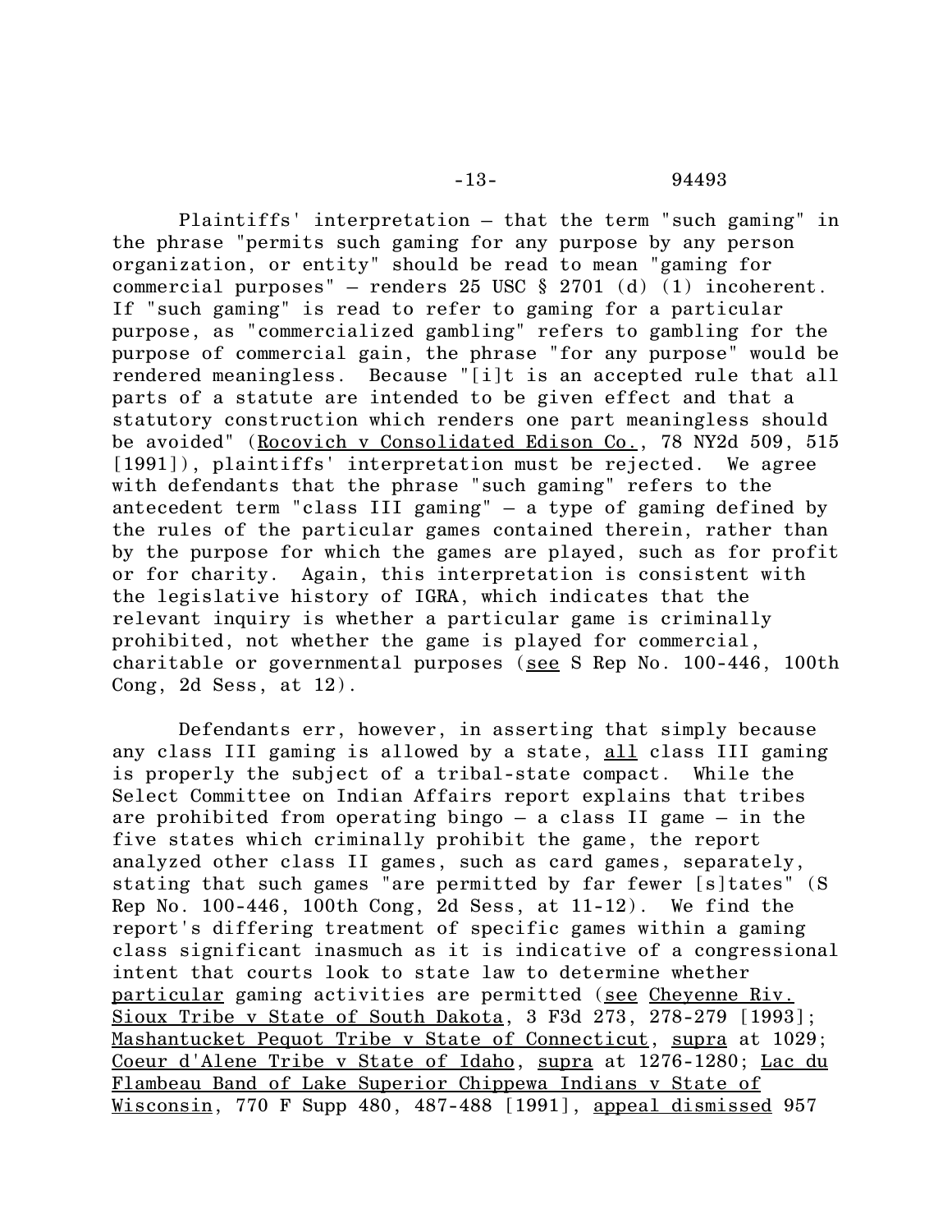Plaintiffs' interpretation – that the term "such gaming" in the phrase "permits such gaming for any purpose by any person organization, or entity" should be read to mean "gaming for commercial purposes" – renders 25 USC § 2701 (d) (1) incoherent. If "such gaming" is read to refer to gaming for a particular purpose, as "commercialized gambling" refers to gambling for the purpose of commercial gain, the phrase "for any purpose" would be rendered meaningless. Because "[i]t is an accepted rule that all parts of a statute are intended to be given effect and that a statutory construction which renders one part meaningless should be avoided" (Rocovich v Consolidated Edison Co., 78 NY2d 509, 515 [1991]), plaintiffs' interpretation must be rejected. We agree with defendants that the phrase "such gaming" refers to the antecedent term "class III gaming" – a type of gaming defined by the rules of the particular games contained therein, rather than by the purpose for which the games are played, such as for profit or for charity. Again, this interpretation is consistent with the legislative history of IGRA, which indicates that the relevant inquiry is whether a particular game is criminally prohibited, not whether the game is played for commercial, charitable or governmental purposes (see S Rep No. 100-446, 100th Cong, 2d Sess, at 12).

Defendants err, however, in asserting that simply because any class III gaming is allowed by a state, all class III gaming is properly the subject of a tribal-state compact. While the Select Committee on Indian Affairs report explains that tribes are prohibited from operating bingo – a class II game – in the five states which criminally prohibit the game, the report analyzed other class II games, such as card games, separately, stating that such games "are permitted by far fewer [s]tates" (S Rep No. 100-446, 100th Cong, 2d Sess, at 11-12). We find the report's differing treatment of specific games within a gaming class significant inasmuch as it is indicative of a congressional intent that courts look to state law to determine whether particular gaming activities are permitted (see Cheyenne Riv. Sioux Tribe v State of South Dakota, 3 F3d 273, 278-279 [1993]; Mashantucket Pequot Tribe v State of Connecticut, supra at 1029; Coeur d'Alene Tribe v State of Idaho, supra at 1276-1280; Lac du Flambeau Band of Lake Superior Chippewa Indians v State of Wisconsin, 770 F Supp 480, 487-488 [1991], appeal dismissed 957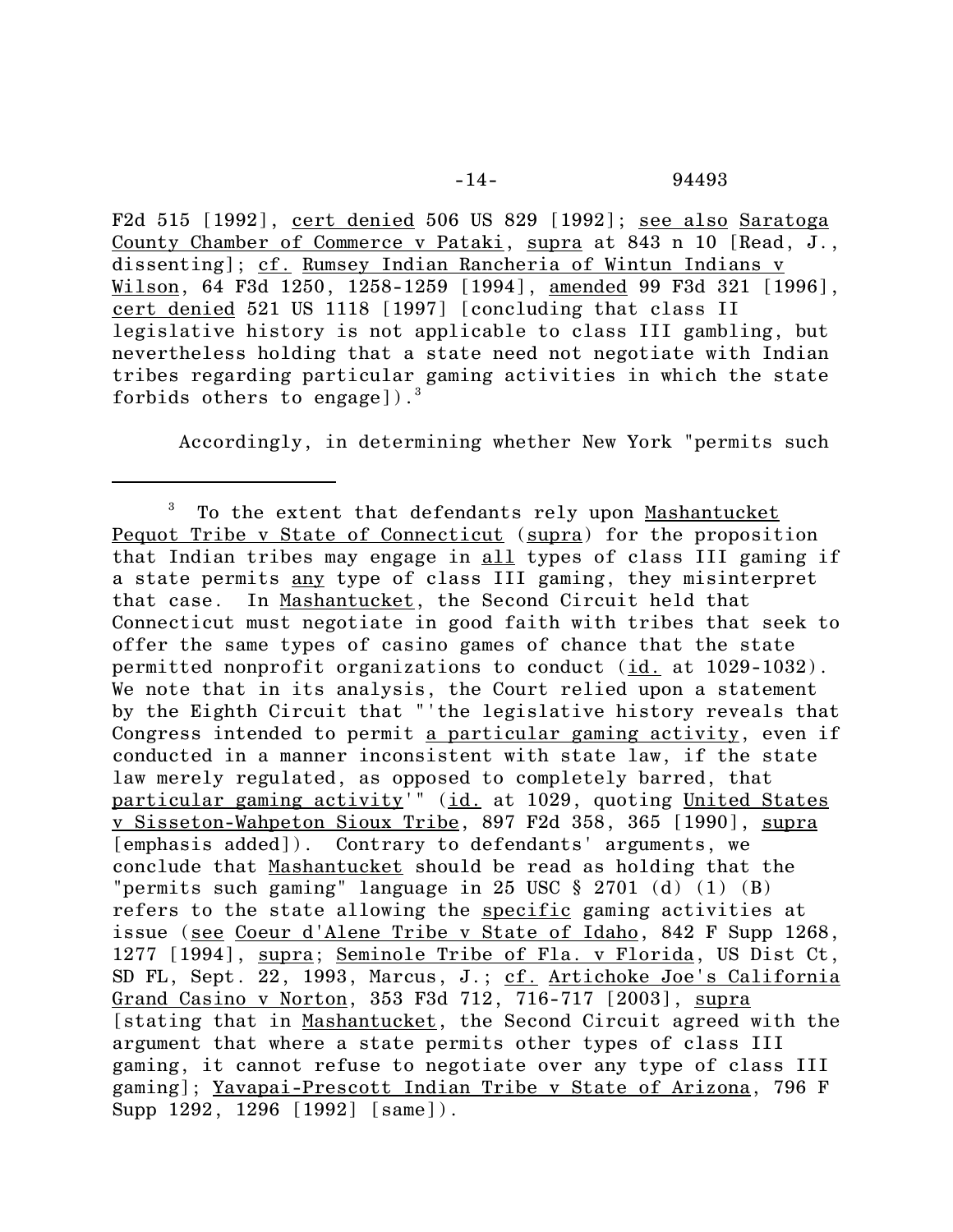F2d 515 [1992], cert denied 506 US 829 [1992]; see also Saratoga County Chamber of Commerce v Pataki, supra at 843 n 10 [Read, J., dissenting]; cf. Rumsey Indian Rancheria of Wintun Indians v Wilson, 64 F3d 1250, 1258-1259 [1994], amended 99 F3d 321 [1996], cert denied 521 US 1118 [1997] [concluding that class II legislative history is not applicable to class III gambling, but nevertheless holding that a state need not negotiate with Indian tribes regarding particular gaming activities in which the state forbids others to engage]).[3]

Accordingly, in determining whether New York "permits such

---

[3] To the extent that defendants rely upon Mashantucket Pequot Tribe v State of Connecticut (supra) for the proposition that Indian tribes may engage in all types of class III gaming if a state permits any type of class III gaming, they misinterpret that case. In Mashantucket, the Second Circuit held that Connecticut must negotiate in good faith with tribes that seek to offer the same types of casino games of chance that the state permitted nonprofit organizations to conduct (id. at 1029-1032). We note that in its analysis, the Court relied upon a statement by the Eighth Circuit that "'the legislative history reveals that Congress intended to permit a particular gaming activity, even if conducted in a manner inconsistent with state law, if the state law merely regulated, as opposed to completely barred, that particular gaming activity'" (id. at 1029, quoting United States v Sisseton-Wahpeton Sioux Tribe, 897 F2d 358, 365 [1990], supra [emphasis added]). Contrary to defendants' arguments, we conclude that Mashantucket should be read as holding that the "permits such gaming" language in 25 USC § 2701 (d) (1) (B) refers to the state allowing the specific gaming activities at issue (see Coeur d'Alene Tribe v State of Idaho, 842 F Supp 1268, 1277 [1994], supra; Seminole Tribe of Fla. v Florida, US Dist Ct, SD FL, Sept. 22, 1993, Marcus, J.; cf. Artichoke Joe's California Grand Casino v Norton, 353 F3d 712, 716-717 [2003], supra [stating that in Mashantucket, the Second Circuit agreed with the argument that where a state permits other types of class III gaming, it cannot refuse to negotiate over any type of class III gaming]; Yavapai-Prescott Indian Tribe v State of Arizona, 796 F Supp 1292, 1296 [1992] [same]).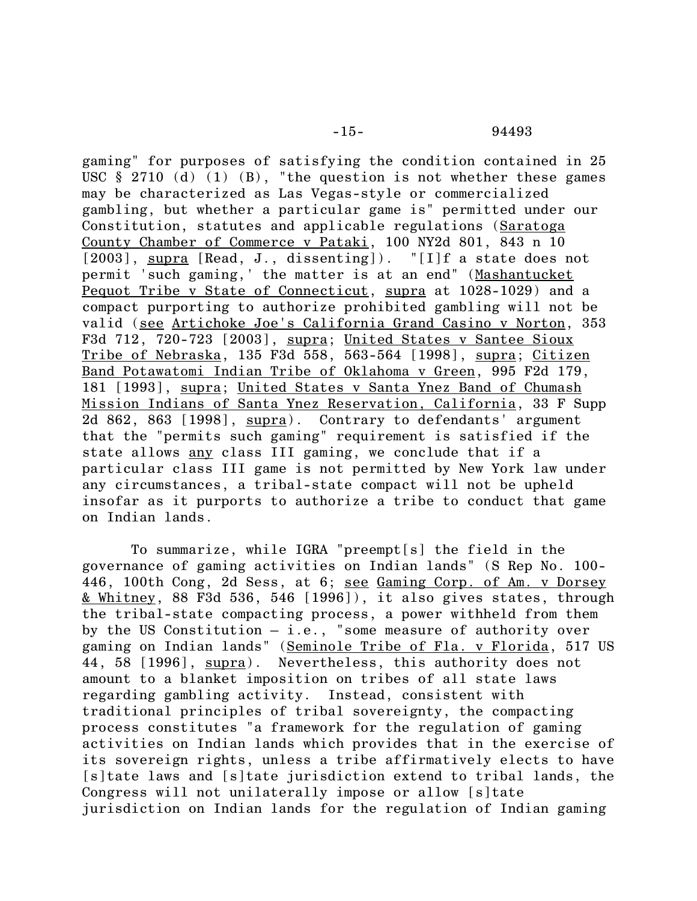gaming" for purposes of satisfying the condition contained in 25 USC § 2710 (d) (1) (B), "the question is not whether these games may be characterized as Las Vegas-style or commercialized gambling, but whether a particular game is" permitted under our Constitution, statutes and applicable regulations (Saratoga County Chamber of Commerce v Pataki, 100 NY2d 801, 843 n 10 [2003], supra [Read, J., dissenting]). "[I]f a state does not permit 'such gaming,' the matter is at an end" (Mashantucket Pequot Tribe v State of Connecticut, supra at 1028-1029) and a compact purporting to authorize prohibited gambling will not be valid (see Artichoke Joe's California Grand Casino v Norton, 353 F3d 712, 720-723 [2003], supra; United States v Santee Sioux Tribe of Nebraska, 135 F3d 558, 563-564 [1998], supra; Citizen Band Potawatomi Indian Tribe of Oklahoma v Green, 995 F2d 179, 181 [1993], supra; United States v Santa Ynez Band of Chumash Mission Indians of Santa Ynez Reservation, California, 33 F Supp 2d 862, 863 [1998], supra). Contrary to defendants' argument that the "permits such gaming" requirement is satisfied if the state allows any class III gaming, we conclude that if a particular class III game is not permitted by New York law under any circumstances, a tribal-state compact will not be upheld insofar as it purports to authorize a tribe to conduct that game on Indian lands.

To summarize, while IGRA "preempt[s] the field in the governance of gaming activities on Indian lands" (S Rep No. 100-446, 100th Cong, 2d Sess, at 6; see Gaming Corp. of Am. v Dorsey & Whitney, 88 F3d 536, 546 [1996]), it also gives states, through the tribal-state compacting process, a power withheld from them by the US Constitution – i.e., "some measure of authority over gaming on Indian lands" (Seminole Tribe of Fla. v Florida, 517 US 44, 58 [1996], supra). Nevertheless, this authority does not amount to a blanket imposition on tribes of all state laws regarding gambling activity. Instead, consistent with traditional principles of tribal sovereignty, the compacting process constitutes "a framework for the regulation of gaming activities on Indian lands which provides that in the exercise of its sovereign rights, unless a tribe affirmatively elects to have [s]tate laws and [s]tate jurisdiction extend to tribal lands, the Congress will not unilaterally impose or allow [s]tate jurisdiction on Indian lands for the regulation of Indian gaming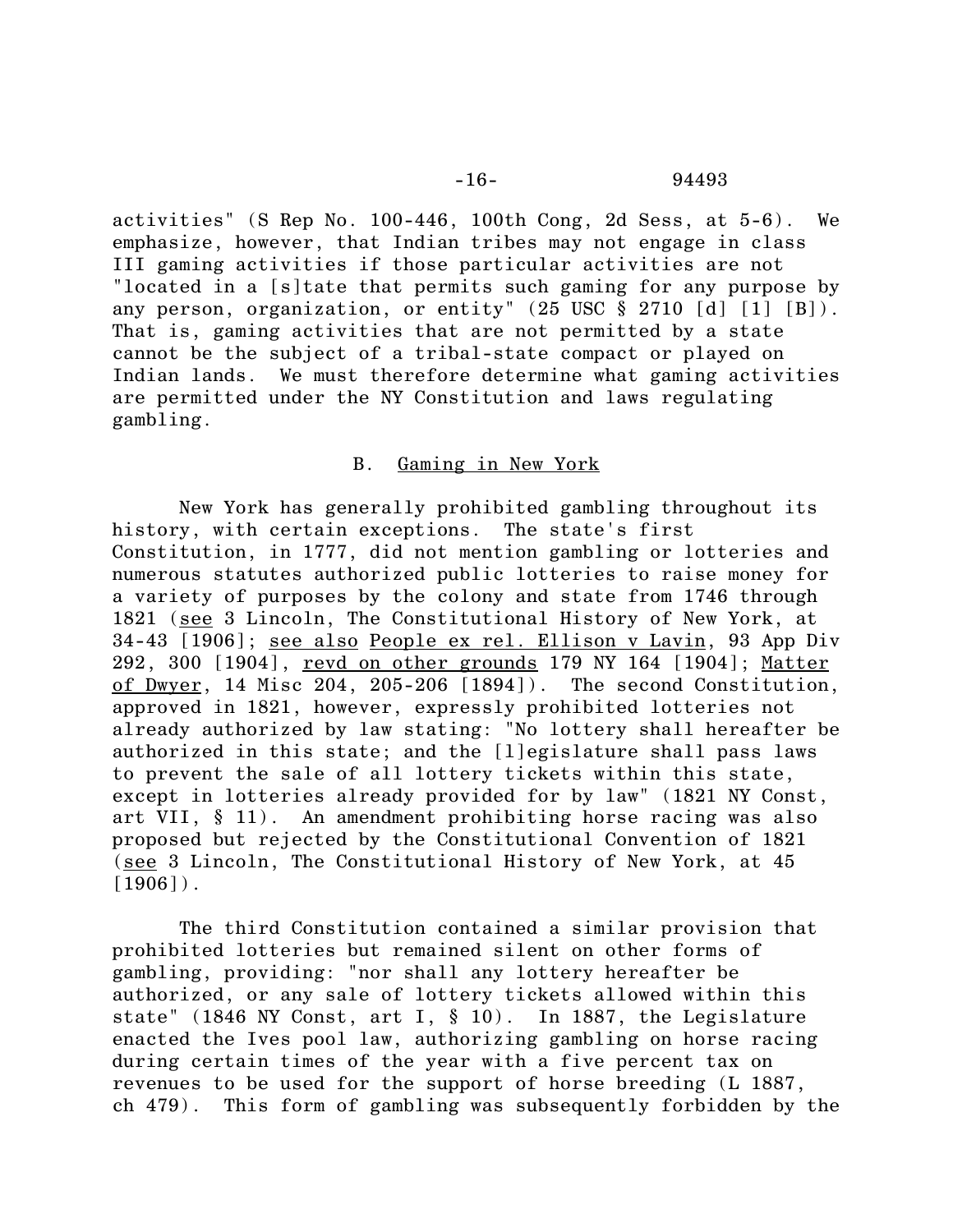activities" (S Rep No. 100-446, 100th Cong, 2d Sess, at 5-6). We emphasize, however, that Indian tribes may not engage in class III gaming activities if those particular activities are not "located in a [s]tate that permits such gaming for any purpose by any person, organization, or entity" (25 USC § 2710 [d] [1] [B]). That is, gaming activities that are not permitted by a state cannot be the subject of a tribal-state compact or played on Indian lands. We must therefore determine what gaming activities are permitted under the NY Constitution and laws regulating gambling.

### B. Gaming in New York

New York has generally prohibited gambling throughout its history, with certain exceptions. The state's first Constitution, in 1777, did not mention gambling or lotteries and numerous statutes authorized public lotteries to raise money for a variety of purposes by the colony and state from 1746 through 1821 (see 3 Lincoln, The Constitutional History of New York, at 34-43 [1906]; see also People ex rel. Ellison v Lavin, 93 App Div 292, 300 [1904], revd on other grounds 179 NY 164 [1904]; Matter of Dwyer, 14 Misc 204, 205-206 [1894]). The second Constitution, approved in 1821, however, expressly prohibited lotteries not already authorized by law stating: "No lottery shall hereafter be authorized in this state; and the [l]egislature shall pass laws to prevent the sale of all lottery tickets within this state, except in lotteries already provided for by law" (1821 NY Const, art VII, § 11). An amendment prohibiting horse racing was also proposed but rejected by the Constitutional Convention of 1821 (see 3 Lincoln, The Constitutional History of New York, at 45 [1906]).

The third Constitution contained a similar provision that prohibited lotteries but remained silent on other forms of gambling, providing: "nor shall any lottery hereafter be authorized, or any sale of lottery tickets allowed within this state" (1846 NY Const, art I, § 10). In 1887, the Legislature enacted the Ives pool law, authorizing gambling on horse racing during certain times of the year with a five percent tax on revenues to be used for the support of horse breeding (L 1887, ch 479). This form of gambling was subsequently forbidden by the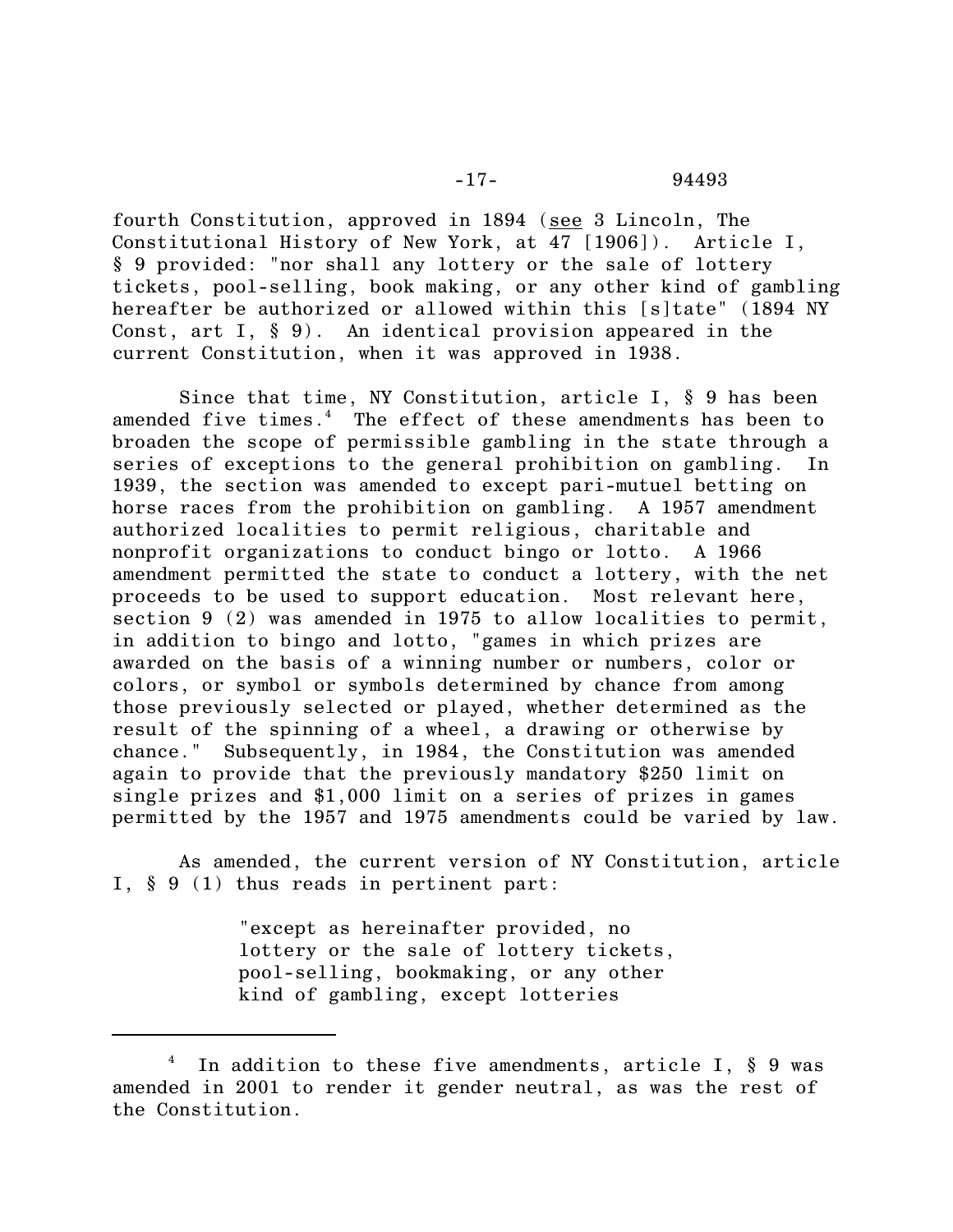fourth Constitution, approved in 1894 (see 3 Lincoln, The Constitutional History of New York, at 47 [1906]). Article I, § 9 provided: "nor shall any lottery or the sale of lottery tickets, pool-selling, book making, or any other kind of gambling hereafter be authorized or allowed within this [s]tate" (1894 NY Const, art I, § 9). An identical provision appeared in the current Constitution, when it was approved in 1938.

Since that time, NY Constitution, article I, § 9 has been amended five times.[4] The effect of these amendments has been to broaden the scope of permissible gambling in the state through a series of exceptions to the general prohibition on gambling. In 1939, the section was amended to except pari-mutuel betting on horse races from the prohibition on gambling. A 1957 amendment authorized localities to permit religious, charitable and nonprofit organizations to conduct bingo or lotto. A 1966 amendment permitted the state to conduct a lottery, with the net proceeds to be used to support education. Most relevant here, section 9 (2) was amended in 1975 to allow localities to permit, in addition to bingo and lotto, "games in which prizes are awarded on the basis of a winning number or numbers, color or colors, or symbol or symbols determined by chance from among those previously selected or played, whether determined as the result of the spinning of a wheel, a drawing or otherwise by chance." Subsequently, in 1984, the Constitution was amended again to provide that the previously mandatory $250 limit on single prizes and $1,000 limit on a series of prizes in games permitted by the 1957 and 1975 amendments could be varied by law.

As amended, the current version of NY Constitution, article I, § 9 (1) thus reads in pertinent part:

> "except as hereinafter provided, no lottery or the sale of lottery tickets, pool-selling, bookmaking, or any other kind of gambling, except lotteries

---

[4] In addition to these five amendments, article I, § 9 was amended in 2001 to render it gender neutral, as was the rest of the Constitution.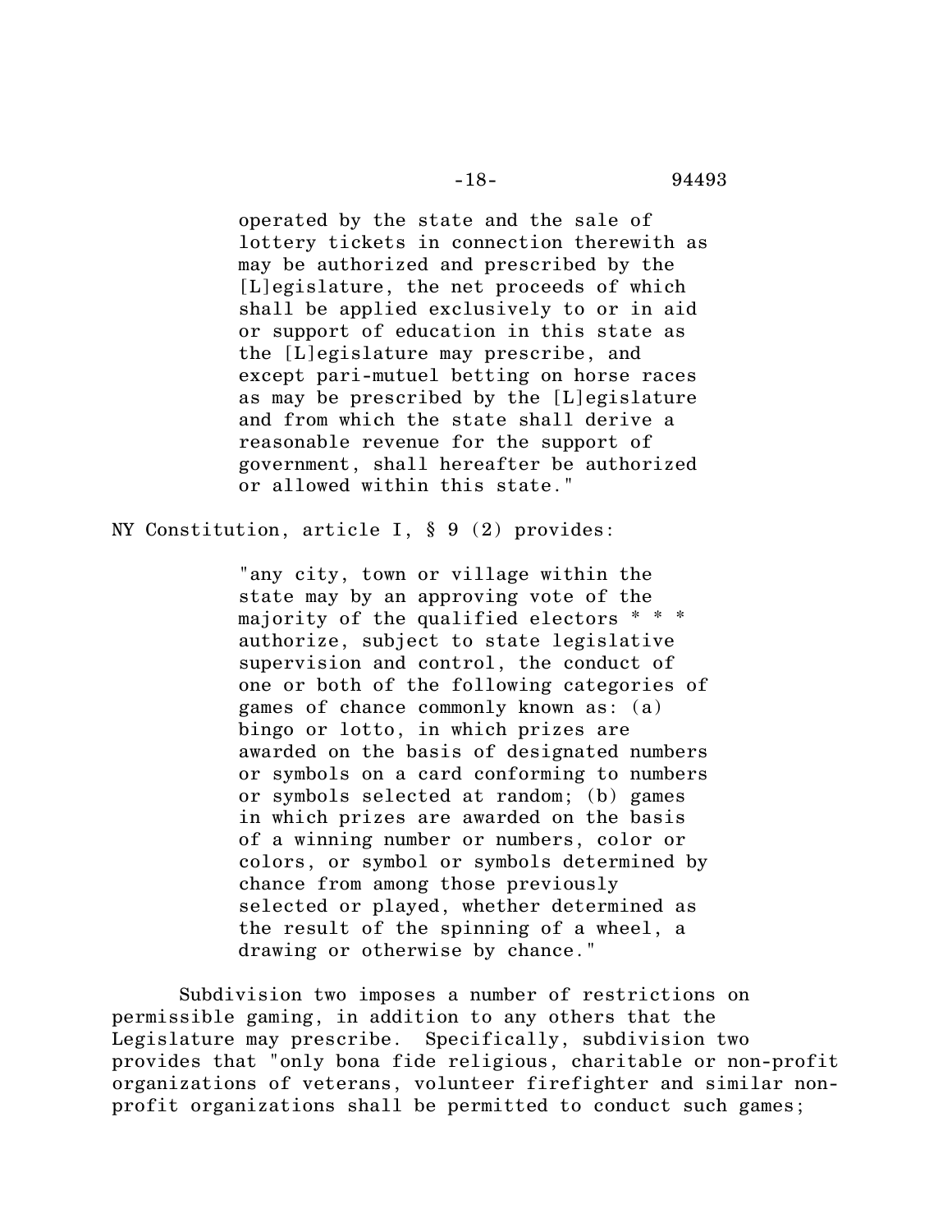> operated by the state and the sale of lottery tickets in connection therewith as may be authorized and prescribed by the [L]egislature, the net proceeds of which shall be applied exclusively to or in aid or support of education in this state as the [L]egislature may prescribe, and except pari-mutuel betting on horse races as may be prescribed by the [L]egislature and from which the state shall derive a reasonable revenue for the support of government, shall hereafter be authorized or allowed within this state."

NY Constitution, article I, § 9 (2) provides:

> "any city, town or village within the state may by an approving vote of the majority of the qualified electors * * * authorize, subject to state legislative supervision and control, the conduct of one or both of the following categories of games of chance commonly known as: (a) bingo or lotto, in which prizes are awarded on the basis of designated numbers or symbols on a card conforming to numbers or symbols selected at random; (b) games in which prizes are awarded on the basis of a winning number or numbers, color or colors, or symbol or symbols determined by chance from among those previously selected or played, whether determined as the result of the spinning of a wheel, a drawing or otherwise by chance."

Subdivision two imposes a number of restrictions on permissible gaming, in addition to any others that the Legislature may prescribe. Specifically, subdivision two provides that "only bona fide religious, charitable or non-profit organizations of veterans, volunteer firefighter and similar non-profit organizations shall be permitted to conduct such games;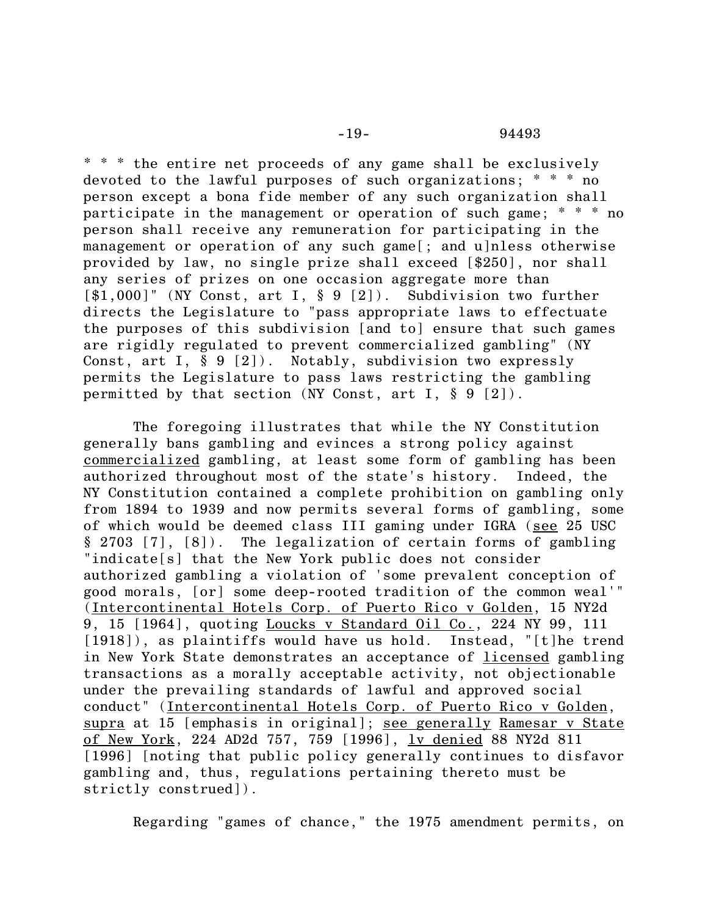* * * the entire net proceeds of any game shall be exclusively devoted to the lawful purposes of such organizations; * * * no person except a bona fide member of any such organization shall participate in the management or operation of such game; * * * no person shall receive any remuneration for participating in the management or operation of any such game[; and u]nless otherwise provided by law, no single prize shall exceed [$250], nor shall any series of prizes on one occasion aggregate more than [$1,000]" (NY Const, art I, § 9 [2]). Subdivision two further directs the Legislature to "pass appropriate laws to effectuate the purposes of this subdivision [and to] ensure that such games are rigidly regulated to prevent commercialized gambling" (NY Const, art I, § 9 [2]). Notably, subdivision two expressly permits the Legislature to pass laws restricting the gambling permitted by that section (NY Const, art I, § 9 [2]).

The foregoing illustrates that while the NY Constitution generally bans gambling and evinces a strong policy against _commercialized_ gambling, at least some form of gambling has been authorized throughout most of the state's history. Indeed, the NY Constitution contained a complete prohibition on gambling only from 1894 to 1939 and now permits several forms of gambling, some of which would be deemed class III gaming under IGRA (_see_ 25 USC § 2703 [7], [8]). The legalization of certain forms of gambling "indicate[s] that the New York public does not consider authorized gambling a violation of 'some prevalent conception of good morals, [or] some deep-rooted tradition of the common weal'" (_Intercontinental Hotels Corp. of Puerto Rico v Golden_, 15 NY2d 9, 15 [1964], quoting _Loucks v Standard Oil Co._, 224 NY 99, 111 [1918]), as plaintiffs would have us hold. Instead, "[t]he trend in New York State demonstrates an acceptance of _licensed_ gambling transactions as a morally acceptable activity, not objectionable under the prevailing standards of lawful and approved social conduct" (_Intercontinental Hotels Corp. of Puerto Rico v Golden_, _supra_ at 15 [emphasis in original]; _see generally_ _Ramesar v State of New York_, 224 AD2d 757, 759 [1996], _lv denied_ 88 NY2d 811 [1996] [noting that public policy generally continues to disfavor gambling and, thus, regulations pertaining thereto must be strictly construed]).

Regarding "games of chance," the 1975 amendment permits, on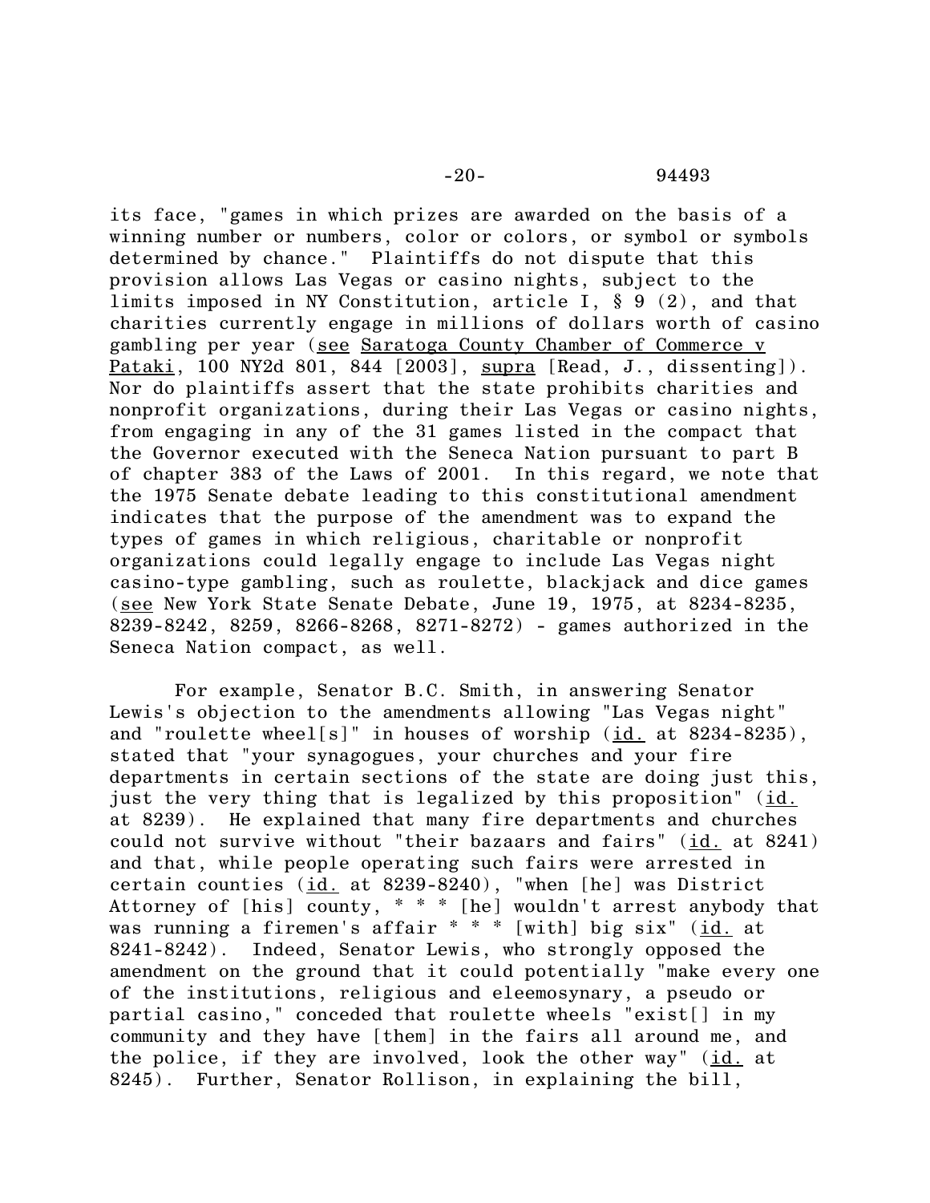its face, "games in which prizes are awarded on the basis of a winning number or numbers, color or colors, or symbol or symbols determined by chance." Plaintiffs do not dispute that this provision allows Las Vegas or casino nights, subject to the limits imposed in NY Constitution, article I, § 9 (2), and that charities currently engage in millions of dollars worth of casino gambling per year (see Saratoga County Chamber of Commerce v Pataki, 100 NY2d 801, 844 [2003], supra [Read, J., dissenting]). Nor do plaintiffs assert that the state prohibits charities and nonprofit organizations, during their Las Vegas or casino nights, from engaging in any of the 31 games listed in the compact that the Governor executed with the Seneca Nation pursuant to part B of chapter 383 of the Laws of 2001. In this regard, we note that the 1975 Senate debate leading to this constitutional amendment indicates that the purpose of the amendment was to expand the types of games in which religious, charitable or nonprofit organizations could legally engage to include Las Vegas night casino-type gambling, such as roulette, blackjack and dice games (see New York State Senate Debate, June 19, 1975, at 8234-8235, 8239-8242, 8259, 8266-8268, 8271-8272) - games authorized in the Seneca Nation compact, as well.

For example, Senator B.C. Smith, in answering Senator Lewis's objection to the amendments allowing "Las Vegas night" and "roulette wheel[s]" in houses of worship (id. at 8234-8235), stated that "your synagogues, your churches and your fire departments in certain sections of the state are doing just this, just the very thing that is legalized by this proposition" (id. at 8239). He explained that many fire departments and churches could not survive without "their bazaars and fairs" (id. at 8241) and that, while people operating such fairs were arrested in certain counties (id. at 8239-8240), "when [he] was District Attorney of [his] county, * * * [he] wouldn't arrest anybody that was running a firemen's affair * * * [with] big six" (id. at 8241-8242). Indeed, Senator Lewis, who strongly opposed the amendment on the ground that it could potentially "make every one of the institutions, religious and eleemosynary, a pseudo or partial casino," conceded that roulette wheels "exist[] in my community and they have [them] in the fairs all around me, and the police, if they are involved, look the other way" (id. at 8245). Further, Senator Rollison, in explaining the bill,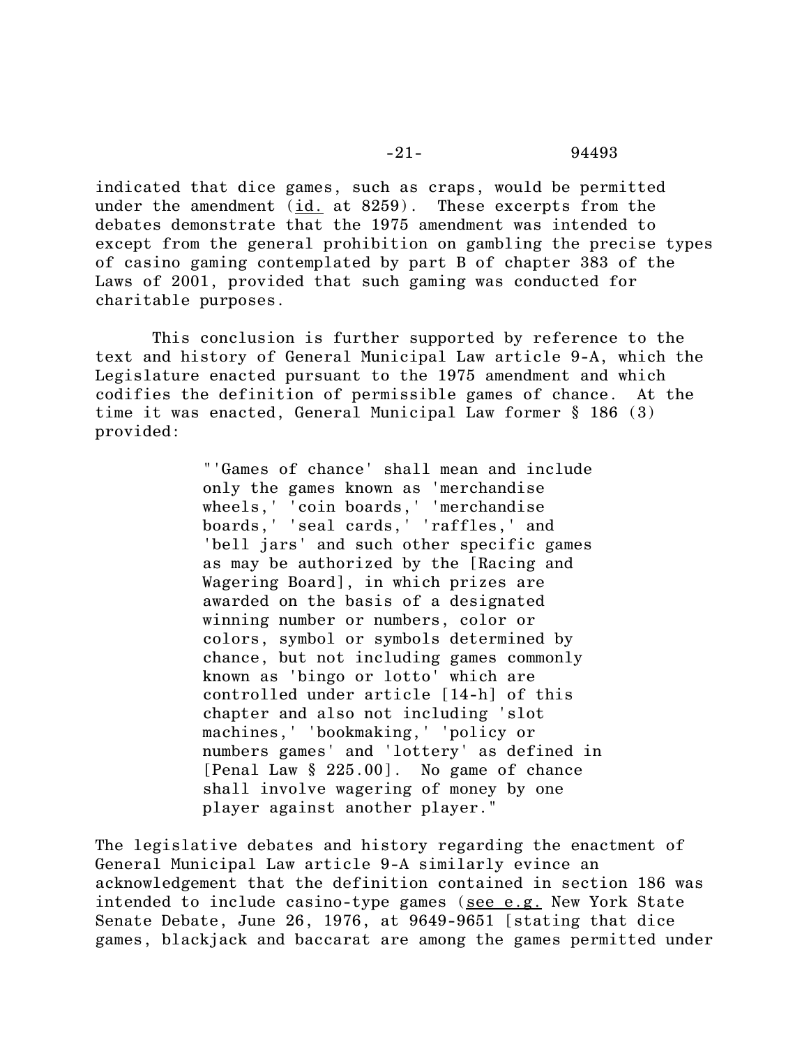indicated that dice games, such as craps, would be permitted under the amendment (id. at 8259). These excerpts from the debates demonstrate that the 1975 amendment was intended to except from the general prohibition on gambling the precise types of casino gaming contemplated by part B of chapter 383 of the Laws of 2001, provided that such gaming was conducted for charitable purposes.

This conclusion is further supported by reference to the text and history of General Municipal Law article 9-A, which the Legislature enacted pursuant to the 1975 amendment and which codifies the definition of permissible games of chance. At the time it was enacted, General Municipal Law former § 186 (3) provided:

> "'Games of chance' shall mean and include only the games known as 'merchandise wheels,' 'coin boards,' 'merchandise boards,' 'seal cards,' 'raffles,' and 'bell jars' and such other specific games as may be authorized by the [Racing and Wagering Board], in which prizes are awarded on the basis of a designated winning number or numbers, color or colors, symbol or symbols determined by chance, but not including games commonly known as 'bingo or lotto' which are controlled under article [14-h] of this chapter and also not including 'slot machines,' 'bookmaking,' 'policy or numbers games' and 'lottery' as defined in [Penal Law § 225.00]. No game of chance shall involve wagering of money by one player against another player."

The legislative debates and history regarding the enactment of General Municipal Law article 9-A similarly evince an acknowledgement that the definition contained in section 186 was intended to include casino-type games (see e.g. New York State Senate Debate, June 26, 1976, at 9649-9651 [stating that dice games, blackjack and baccarat are among the games permitted under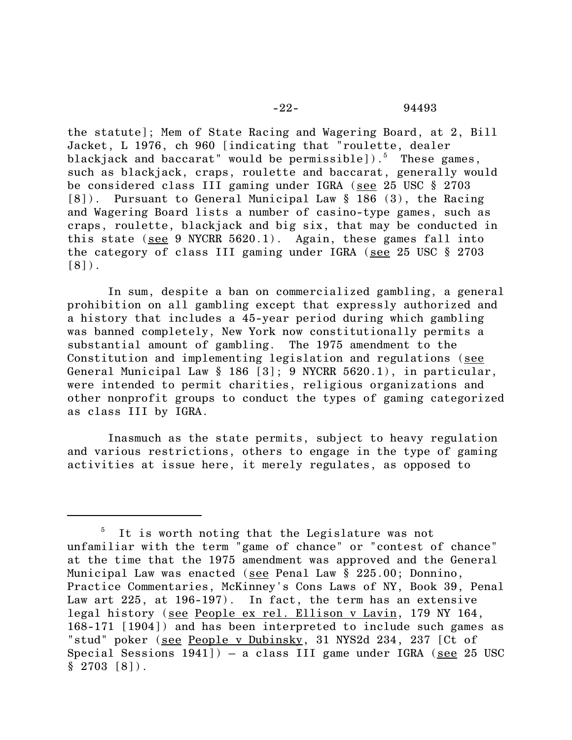the statute]; Mem of State Racing and Wagering Board, at 2, Bill Jacket, L 1976, ch 960 [indicating that "roulette, dealer blackjack and baccarat" would be permissible]).[5] These games, such as blackjack, craps, roulette and baccarat, generally would be considered class III gaming under IGRA (see 25 USC § 2703 [8]). Pursuant to General Municipal Law § 186 (3), the Racing and Wagering Board lists a number of casino-type games, such as craps, roulette, blackjack and big six, that may be conducted in this state (see 9 NYCRR 5620.1). Again, these games fall into the category of class III gaming under IGRA (see 25 USC § 2703 [8]).

In sum, despite a ban on commercialized gambling, a general prohibition on all gambling except that expressly authorized and a history that includes a 45-year period during which gambling was banned completely, New York now constitutionally permits a substantial amount of gambling. The 1975 amendment to the Constitution and implementing legislation and regulations (see General Municipal Law § 186 [3]; 9 NYCRR 5620.1), in particular, were intended to permit charities, religious organizations and other nonprofit groups to conduct the types of gaming categorized as class III by IGRA.

Inasmuch as the state permits, subject to heavy regulation and various restrictions, others to engage in the type of gaming activities at issue here, it merely regulates, as opposed to

---

[5] It is worth noting that the Legislature was not unfamiliar with the term "game of chance" or "contest of chance" at the time that the 1975 amendment was approved and the General Municipal Law was enacted (see Penal Law § 225.00; Donnino, Practice Commentaries, McKinney's Cons Laws of NY, Book 39, Penal Law art 225, at 196-197). In fact, the term has an extensive legal history (see People ex rel. Ellison v Lavin, 179 NY 164, 168-171 [1904]) and has been interpreted to include such games as "stud" poker (see People v Dubinsky, 31 NYS2d 234, 237 [Ct of Special Sessions 1941]) – a class III game under IGRA (see 25 USC § 2703 [8]).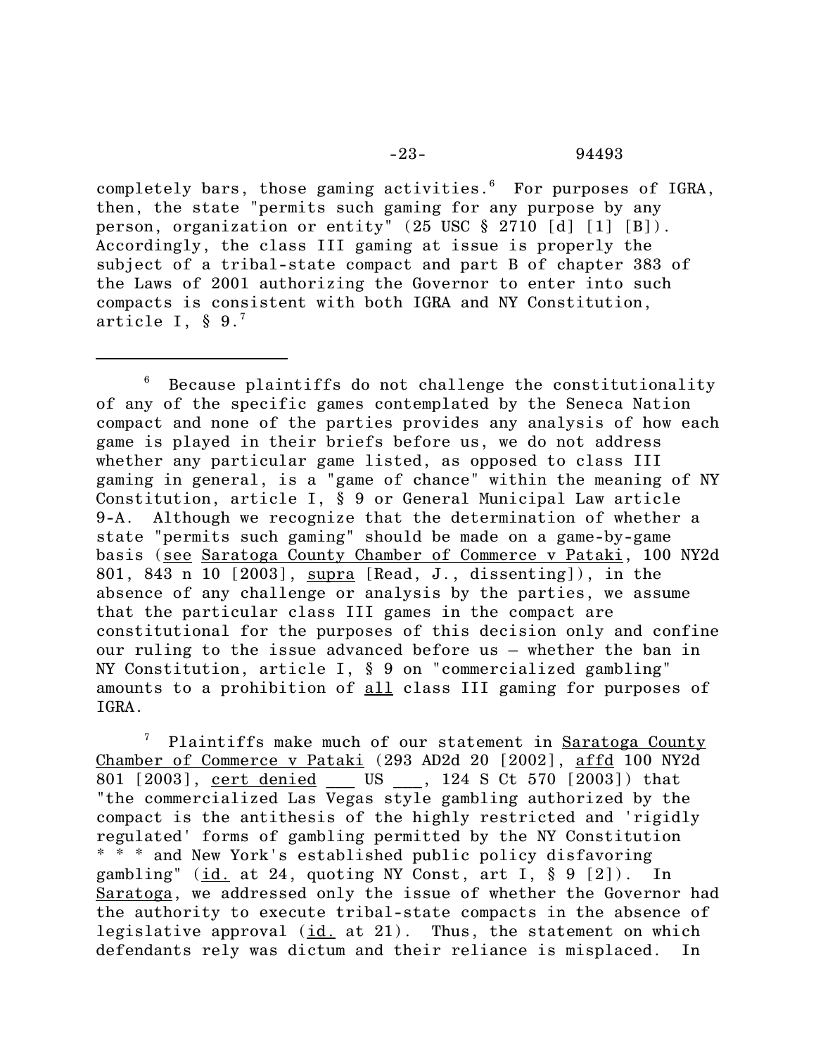completely bars, those gaming activities.[6] For purposes of IGRA, then, the state "permits such gaming for any purpose by any person, organization or entity" (25 USC § 2710 [d] [1] [B]). Accordingly, the class III gaming at issue is properly the subject of a tribal-state compact and part B of chapter 383 of the Laws of 2001 authorizing the Governor to enter into such compacts is consistent with both IGRA and NY Constitution, article I, § 9.[7]

---

[6] Because plaintiffs do not challenge the constitutionality of any of the specific games contemplated by the Seneca Nation compact and none of the parties provides any analysis of how each game is played in their briefs before us, we do not address whether any particular game listed, as opposed to class III gaming in general, is a "game of chance" within the meaning of NY Constitution, article I, § 9 or General Municipal Law article 9-A. Although we recognize that the determination of whether a state "permits such gaming" should be made on a game-by-game basis (<u>see</u> <u>Saratoga County Chamber of Commerce v Pataki</u>, 100 NY2d 801, 843 n 10 [2003], <u>supra</u> [Read, J., dissenting]), in the absence of any challenge or analysis by the parties, we assume that the particular class III games in the compact are constitutional for the purposes of this decision only and confine our ruling to the issue advanced before us — whether the ban in NY Constitution, article I, § 9 on "commercialized gambling" amounts to a prohibition of <u>all</u> class III gaming for purposes of IGRA.

[7] Plaintiffs make much of our statement in <u>Saratoga County Chamber of Commerce v Pataki</u> (293 AD2d 20 [2002], <u>affd</u> 100 NY2d 801 [2003], <u>cert denied</u> ___ US ___, 124 S Ct 570 [2003]) that "the commercialized Las Vegas style gambling authorized by the compact is the antithesis of the highly restricted and 'rigidly regulated' forms of gambling permitted by the NY Constitution * * * and New York's established public policy disfavoring gambling" (<u>id.</u> at 24, quoting NY Const, art I, § 9 [2]). In <u>Saratoga</u>, we addressed only the issue of whether the Governor had the authority to execute tribal-state compacts in the absence of legislative approval (<u>id.</u> at 21). Thus, the statement on which defendants rely was dictum and their reliance is misplaced. In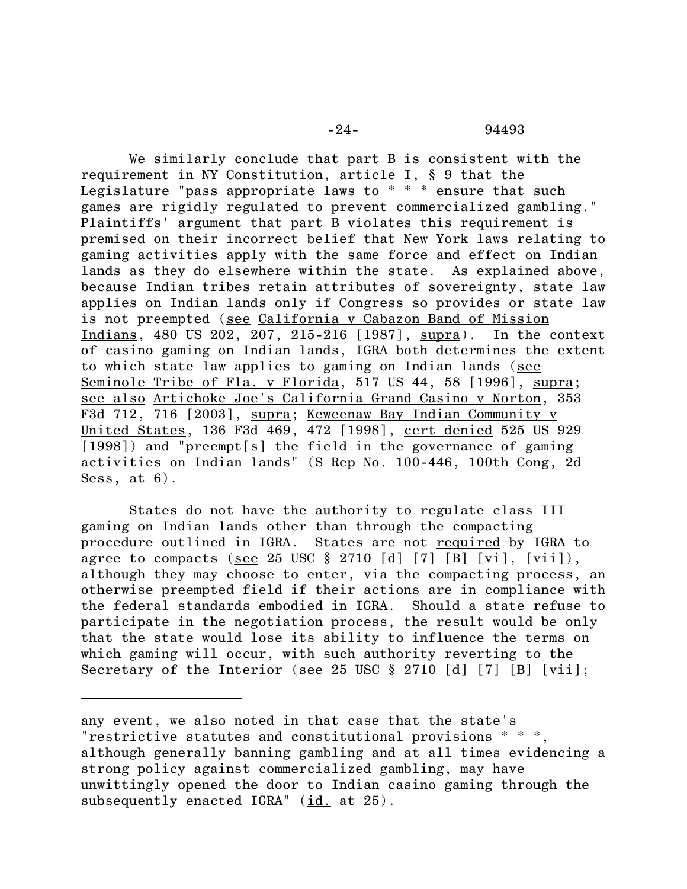We similarly conclude that part B is consistent with the requirement in NY Constitution, article I, § 9 that the Legislature "pass appropriate laws to * * * ensure that such games are rigidly regulated to prevent commercialized gambling." Plaintiffs' argument that part B violates this requirement is premised on their incorrect belief that New York laws relating to gaming activities apply with the same force and effect on Indian lands as they do elsewhere within the state. As explained above, because Indian tribes retain attributes of sovereignty, state law applies on Indian lands only if Congress so provides or state law is not preempted (see California v Cabazon Band of Mission Indians, 480 US 202, 207, 215-216 [1987], supra). In the context of casino gaming on Indian lands, IGRA both determines the extent to which state law applies to gaming on Indian lands (see Seminole Tribe of Fla. v Florida, 517 US 44, 58 [1996], supra; see also Artichoke Joe's California Grand Casino v Norton, 353 F3d 712, 716 [2003], supra; Keweenaw Bay Indian Community v United States, 136 F3d 469, 472 [1998], cert denied 525 US 929 [1998]) and "preempt[s] the field in the governance of gaming activities on Indian lands" (S Rep No. 100-446, 100th Cong, 2d Sess, at 6).

States do not have the authority to regulate class III gaming on Indian lands other than through the compacting procedure outlined in IGRA. States are not required by IGRA to agree to compacts (see 25 USC § 2710 [d] [7] [B] [vi], [vii]), although they may choose to enter, via the compacting process, an otherwise preempted field if their actions are in compliance with the federal standards embodied in IGRA. Should a state refuse to participate in the negotiation process, the result would be only that the state would lose its ability to influence the terms on which gaming will occur, with such authority reverting to the Secretary of the Interior (see 25 USC § 2710 [d] [7] [B] [vii];

---

any event, we also noted in that case that the state's "restrictive statutes and constitutional provisions * * *, although generally banning gambling and at all times evidencing a strong policy against commercialized gambling, may have unwittingly opened the door to Indian casino gaming through the subsequently enacted IGRA" (id. at 25).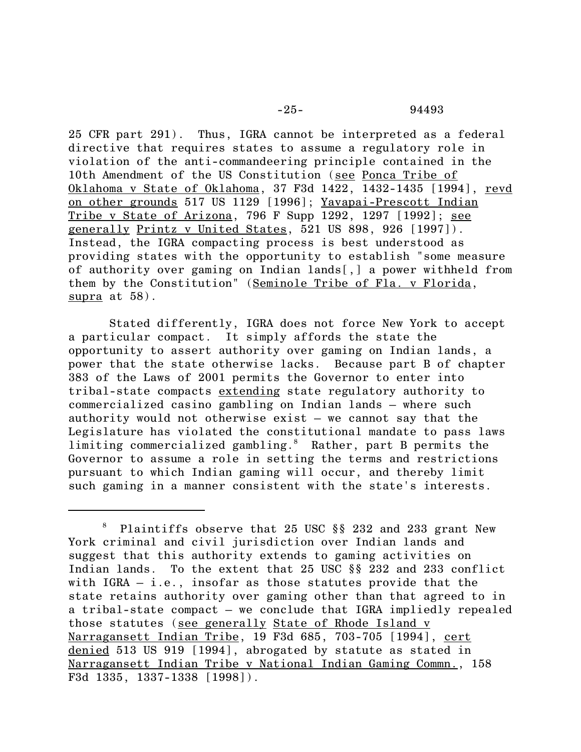25 CFR part 291). Thus, IGRA cannot be interpreted as a federal directive that requires states to assume a regulatory role in violation of the anti-commandeering principle contained in the 10th Amendment of the US Constitution (see Ponca Tribe of Oklahoma v State of Oklahoma, 37 F3d 1422, 1432-1435 [1994], revd on other grounds 517 US 1129 [1996]; Yavapai-Prescott Indian Tribe v State of Arizona, 796 F Supp 1292, 1297 [1992]; see generally Printz v United States, 521 US 898, 926 [1997]). Instead, the IGRA compacting process is best understood as providing states with the opportunity to establish "some measure of authority over gaming on Indian lands[,] a power withheld from them by the Constitution" (Seminole Tribe of Fla. v Florida, supra at 58).

Stated differently, IGRA does not force New York to accept a particular compact. It simply affords the state the opportunity to assert authority over gaming on Indian lands, a power that the state otherwise lacks. Because part B of chapter 383 of the Laws of 2001 permits the Governor to enter into tribal-state compacts extending state regulatory authority to commercialized casino gambling on Indian lands — where such authority would not otherwise exist — we cannot say that the Legislature has violated the constitutional mandate to pass laws limiting commercialized gambling.[8] Rather, part B permits the Governor to assume a role in setting the terms and restrictions pursuant to which Indian gaming will occur, and thereby limit such gaming in a manner consistent with the state's interests.

---

[8] Plaintiffs observe that 25 USC §§ 232 and 233 grant New York criminal and civil jurisdiction over Indian lands and suggest that this authority extends to gaming activities on Indian lands. To the extent that 25 USC §§ 232 and 233 conflict with IGRA — i.e., insofar as those statutes provide that the state retains authority over gaming other than that agreed to in a tribal-state compact — we conclude that IGRA impliedly repealed those statutes (see generally State of Rhode Island v Narragansett Indian Tribe, 19 F3d 685, 703-705 [1994], cert denied 513 US 919 [1994], abrogated by statute as stated in Narragansett Indian Tribe v National Indian Gaming Commn., 158 F3d 1335, 1337-1338 [1998]).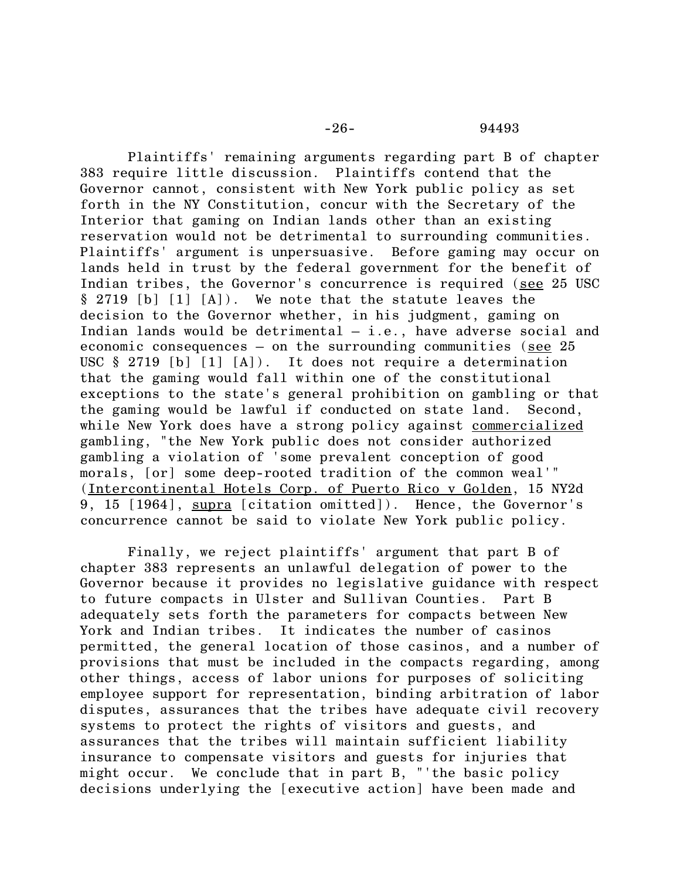Plaintiffs' remaining arguments regarding part B of chapter 383 require little discussion. Plaintiffs contend that the Governor cannot, consistent with New York public policy as set forth in the NY Constitution, concur with the Secretary of the Interior that gaming on Indian lands other than an existing reservation would not be detrimental to surrounding communities. Plaintiffs' argument is unpersuasive. Before gaming may occur on lands held in trust by the federal government for the benefit of Indian tribes, the Governor's concurrence is required (see 25 USC § 2719 [b] [1] [A]). We note that the statute leaves the decision to the Governor whether, in his judgment, gaming on Indian lands would be detrimental — i.e., have adverse social and economic consequences — on the surrounding communities (see 25 USC § 2719 [b] [1] [A]). It does not require a determination that the gaming would fall within one of the constitutional exceptions to the state's general prohibition on gambling or that the gaming would be lawful if conducted on state land. Second, while New York does have a strong policy against commercialized gambling, "the New York public does not consider authorized gambling a violation of 'some prevalent conception of good morals, [or] some deep-rooted tradition of the common weal'" (Intercontinental Hotels Corp. of Puerto Rico v Golden, 15 NY2d 9, 15 [1964], supra [citation omitted]). Hence, the Governor's concurrence cannot be said to violate New York public policy.

Finally, we reject plaintiffs' argument that part B of chapter 383 represents an unlawful delegation of power to the Governor because it provides no legislative guidance with respect to future compacts in Ulster and Sullivan Counties. Part B adequately sets forth the parameters for compacts between New York and Indian tribes. It indicates the number of casinos permitted, the general location of those casinos, and a number of provisions that must be included in the compacts regarding, among other things, access of labor unions for purposes of soliciting employee support for representation, binding arbitration of labor disputes, assurances that the tribes have adequate civil recovery systems to protect the rights of visitors and guests, and assurances that the tribes will maintain sufficient liability insurance to compensate visitors and guests for injuries that might occur. We conclude that in part B, "'the basic policy decisions underlying the [executive action] have been made and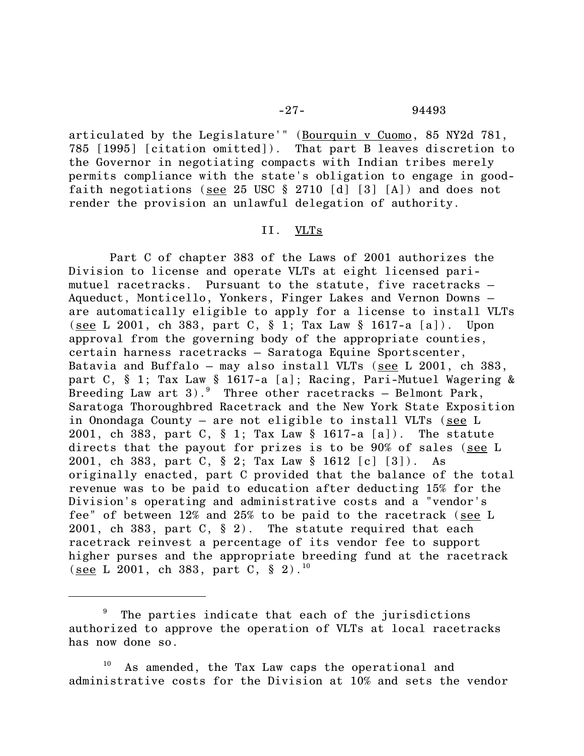articulated by the Legislature'" (Bourquin v Cuomo, 85 NY2d 781, 785 [1995] [citation omitted]). That part B leaves discretion to the Governor in negotiating compacts with Indian tribes merely permits compliance with the state's obligation to engage in good-faith negotiations (see 25 USC § 2710 [d] [3] [A]) and does not render the provision an unlawful delegation of authority.

## II. VLTs

Part C of chapter 383 of the Laws of 2001 authorizes the Division to license and operate VLTs at eight licensed pari-mutuel racetracks. Pursuant to the statute, five racetracks — Aqueduct, Monticello, Yonkers, Finger Lakes and Vernon Downs — are automatically eligible to apply for a license to install VLTs (see L 2001, ch 383, part C, § 1; Tax Law § 1617-a [a]). Upon approval from the governing body of the appropriate counties, certain harness racetracks — Saratoga Equine Sportscenter, Batavia and Buffalo — may also install VLTs (see L 2001, ch 383, part C, § 1; Tax Law § 1617-a [a]; Racing, Pari-Mutuel Wagering & Breeding Law art 3).[9] Three other racetracks — Belmont Park, Saratoga Thoroughbred Racetrack and the New York State Exposition in Onondaga County — are not eligible to install VLTs (see L 2001, ch 383, part C, § 1; Tax Law § 1617-a [a]). The statute directs that the payout for prizes is to be 90% of sales (see L 2001, ch 383, part C, § 2; Tax Law § 1612 [c] [3]). As originally enacted, part C provided that the balance of the total revenue was to be paid to education after deducting 15% for the Division's operating and administrative costs and a "vendor's fee" of between 12% and 25% to be paid to the racetrack (see L 2001, ch 383, part C, § 2). The statute required that each racetrack reinvest a percentage of its vendor fee to support higher purses and the appropriate breeding fund at the racetrack (see L 2001, ch 383, part C, § 2).[10]

---

[9] The parties indicate that each of the jurisdictions authorized to approve the operation of VLTs at local racetracks has now done so.

[10] As amended, the Tax Law caps the operational and administrative costs for the Division at 10% and sets the vendor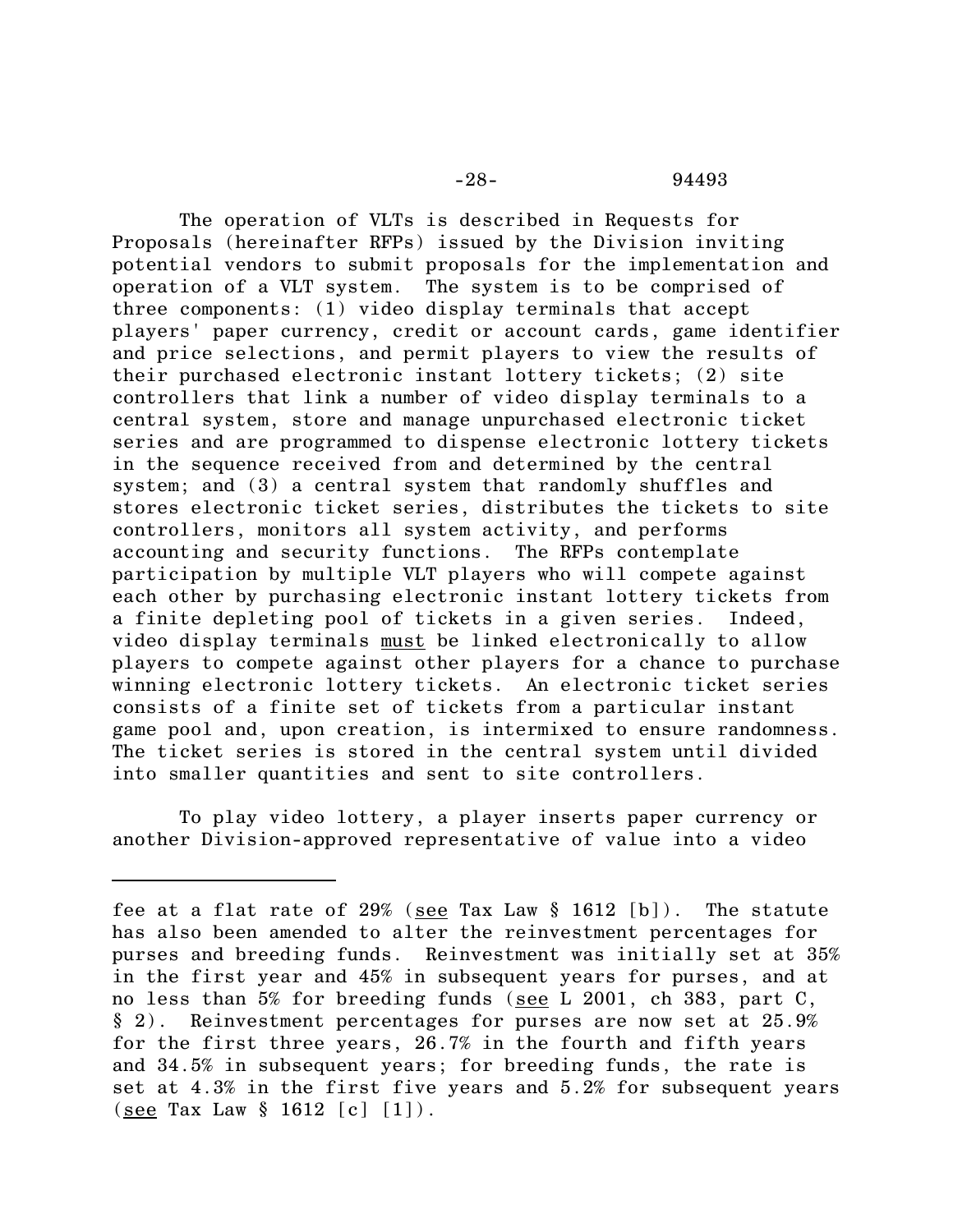The operation of VLTs is described in Requests for Proposals (hereinafter RFPs) issued by the Division inviting potential vendors to submit proposals for the implementation and operation of a VLT system. The system is to be comprised of three components: (1) video display terminals that accept players' paper currency, credit or account cards, game identifier and price selections, and permit players to view the results of their purchased electronic instant lottery tickets; (2) site controllers that link a number of video display terminals to a central system, store and manage unpurchased electronic ticket series and are programmed to dispense electronic lottery tickets in the sequence received from and determined by the central system; and (3) a central system that randomly shuffles and stores electronic ticket series, distributes the tickets to site controllers, monitors all system activity, and performs accounting and security functions. The RFPs contemplate participation by multiple VLT players who will compete against each other by purchasing electronic instant lottery tickets from a finite depleting pool of tickets in a given series. Indeed, video display terminals _must_ be linked electronically to allow players to compete against other players for a chance to purchase winning electronic lottery tickets. An electronic ticket series consists of a finite set of tickets from a particular instant game pool and, upon creation, is intermixed to ensure randomness. The ticket series is stored in the central system until divided into smaller quantities and sent to site controllers.

To play video lottery, a player inserts paper currency or another Division-approved representative of value into a video

---

fee at a flat rate of 29% (_see_ Tax Law § 1612 [b]). The statute has also been amended to alter the reinvestment percentages for purses and breeding funds. Reinvestment was initially set at 35% in the first year and 45% in subsequent years for purses, and at no less than 5% for breeding funds (_see_ L 2001, ch 383, part C, § 2). Reinvestment percentages for purses are now set at 25.9% for the first three years, 26.7% in the fourth and fifth years and 34.5% in subsequent years; for breeding funds, the rate is set at 4.3% in the first five years and 5.2% for subsequent years (_see_ Tax Law § 1612 [c] [1]).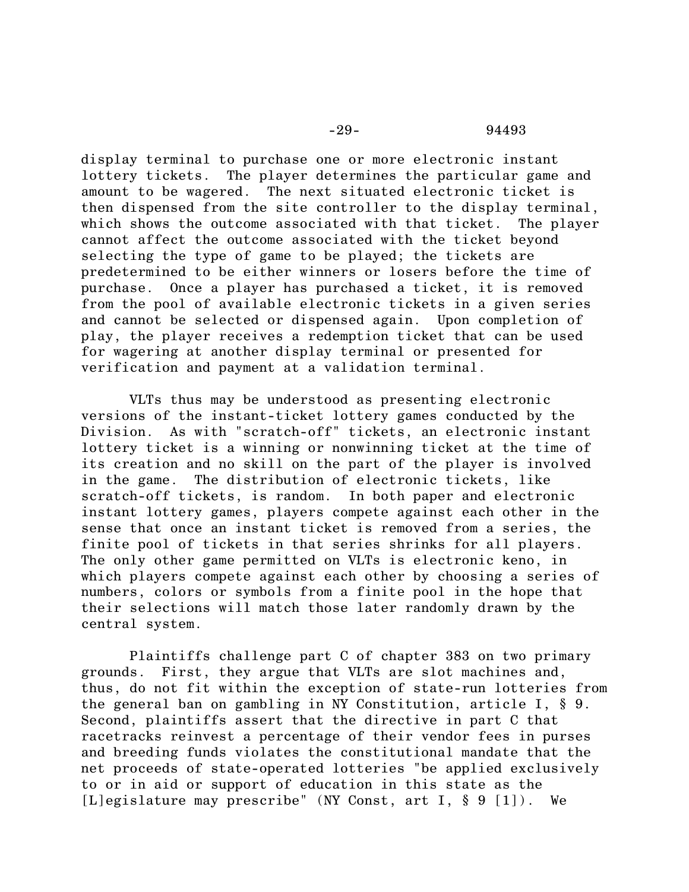display terminal to purchase one or more electronic instant lottery tickets. The player determines the particular game and amount to be wagered. The next situated electronic ticket is then dispensed from the site controller to the display terminal, which shows the outcome associated with that ticket. The player cannot affect the outcome associated with the ticket beyond selecting the type of game to be played; the tickets are predetermined to be either winners or losers before the time of purchase. Once a player has purchased a ticket, it is removed from the pool of available electronic tickets in a given series and cannot be selected or dispensed again. Upon completion of play, the player receives a redemption ticket that can be used for wagering at another display terminal or presented for verification and payment at a validation terminal.

VLTs thus may be understood as presenting electronic versions of the instant-ticket lottery games conducted by the Division. As with "scratch-off" tickets, an electronic instant lottery ticket is a winning or nonwinning ticket at the time of its creation and no skill on the part of the player is involved in the game. The distribution of electronic tickets, like scratch-off tickets, is random. In both paper and electronic instant lottery games, players compete against each other in the sense that once an instant ticket is removed from a series, the finite pool of tickets in that series shrinks for all players. The only other game permitted on VLTs is electronic keno, in which players compete against each other by choosing a series of numbers, colors or symbols from a finite pool in the hope that their selections will match those later randomly drawn by the central system.

Plaintiffs challenge part C of chapter 383 on two primary grounds. First, they argue that VLTs are slot machines and, thus, do not fit within the exception of state-run lotteries from the general ban on gambling in NY Constitution, article I, § 9. Second, plaintiffs assert that the directive in part C that racetracks reinvest a percentage of their vendor fees in purses and breeding funds violates the constitutional mandate that the net proceeds of state-operated lotteries "be applied exclusively to or in aid or support of education in this state as the [L]egislature may prescribe" (NY Const, art I, § 9 [1]). We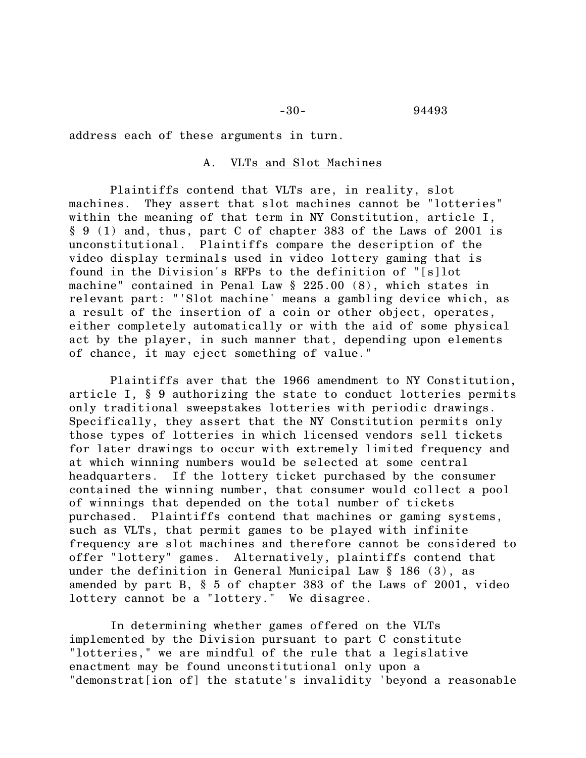address each of these arguments in turn.

### A. VLTs and Slot Machines

Plaintiffs contend that VLTs are, in reality, slot machines. They assert that slot machines cannot be "lotteries" within the meaning of that term in NY Constitution, article I, § 9 (1) and, thus, part C of chapter 383 of the Laws of 2001 is unconstitutional. Plaintiffs compare the description of the video display terminals used in video lottery gaming that is found in the Division's RFPs to the definition of "[s]lot machine" contained in Penal Law § 225.00 (8), which states in relevant part: "'Slot machine' means a gambling device which, as a result of the insertion of a coin or other object, operates, either completely automatically or with the aid of some physical act by the player, in such manner that, depending upon elements of chance, it may eject something of value."

Plaintiffs aver that the 1966 amendment to NY Constitution, article I, § 9 authorizing the state to conduct lotteries permits only traditional sweepstakes lotteries with periodic drawings. Specifically, they assert that the NY Constitution permits only those types of lotteries in which licensed vendors sell tickets for later drawings to occur with extremely limited frequency and at which winning numbers would be selected at some central headquarters. If the lottery ticket purchased by the consumer contained the winning number, that consumer would collect a pool of winnings that depended on the total number of tickets purchased. Plaintiffs contend that machines or gaming systems, such as VLTs, that permit games to be played with infinite frequency are slot machines and therefore cannot be considered to offer "lottery" games. Alternatively, plaintiffs contend that under the definition in General Municipal Law § 186 (3), as amended by part B, § 5 of chapter 383 of the Laws of 2001, video lottery cannot be a "lottery." We disagree.

In determining whether games offered on the VLTs implemented by the Division pursuant to part C constitute "lotteries," we are mindful of the rule that a legislative enactment may be found unconstitutional only upon a "demonstrat[ion of] the statute's invalidity 'beyond a reasonable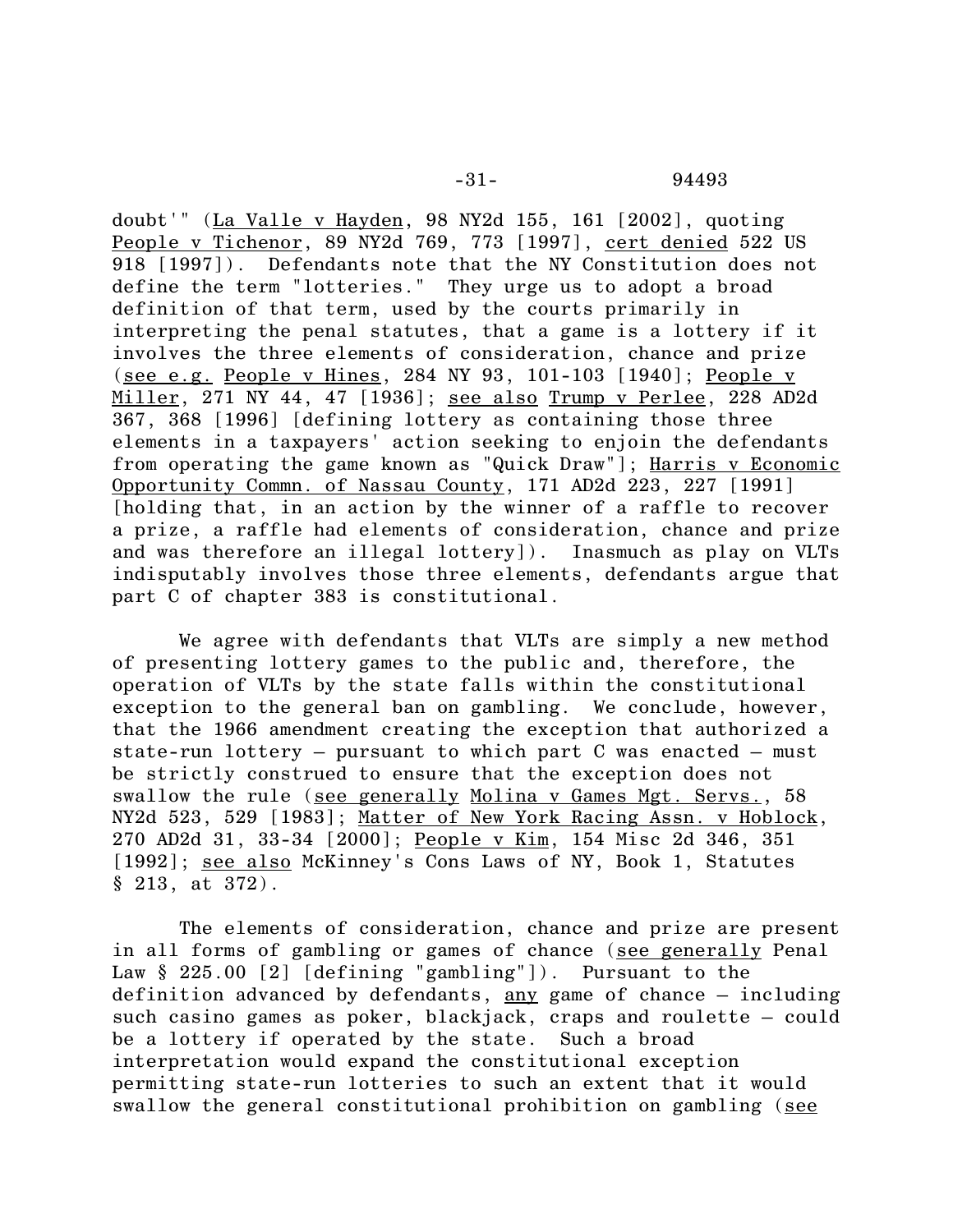doubt'" (La Valle v Hayden, 98 NY2d 155, 161 [2002], quoting People v Tichenor, 89 NY2d 769, 773 [1997], cert denied 522 US 918 [1997]). Defendants note that the NY Constitution does not define the term "lotteries." They urge us to adopt a broad definition of that term, used by the courts primarily in interpreting the penal statutes, that a game is a lottery if it involves the three elements of consideration, chance and prize (see e.g. People v Hines, 284 NY 93, 101-103 [1940]; People v Miller, 271 NY 44, 47 [1936]; see also Trump v Perlee, 228 AD2d 367, 368 [1996] [defining lottery as containing those three elements in a taxpayers' action seeking to enjoin the defendants from operating the game known as "Quick Draw"]; Harris v Economic Opportunity Commn. of Nassau County, 171 AD2d 223, 227 [1991] [holding that, in an action by the winner of a raffle to recover a prize, a raffle had elements of consideration, chance and prize and was therefore an illegal lottery]). Inasmuch as play on VLTs indisputably involves those three elements, defendants argue that part C of chapter 383 is constitutional.

We agree with defendants that VLTs are simply a new method of presenting lottery games to the public and, therefore, the operation of VLTs by the state falls within the constitutional exception to the general ban on gambling. We conclude, however, that the 1966 amendment creating the exception that authorized a state-run lottery — pursuant to which part C was enacted — must be strictly construed to ensure that the exception does not swallow the rule (see generally Molina v Games Mgt. Servs., 58 NY2d 523, 529 [1983]; Matter of New York Racing Assn. v Hoblock, 270 AD2d 31, 33-34 [2000]; People v Kim, 154 Misc 2d 346, 351 [1992]; see also McKinney's Cons Laws of NY, Book 1, Statutes § 213, at 372).

The elements of consideration, chance and prize are present in all forms of gambling or games of chance (see generally Penal Law § 225.00 [2] [defining "gambling"]). Pursuant to the definition advanced by defendants, any game of chance — including such casino games as poker, blackjack, craps and roulette — could be a lottery if operated by the state. Such a broad interpretation would expand the constitutional exception permitting state-run lotteries to such an extent that it would swallow the general constitutional prohibition on gambling (see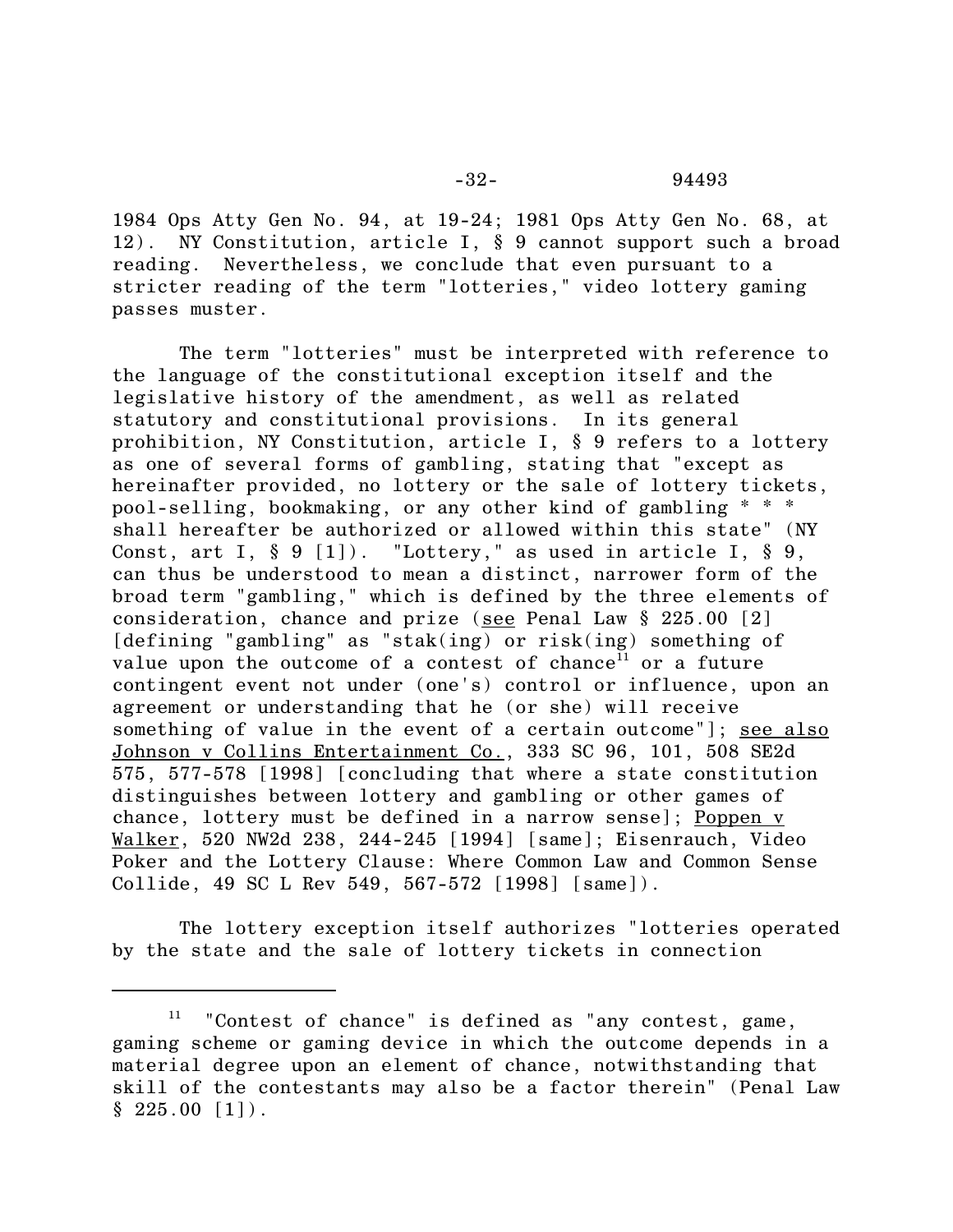1984 Ops Atty Gen No. 94, at 19-24; 1981 Ops Atty Gen No. 68, at 12). NY Constitution, article I, § 9 cannot support such a broad reading. Nevertheless, we conclude that even pursuant to a stricter reading of the term "lotteries," video lottery gaming passes muster.

The term "lotteries" must be interpreted with reference to the language of the constitutional exception itself and the legislative history of the amendment, as well as related statutory and constitutional provisions. In its general prohibition, NY Constitution, article I, § 9 refers to a lottery as one of several forms of gambling, stating that "except as hereinafter provided, no lottery or the sale of lottery tickets, pool-selling, bookmaking, or any other kind of gambling * * * shall hereafter be authorized or allowed within this state" (NY Const, art I, § 9 [1]). "Lottery," as used in article I, § 9, can thus be understood to mean a distinct, narrower form of the broad term "gambling," which is defined by the three elements of consideration, chance and prize (see Penal Law § 225.00 [2] [defining "gambling" as "stak(ing) or risk(ing) something of value upon the outcome of a contest of chance[11] or a future contingent event not under (one's) control or influence, upon an agreement or understanding that he (or she) will receive something of value in the event of a certain outcome"]; see also Johnson v Collins Entertainment Co., 333 SC 96, 101, 508 SE2d 575, 577-578 [1998] [concluding that where a state constitution distinguishes between lottery and gambling or other games of chance, lottery must be defined in a narrow sense]; Poppen v Walker, 520 NW2d 238, 244-245 [1994] [same]; Eisenrauch, Video Poker and the Lottery Clause: Where Common Law and Common Sense Collide, 49 SC L Rev 549, 567-572 [1998] [same]).

The lottery exception itself authorizes "lotteries operated by the state and the sale of lottery tickets in connection

---

[11] "Contest of chance" is defined as "any contest, game, gaming scheme or gaming device in which the outcome depends in a material degree upon an element of chance, notwithstanding that skill of the contestants may also be a factor therein" (Penal Law § 225.00 [1]).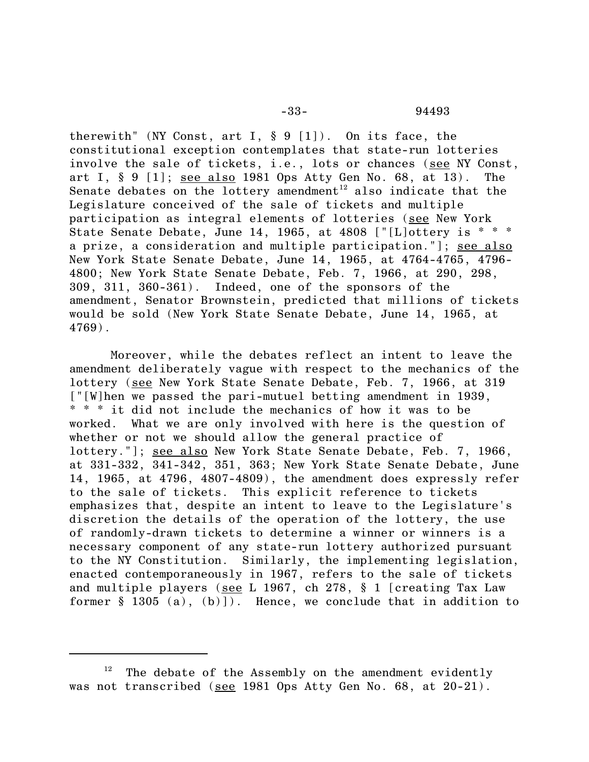therewith" (NY Const, art I, § 9 [1]). On its face, the constitutional exception contemplates that state-run lotteries involve the sale of tickets, i.e., lots or chances (see NY Const, art I, § 9 [1]; see also 1981 Ops Atty Gen No. 68, at 13). The Senate debates on the lottery amendment[12] also indicate that the Legislature conceived of the sale of tickets and multiple participation as integral elements of lotteries (see New York State Senate Debate, June 14, 1965, at 4808 ["[L]ottery is * * * a prize, a consideration and multiple participation."]; see also New York State Senate Debate, June 14, 1965, at 4764-4765, 4796-4800; New York State Senate Debate, Feb. 7, 1966, at 290, 298, 309, 311, 360-361). Indeed, one of the sponsors of the amendment, Senator Brownstein, predicted that millions of tickets would be sold (New York State Senate Debate, June 14, 1965, at 4769).

Moreover, while the debates reflect an intent to leave the amendment deliberately vague with respect to the mechanics of the lottery (see New York State Senate Debate, Feb. 7, 1966, at 319 ["[W]hen we passed the pari-mutuel betting amendment in 1939, * * * it did not include the mechanics of how it was to be worked. What we are only involved with here is the question of whether or not we should allow the general practice of lottery."]; see also New York State Senate Debate, Feb. 7, 1966, at 331-332, 341-342, 351, 363; New York State Senate Debate, June 14, 1965, at 4796, 4807-4809), the amendment does expressly refer to the sale of tickets. This explicit reference to tickets emphasizes that, despite an intent to leave to the Legislature's discretion the details of the operation of the lottery, the use of randomly-drawn tickets to determine a winner or winners is a necessary component of any state-run lottery authorized pursuant to the NY Constitution. Similarly, the implementing legislation, enacted contemporaneously in 1967, refers to the sale of tickets and multiple players (see L 1967, ch 278, § 1 [creating Tax Law former § 1305 (a), (b)]). Hence, we conclude that in addition to

[12] The debate of the Assembly on the amendment evidently was not transcribed (see 1981 Ops Atty Gen No. 68, at 20-21).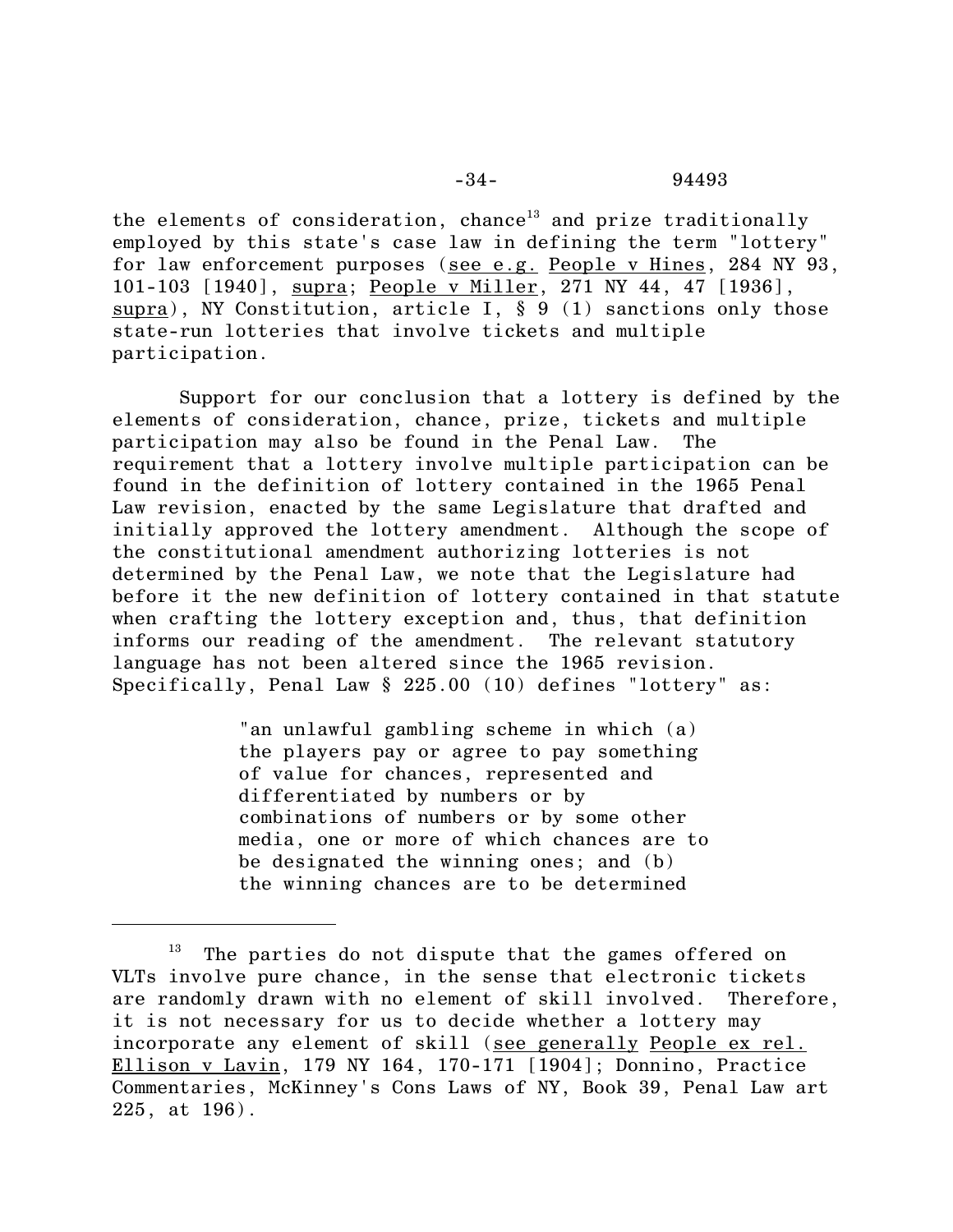the elements of consideration, chance[13] and prize traditionally employed by this state's case law in defining the term "lottery" for law enforcement purposes (see e.g. People v Hines, 284 NY 93, 101-103 [1940], supra; People v Miller, 271 NY 44, 47 [1936], supra), NY Constitution, article I, § 9 (1) sanctions only those state-run lotteries that involve tickets and multiple participation.

Support for our conclusion that a lottery is defined by the elements of consideration, chance, prize, tickets and multiple participation may also be found in the Penal Law. The requirement that a lottery involve multiple participation can be found in the definition of lottery contained in the 1965 Penal Law revision, enacted by the same Legislature that drafted and initially approved the lottery amendment. Although the scope of the constitutional amendment authorizing lotteries is not determined by the Penal Law, we note that the Legislature had before it the new definition of lottery contained in that statute when crafting the lottery exception and, thus, that definition informs our reading of the amendment. The relevant statutory language has not been altered since the 1965 revision. Specifically, Penal Law § 225.00 (10) defines "lottery" as:

> "an unlawful gambling scheme in which (a) the players pay or agree to pay something of value for chances, represented and differentiated by numbers or by combinations of numbers or by some other media, one or more of which chances are to be designated the winning ones; and (b) the winning chances are to be determined

---

[13] The parties do not dispute that the games offered on VLTs involve pure chance, in the sense that electronic tickets are randomly drawn with no element of skill involved. Therefore, it is not necessary for us to decide whether a lottery may incorporate any element of skill (see generally People ex rel. Ellison v Lavin, 179 NY 164, 170-171 [1904]; Donnino, Practice Commentaries, McKinney's Cons Laws of NY, Book 39, Penal Law art 225, at 196).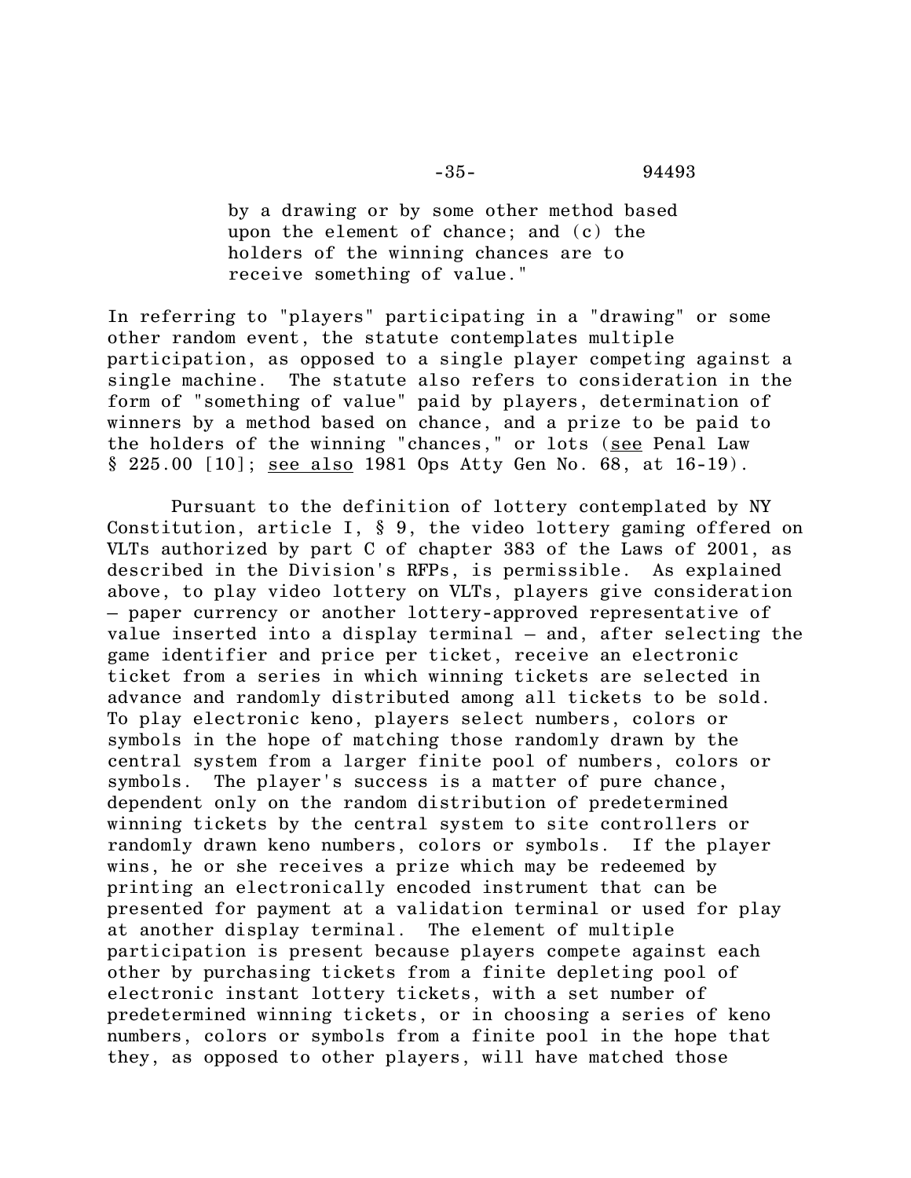> by a drawing or by some other method based upon the element of chance; and (c) the holders of the winning chances are to receive something of value."

In referring to "players" participating in a "drawing" or some other random event, the statute contemplates multiple participation, as opposed to a single player competing against a single machine. The statute also refers to consideration in the form of "something of value" paid by players, determination of winners by a method based on chance, and a prize to be paid to the holders of the winning "chances," or lots (see Penal Law § 225.00 [10]; see also 1981 Ops Atty Gen No. 68, at 16-19).

Pursuant to the definition of lottery contemplated by NY Constitution, article I, § 9, the video lottery gaming offered on VLTs authorized by part C of chapter 383 of the Laws of 2001, as described in the Division's RFPs, is permissible. As explained above, to play video lottery on VLTs, players give consideration — paper currency or another lottery-approved representative of value inserted into a display terminal — and, after selecting the game identifier and price per ticket, receive an electronic ticket from a series in which winning tickets are selected in advance and randomly distributed among all tickets to be sold. To play electronic keno, players select numbers, colors or symbols in the hope of matching those randomly drawn by the central system from a larger finite pool of numbers, colors or symbols. The player's success is a matter of pure chance, dependent only on the random distribution of predetermined winning tickets by the central system to site controllers or randomly drawn keno numbers, colors or symbols. If the player wins, he or she receives a prize which may be redeemed by printing an electronically encoded instrument that can be presented for payment at a validation terminal or used for play at another display terminal. The element of multiple participation is present because players compete against each other by purchasing tickets from a finite depleting pool of electronic instant lottery tickets, with a set number of predetermined winning tickets, or in choosing a series of keno numbers, colors or symbols from a finite pool in the hope that they, as opposed to other players, will have matched those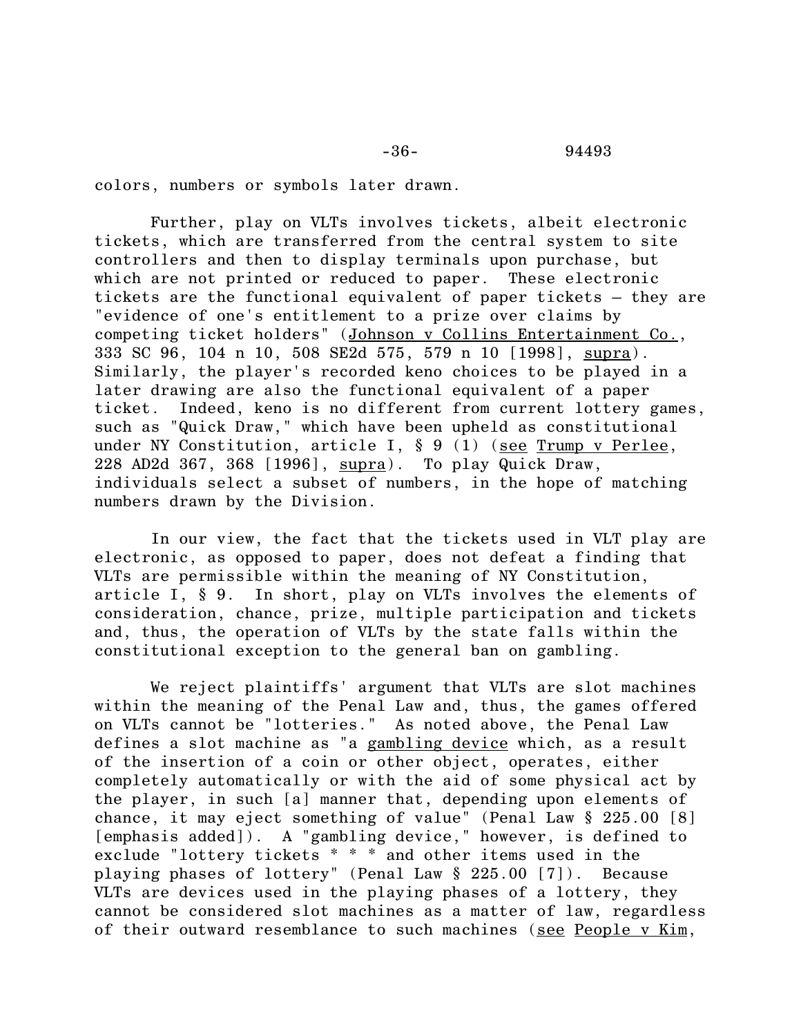colors, numbers or symbols later drawn.

Further, play on VLTs involves tickets, albeit electronic tickets, which are transferred from the central system to site controllers and then to display terminals upon purchase, but which are not printed or reduced to paper. These electronic tickets are the functional equivalent of paper tickets – they are "evidence of one's entitlement to a prize over claims by competing ticket holders" (Johnson v Collins Entertainment Co., 333 SC 96, 104 n 10, 508 SE2d 575, 579 n 10 [1998], supra). Similarly, the player's recorded keno choices to be played in a later drawing are also the functional equivalent of a paper ticket. Indeed, keno is no different from current lottery games, such as "Quick Draw," which have been upheld as constitutional under NY Constitution, article I, § 9 (1) (see Trump v Perlee, 228 AD2d 367, 368 [1996], supra). To play Quick Draw, individuals select a subset of numbers, in the hope of matching numbers drawn by the Division.

In our view, the fact that the tickets used in VLT play are electronic, as opposed to paper, does not defeat a finding that VLTs are permissible within the meaning of NY Constitution, article I, § 9. In short, play on VLTs involves the elements of consideration, chance, prize, multiple participation and tickets and, thus, the operation of VLTs by the state falls within the constitutional exception to the general ban on gambling.

We reject plaintiffs' argument that VLTs are slot machines within the meaning of the Penal Law and, thus, the games offered on VLTs cannot be "lotteries." As noted above, the Penal Law defines a slot machine as "a gambling device which, as a result of the insertion of a coin or other object, operates, either completely automatically or with the aid of some physical act by the player, in such [a] manner that, depending upon elements of chance, it may eject something of value" (Penal Law § 225.00 [8] [emphasis added]). A "gambling device," however, is defined to exclude "lottery tickets * * * and other items used in the playing phases of lottery" (Penal Law § 225.00 [7]). Because VLTs are devices used in the playing phases of a lottery, they cannot be considered slot machines as a matter of law, regardless of their outward resemblance to such machines (see People v Kim,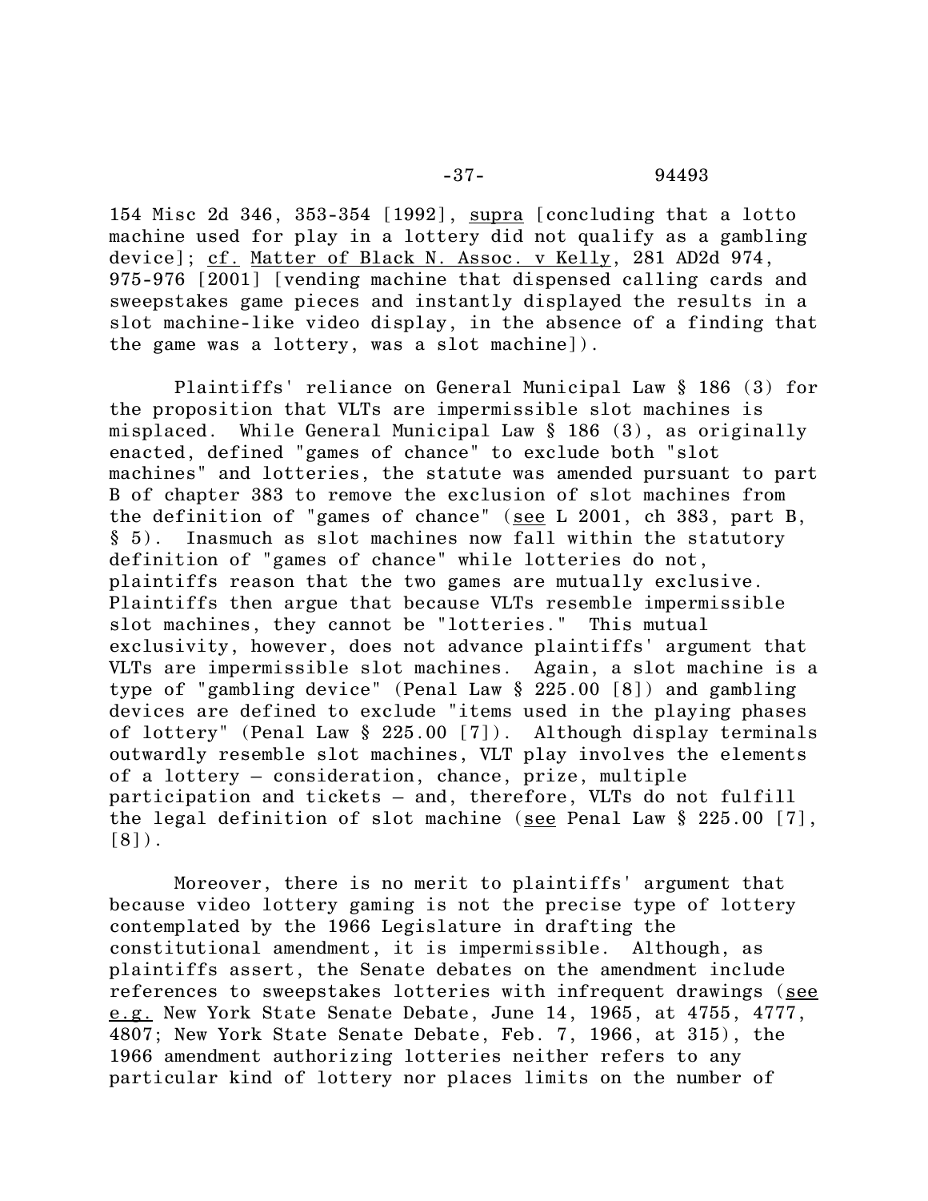154 Misc 2d 346, 353-354 [1992], supra [concluding that a lotto machine used for play in a lottery did not qualify as a gambling device]; cf. Matter of Black N. Assoc. v Kelly, 281 AD2d 974, 975-976 [2001] [vending machine that dispensed calling cards and sweepstakes game pieces and instantly displayed the results in a slot machine-like video display, in the absence of a finding that the game was a lottery, was a slot machine]).

Plaintiffs' reliance on General Municipal Law § 186 (3) for the proposition that VLTs are impermissible slot machines is misplaced. While General Municipal Law § 186 (3), as originally enacted, defined "games of chance" to exclude both "slot machines" and lotteries, the statute was amended pursuant to part B of chapter 383 to remove the exclusion of slot machines from the definition of "games of chance" (see L 2001, ch 383, part B, § 5). Inasmuch as slot machines now fall within the statutory definition of "games of chance" while lotteries do not, plaintiffs reason that the two games are mutually exclusive. Plaintiffs then argue that because VLTs resemble impermissible slot machines, they cannot be "lotteries." This mutual exclusivity, however, does not advance plaintiffs' argument that VLTs are impermissible slot machines. Again, a slot machine is a type of "gambling device" (Penal Law § 225.00 [8]) and gambling devices are defined to exclude "items used in the playing phases of lottery" (Penal Law § 225.00 [7]). Although display terminals outwardly resemble slot machines, VLT play involves the elements of a lottery — consideration, chance, prize, multiple participation and tickets — and, therefore, VLTs do not fulfill the legal definition of slot machine (see Penal Law § 225.00 [7], [8]).

Moreover, there is no merit to plaintiffs' argument that because video lottery gaming is not the precise type of lottery contemplated by the 1966 Legislature in drafting the constitutional amendment, it is impermissible. Although, as plaintiffs assert, the Senate debates on the amendment include references to sweepstakes lotteries with infrequent drawings (see e.g. New York State Senate Debate, June 14, 1965, at 4755, 4777, 4807; New York State Senate Debate, Feb. 7, 1966, at 315), the 1966 amendment authorizing lotteries neither refers to any particular kind of lottery nor places limits on the number of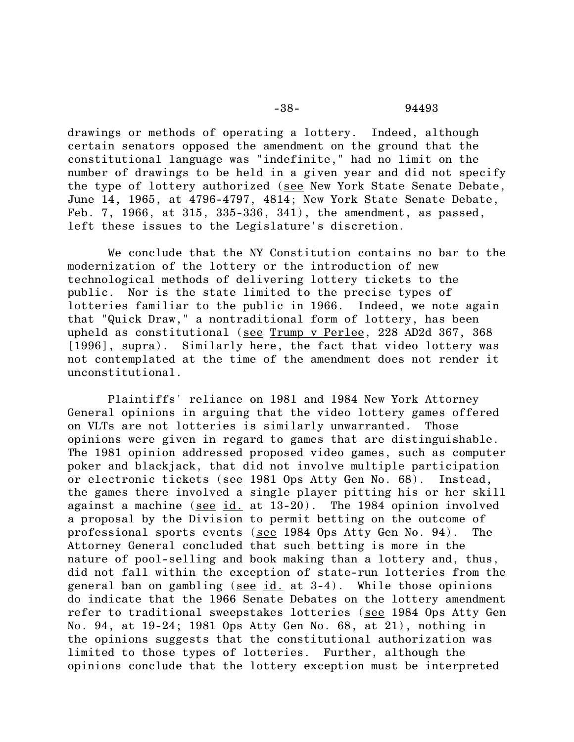drawings or methods of operating a lottery. Indeed, although certain senators opposed the amendment on the ground that the constitutional language was "indefinite," had no limit on the number of drawings to be held in a given year and did not specify the type of lottery authorized (see New York State Senate Debate, June 14, 1965, at 4796-4797, 4814; New York State Senate Debate, Feb. 7, 1966, at 315, 335-336, 341), the amendment, as passed, left these issues to the Legislature's discretion.

We conclude that the NY Constitution contains no bar to the modernization of the lottery or the introduction of new technological methods of delivering lottery tickets to the public. Nor is the state limited to the precise types of lotteries familiar to the public in 1966. Indeed, we note again that "Quick Draw," a nontraditional form of lottery, has been upheld as constitutional (see Trump v Perlee, 228 AD2d 367, 368 [1996], supra). Similarly here, the fact that video lottery was not contemplated at the time of the amendment does not render it unconstitutional.

Plaintiffs' reliance on 1981 and 1984 New York Attorney General opinions in arguing that the video lottery games offered on VLTs are not lotteries is similarly unwarranted. Those opinions were given in regard to games that are distinguishable. The 1981 opinion addressed proposed video games, such as computer poker and blackjack, that did not involve multiple participation or electronic tickets (see 1981 Ops Atty Gen No. 68). Instead, the games there involved a single player pitting his or her skill against a machine (see id. at 13-20). The 1984 opinion involved a proposal by the Division to permit betting on the outcome of professional sports events (see 1984 Ops Atty Gen No. 94). The Attorney General concluded that such betting is more in the nature of pool-selling and book making than a lottery and, thus, did not fall within the exception of state-run lotteries from the general ban on gambling (see id. at 3-4). While those opinions do indicate that the 1966 Senate Debates on the lottery amendment refer to traditional sweepstakes lotteries (see 1984 Ops Atty Gen No. 94, at 19-24; 1981 Ops Atty Gen No. 68, at 21), nothing in the opinions suggests that the constitutional authorization was limited to those types of lotteries. Further, although the opinions conclude that the lottery exception must be interpreted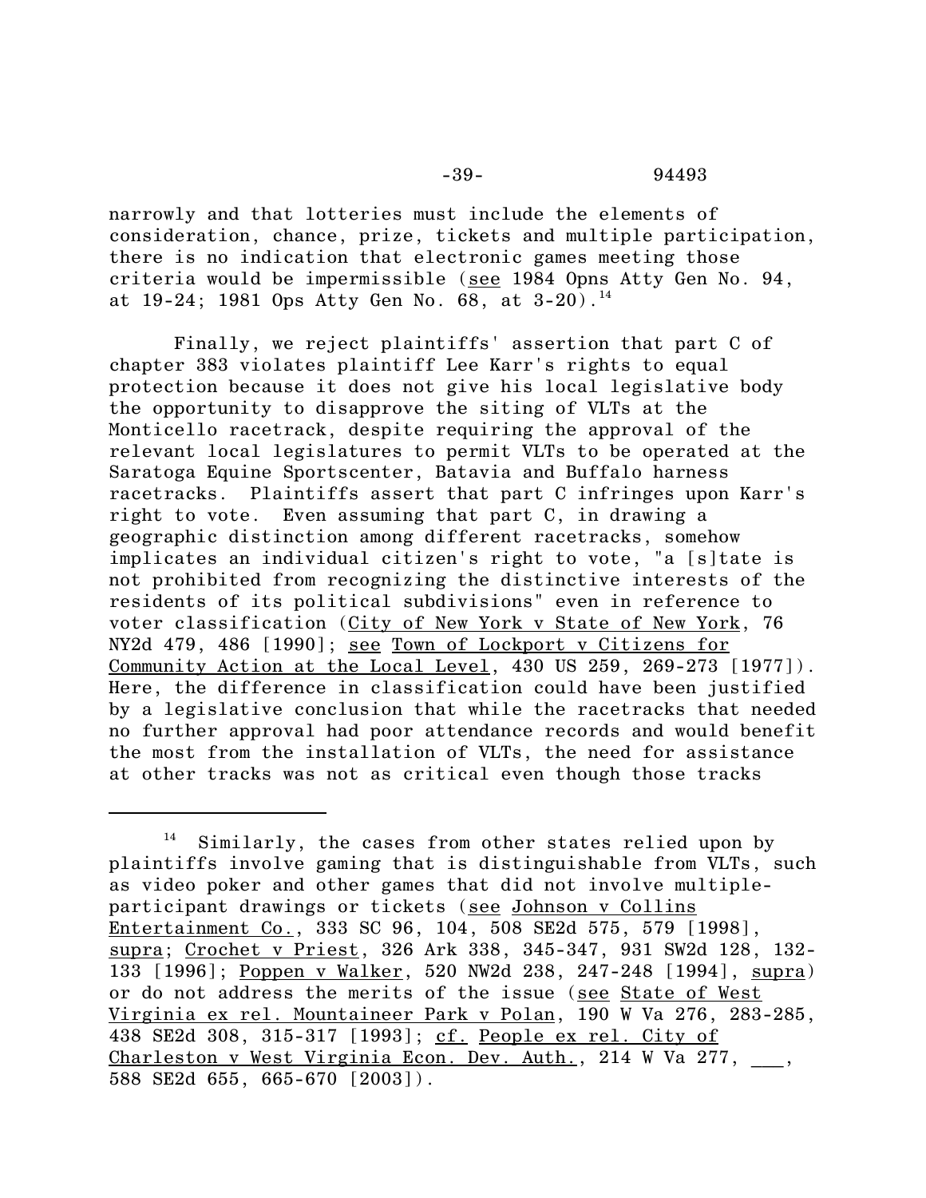narrowly and that lotteries must include the elements of consideration, chance, prize, tickets and multiple participation, there is no indication that electronic games meeting those criteria would be impermissible (see 1984 Opns Atty Gen No. 94, at 19-24; 1981 Ops Atty Gen No. 68, at 3-20).[14]

Finally, we reject plaintiffs' assertion that part C of chapter 383 violates plaintiff Lee Karr's rights to equal protection because it does not give his local legislative body the opportunity to disapprove the siting of VLTs at the Monticello racetrack, despite requiring the approval of the relevant local legislatures to permit VLTs to be operated at the Saratoga Equine Sportscenter, Batavia and Buffalo harness racetracks. Plaintiffs assert that part C infringes upon Karr's right to vote. Even assuming that part C, in drawing a geographic distinction among different racetracks, somehow implicates an individual citizen's right to vote, "a [s]tate is not prohibited from recognizing the distinctive interests of the residents of its political subdivisions" even in reference to voter classification (City of New York v State of New York, 76 NY2d 479, 486 [1990]; see Town of Lockport v Citizens for Community Action at the Local Level, 430 US 259, 269-273 [1977]). Here, the difference in classification could have been justified by a legislative conclusion that while the racetracks that needed no further approval had poor attendance records and would benefit the most from the installation of VLTs, the need for assistance at other tracks was not as critical even though those tracks

---

[14] Similarly, the cases from other states relied upon by plaintiffs involve gaming that is distinguishable from VLTs, such as video poker and other games that did not involve multiple-participant drawings or tickets (see Johnson v Collins Entertainment Co., 333 SC 96, 104, 508 SE2d 575, 579 [1998], supra; Crochet v Priest, 326 Ark 338, 345-347, 931 SW2d 128, 132-133 [1996]; Poppen v Walker, 520 NW2d 238, 247-248 [1994], supra) or do not address the merits of the issue (see State of West Virginia ex rel. Mountaineer Park v Polan, 190 W Va 276, 283-285, 438 SE2d 308, 315-317 [1993]; cf. People ex rel. City of Charleston v West Virginia Econ. Dev. Auth., 214 W Va 277, ___, 588 SE2d 655, 665-670 [2003]).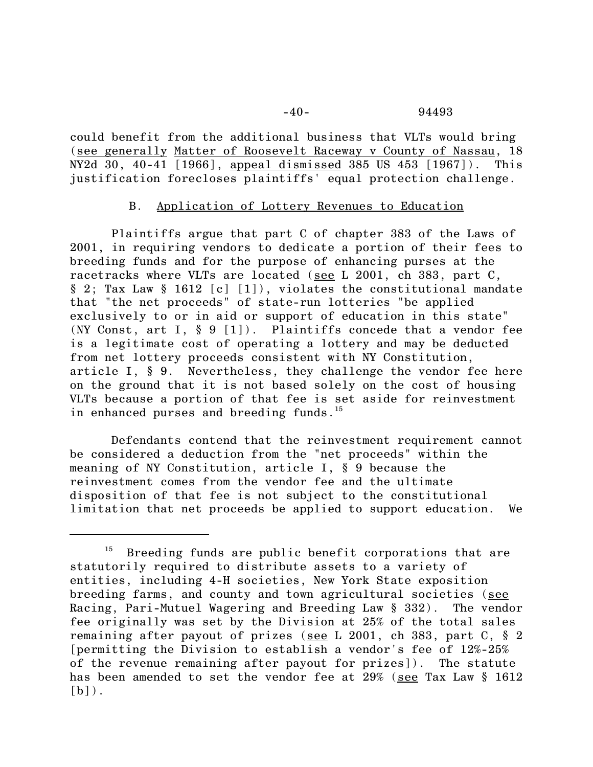could benefit from the additional business that VLTs would bring (see generally Matter of Roosevelt Raceway v County of Nassau, 18 NY2d 30, 40-41 [1966], appeal dismissed 385 US 453 [1967]). This justification forecloses plaintiffs' equal protection challenge.

### B. Application of Lottery Revenues to Education

Plaintiffs argue that part C of chapter 383 of the Laws of 2001, in requiring vendors to dedicate a portion of their fees to breeding funds and for the purpose of enhancing purses at the racetracks where VLTs are located (see L 2001, ch 383, part C, § 2; Tax Law § 1612 [c] [1]), violates the constitutional mandate that "the net proceeds" of state-run lotteries "be applied exclusively to or in aid or support of education in this state" (NY Const, art I, § 9 [1]). Plaintiffs concede that a vendor fee is a legitimate cost of operating a lottery and may be deducted from net lottery proceeds consistent with NY Constitution, article I, § 9. Nevertheless, they challenge the vendor fee here on the ground that it is not based solely on the cost of housing VLTs because a portion of that fee is set aside for reinvestment in enhanced purses and breeding funds.[15]

Defendants contend that the reinvestment requirement cannot be considered a deduction from the "net proceeds" within the meaning of NY Constitution, article I, § 9 because the reinvestment comes from the vendor fee and the ultimate disposition of that fee is not subject to the constitutional limitation that net proceeds be applied to support education. We

---

[15] Breeding funds are public benefit corporations that are statutorily required to distribute assets to a variety of entities, including 4-H societies, New York State exposition breeding farms, and county and town agricultural societies (see Racing, Pari-Mutuel Wagering and Breeding Law § 332). The vendor fee originally was set by the Division at 25% of the total sales remaining after payout of prizes (see L 2001, ch 383, part C, § 2 [permitting the Division to establish a vendor's fee of 12%-25% of the revenue remaining after payout for prizes]). The statute has been amended to set the vendor fee at 29% (see Tax Law § 1612 [b]).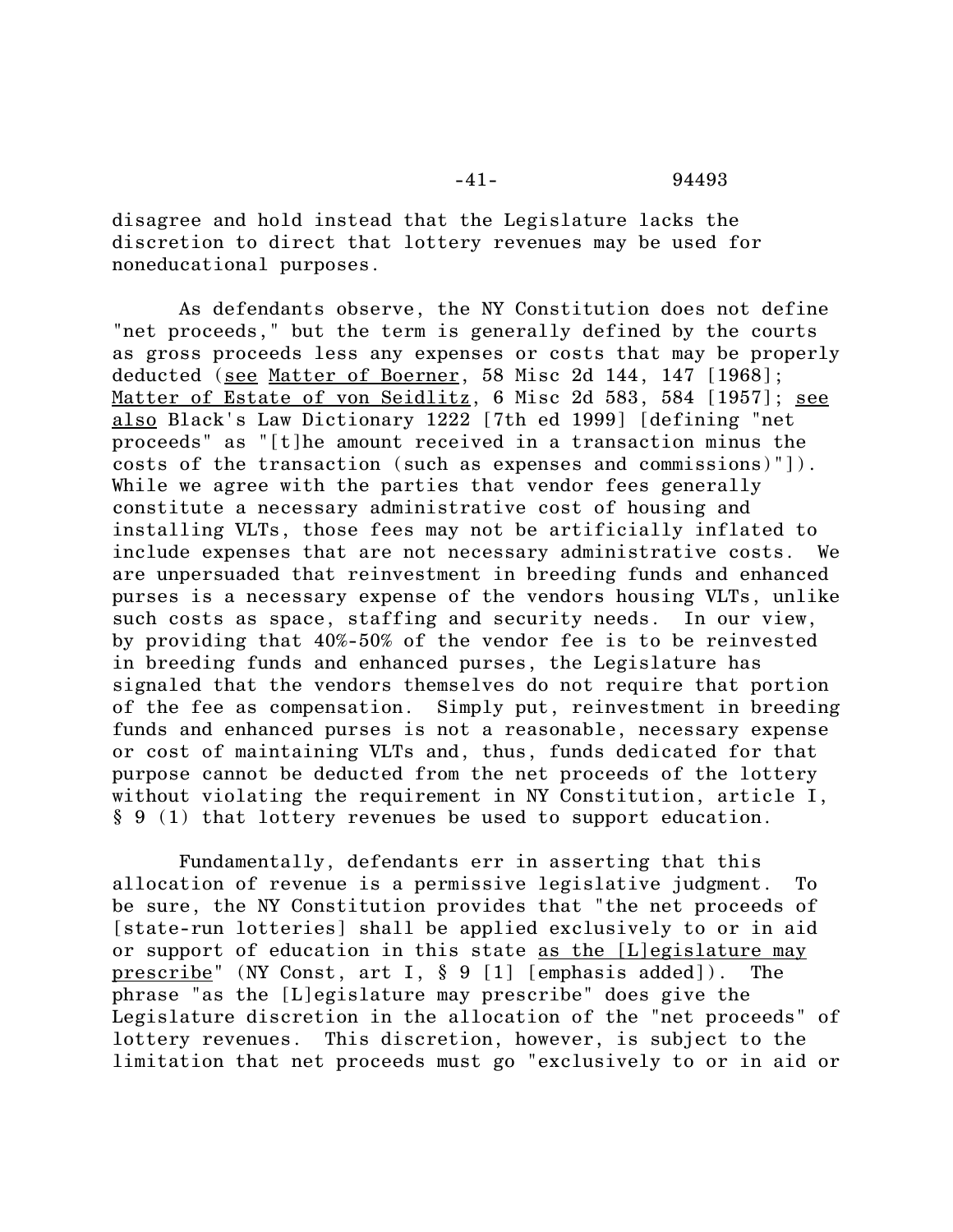disagree and hold instead that the Legislature lacks the discretion to direct that lottery revenues may be used for noneducational purposes.

As defendants observe, the NY Constitution does not define "net proceeds," but the term is generally defined by the courts as gross proceeds less any expenses or costs that may be properly deducted (see Matter of Boerner, 58 Misc 2d 144, 147 [1968]; Matter of Estate of von Seidlitz, 6 Misc 2d 583, 584 [1957]; see also Black's Law Dictionary 1222 [7th ed 1999] [defining "net proceeds" as "[t]he amount received in a transaction minus the costs of the transaction (such as expenses and commissions)"]). While we agree with the parties that vendor fees generally constitute a necessary administrative cost of housing and installing VLTs, those fees may not be artificially inflated to include expenses that are not necessary administrative costs. We are unpersuaded that reinvestment in breeding funds and enhanced purses is a necessary expense of the vendors housing VLTs, unlike such costs as space, staffing and security needs. In our view, by providing that 40%-50% of the vendor fee is to be reinvested in breeding funds and enhanced purses, the Legislature has signaled that the vendors themselves do not require that portion of the fee as compensation. Simply put, reinvestment in breeding funds and enhanced purses is not a reasonable, necessary expense or cost of maintaining VLTs and, thus, funds dedicated for that purpose cannot be deducted from the net proceeds of the lottery without violating the requirement in NY Constitution, article I, § 9 (1) that lottery revenues be used to support education.

Fundamentally, defendants err in asserting that this allocation of revenue is a permissive legislative judgment. To be sure, the NY Constitution provides that "the net proceeds of [state-run lotteries] shall be applied exclusively to or in aid or support of education in this state as the [L]egislature may prescribe" (NY Const, art I, § 9 [1] [emphasis added]). The phrase "as the [L]egislature may prescribe" does give the Legislature discretion in the allocation of the "net proceeds" of lottery revenues. This discretion, however, is subject to the limitation that net proceeds must go "exclusively to or in aid or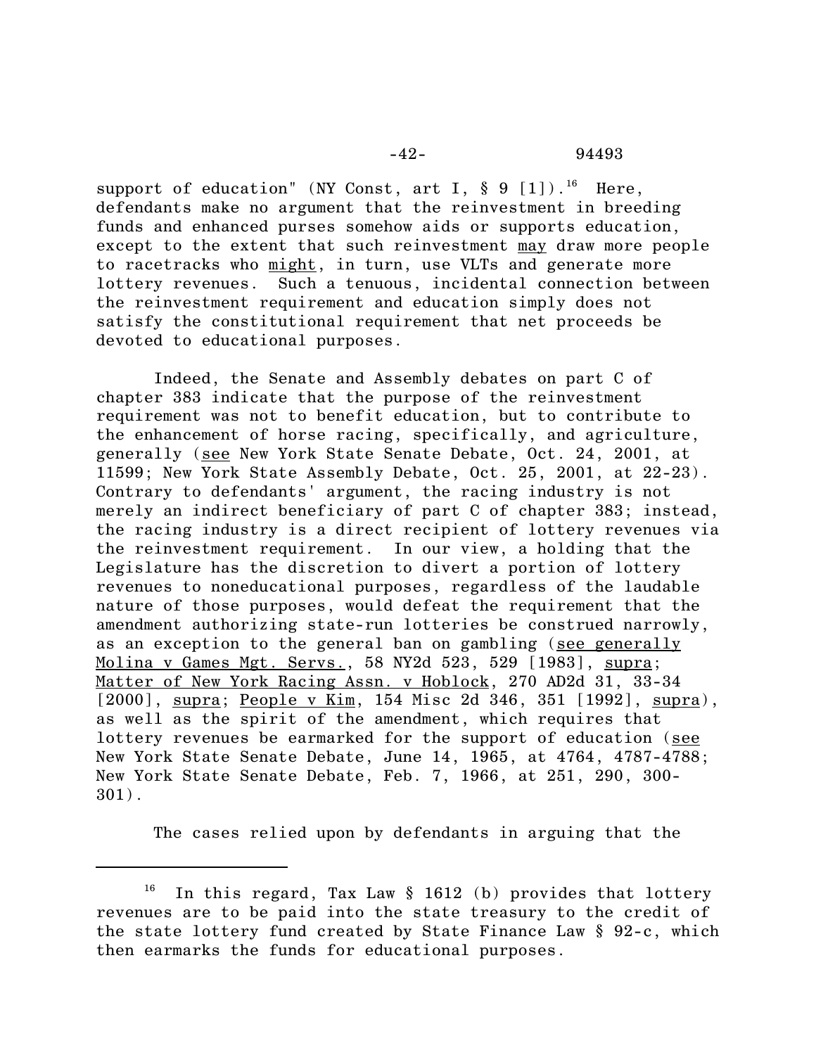support of education" (NY Const, art I, § 9 [1]).[16] Here, defendants make no argument that the reinvestment in breeding funds and enhanced purses somehow aids or supports education, except to the extent that such reinvestment <u>may</u> draw more people to racetracks who <u>might</u>, in turn, use VLTs and generate more lottery revenues. Such a tenuous, incidental connection between the reinvestment requirement and education simply does not satisfy the constitutional requirement that net proceeds be devoted to educational purposes.

Indeed, the Senate and Assembly debates on part C of chapter 383 indicate that the purpose of the reinvestment requirement was not to benefit education, but to contribute to the enhancement of horse racing, specifically, and agriculture, generally (<u>see</u> New York State Senate Debate, Oct. 24, 2001, at 11599; New York State Assembly Debate, Oct. 25, 2001, at 22-23). Contrary to defendants' argument, the racing industry is not merely an indirect beneficiary of part C of chapter 383; instead, the racing industry is a direct recipient of lottery revenues via the reinvestment requirement. In our view, a holding that the Legislature has the discretion to divert a portion of lottery revenues to noneducational purposes, regardless of the laudable nature of those purposes, would defeat the requirement that the amendment authorizing state-run lotteries be construed narrowly, as an exception to the general ban on gambling (<u>see generally</u> <u>Molina v Games Mgt. Servs.</u>, 58 NY2d 523, 529 [1983], <u>supra</u>; <u>Matter of New York Racing Assn. v Hoblock</u>, 270 AD2d 31, 33-34 [2000], <u>supra</u>; <u>People v Kim</u>, 154 Misc 2d 346, 351 [1992], <u>supra</u>), as well as the spirit of the amendment, which requires that lottery revenues be earmarked for the support of education (<u>see</u> New York State Senate Debate, June 14, 1965, at 4764, 4787-4788; New York State Senate Debate, Feb. 7, 1966, at 251, 290, 300-301).

The cases relied upon by defendants in arguing that the

---

[16] In this regard, Tax Law § 1612 (b) provides that lottery revenues are to be paid into the state treasury to the credit of the state lottery fund created by State Finance Law § 92-c, which then earmarks the funds for educational purposes.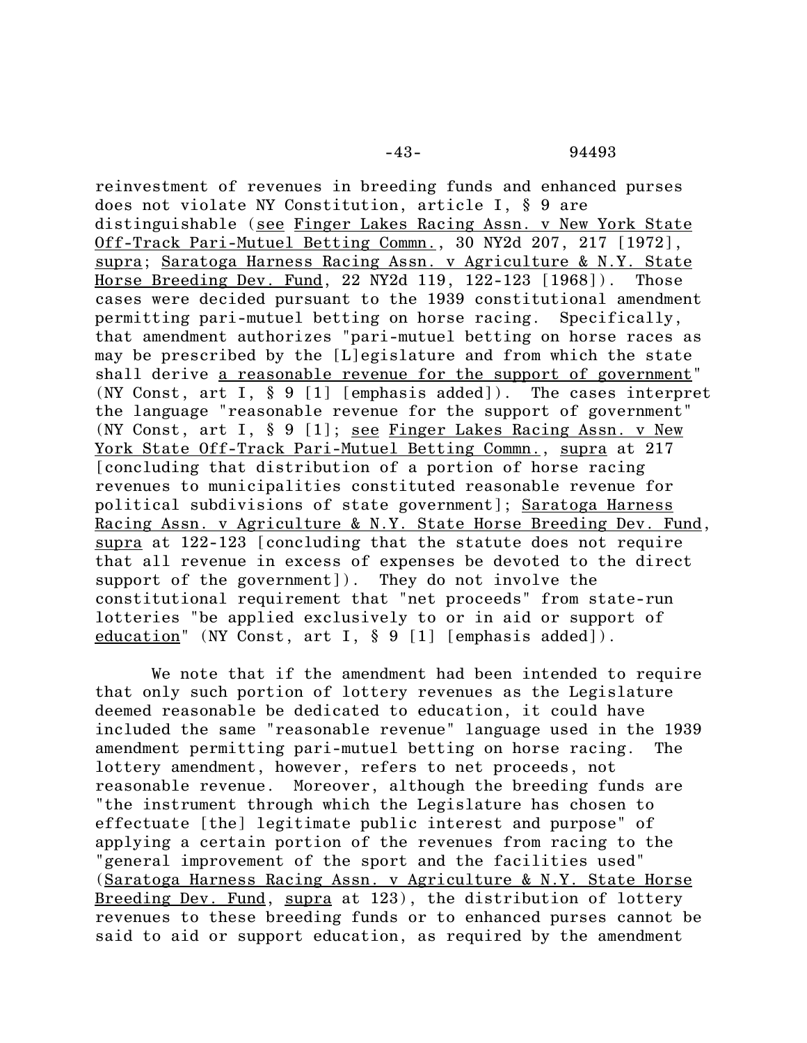reinvestment of revenues in breeding funds and enhanced purses does not violate NY Constitution, article I, § 9 are distinguishable (see Finger Lakes Racing Assn. v New York State Off-Track Pari-Mutuel Betting Commn., 30 NY2d 207, 217 [1972], supra; Saratoga Harness Racing Assn. v Agriculture & N.Y. State Horse Breeding Dev. Fund, 22 NY2d 119, 122-123 [1968]). Those cases were decided pursuant to the 1939 constitutional amendment permitting pari-mutuel betting on horse racing. Specifically, that amendment authorizes "pari-mutuel betting on horse races as may be prescribed by the [L]egislature and from which the state shall derive a reasonable revenue for the support of government" (NY Const, art I, § 9 [1] [emphasis added]). The cases interpret the language "reasonable revenue for the support of government" (NY Const, art I, § 9 [1]; see Finger Lakes Racing Assn. v New York State Off-Track Pari-Mutuel Betting Commn., supra at 217 [concluding that distribution of a portion of horse racing revenues to municipalities constituted reasonable revenue for political subdivisions of state government]; Saratoga Harness Racing Assn. v Agriculture & N.Y. State Horse Breeding Dev. Fund, supra at 122-123 [concluding that the statute does not require that all revenue in excess of expenses be devoted to the direct support of the government]). They do not involve the constitutional requirement that "net proceeds" from state-run lotteries "be applied exclusively to or in aid or support of education" (NY Const, art I, § 9 [1] [emphasis added]).

We note that if the amendment had been intended to require that only such portion of lottery revenues as the Legislature deemed reasonable be dedicated to education, it could have included the same "reasonable revenue" language used in the 1939 amendment permitting pari-mutuel betting on horse racing. The lottery amendment, however, refers to net proceeds, not reasonable revenue. Moreover, although the breeding funds are "the instrument through which the Legislature has chosen to effectuate [the] legitimate public interest and purpose" of applying a certain portion of the revenues from racing to the "general improvement of the sport and the facilities used" (Saratoga Harness Racing Assn. v Agriculture & N.Y. State Horse Breeding Dev. Fund, supra at 123), the distribution of lottery revenues to these breeding funds or to enhanced purses cannot be said to aid or support education, as required by the amendment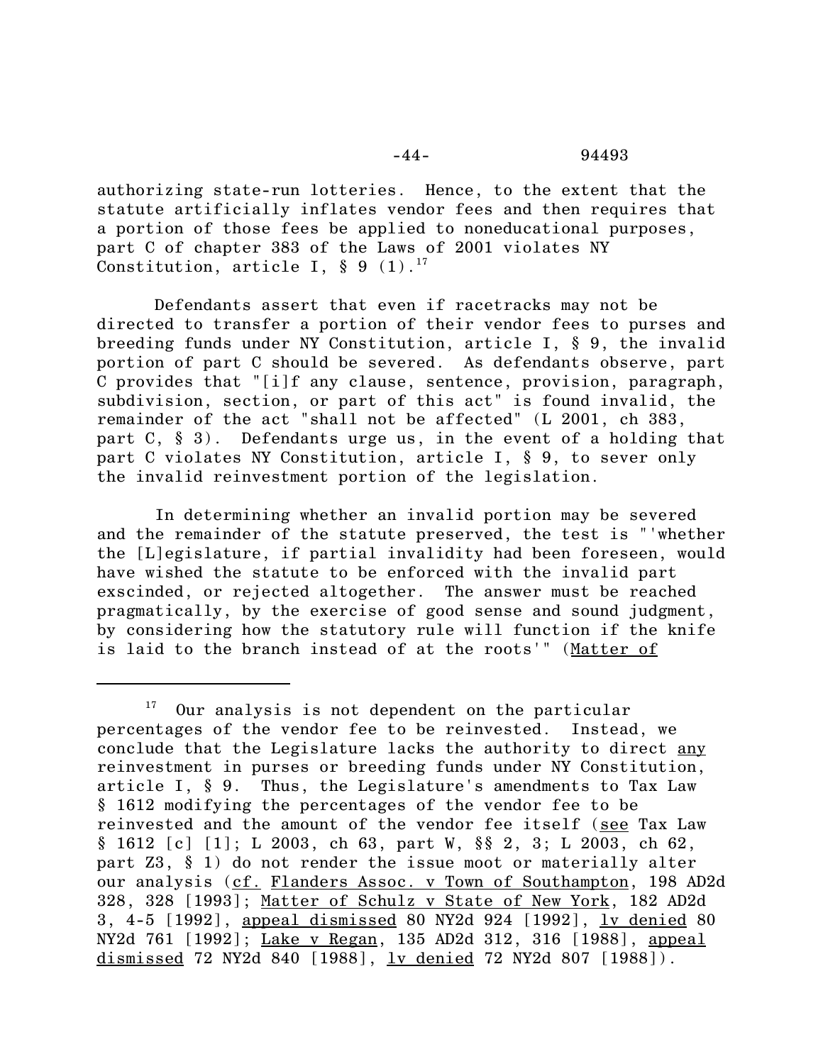authorizing state-run lotteries. Hence, to the extent that the statute artificially inflates vendor fees and then requires that a portion of those fees be applied to noneducational purposes, part C of chapter 383 of the Laws of 2001 violates NY Constitution, article I, § 9 (1).[17]

Defendants assert that even if racetracks may not be directed to transfer a portion of their vendor fees to purses and breeding funds under NY Constitution, article I, § 9, the invalid portion of part C should be severed. As defendants observe, part C provides that "[i]f any clause, sentence, provision, paragraph, subdivision, section, or part of this act" is found invalid, the remainder of the act "shall not be affected" (L 2001, ch 383, part C, § 3). Defendants urge us, in the event of a holding that part C violates NY Constitution, article I, § 9, to sever only the invalid reinvestment portion of the legislation.

In determining whether an invalid portion may be severed and the remainder of the statute preserved, the test is "'whether the [L]egislature, if partial invalidity had been foreseen, would have wished the statute to be enforced with the invalid part exscinded, or rejected altogether. The answer must be reached pragmatically, by the exercise of good sense and sound judgment, by considering how the statutory rule will function if the knife is laid to the branch instead of at the roots'" (Matter of

---

[17] Our analysis is not dependent on the particular percentages of the vendor fee to be reinvested. Instead, we conclude that the Legislature lacks the authority to direct any reinvestment in purses or breeding funds under NY Constitution, article I, § 9. Thus, the Legislature's amendments to Tax Law § 1612 modifying the percentages of the vendor fee to be reinvested and the amount of the vendor fee itself (see Tax Law § 1612 [c] [1]; L 2003, ch 63, part W, §§ 2, 3; L 2003, ch 62, part Z3, § 1) do not render the issue moot or materially alter our analysis (cf. Flanders Assoc. v Town of Southampton, 198 AD2d 328, 328 [1993]; Matter of Schulz v State of New York, 182 AD2d 3, 4-5 [1992], appeal dismissed 80 NY2d 924 [1992], lv denied 80 NY2d 761 [1992]; Lake v Regan, 135 AD2d 312, 316 [1988], appeal dismissed 72 NY2d 840 [1988], lv denied 72 NY2d 807 [1988]).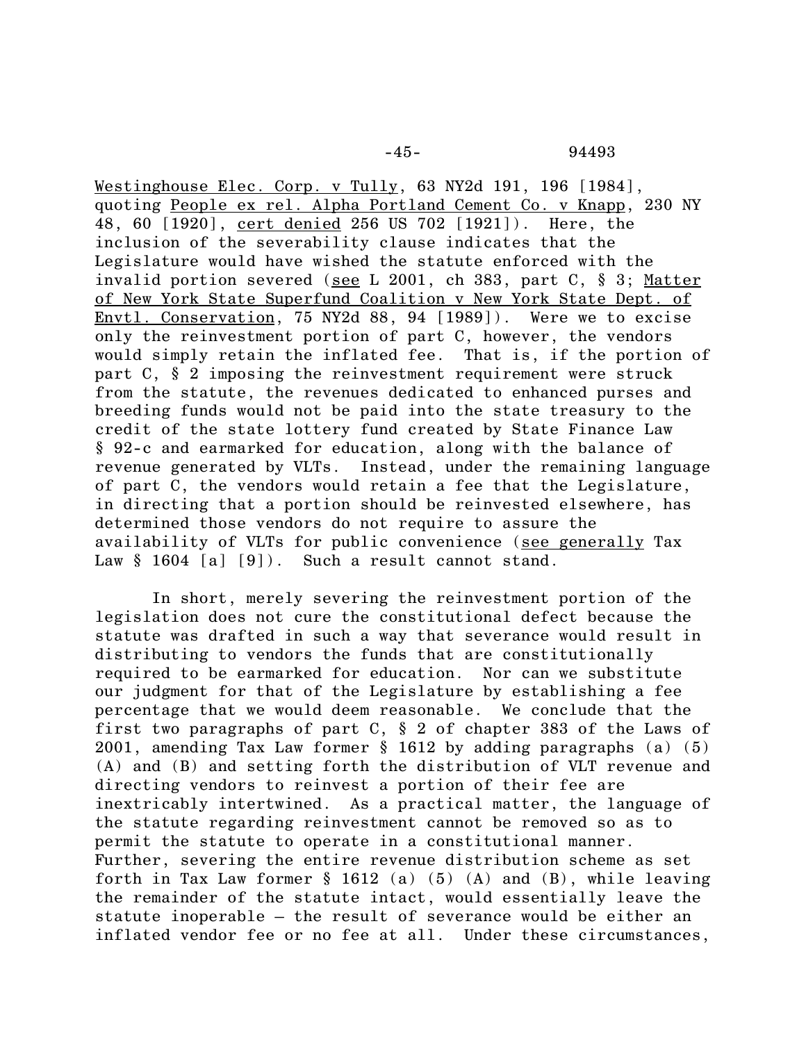Westinghouse Elec. Corp. v Tully, 63 NY2d 191, 196 [1984], quoting People ex rel. Alpha Portland Cement Co. v Knapp, 230 NY 48, 60 [1920], cert denied 256 US 702 [1921]). Here, the inclusion of the severability clause indicates that the Legislature would have wished the statute enforced with the invalid portion severed (see L 2001, ch 383, part C, § 3; Matter of New York State Superfund Coalition v New York State Dept. of Envtl. Conservation, 75 NY2d 88, 94 [1989]). Were we to excise only the reinvestment portion of part C, however, the vendors would simply retain the inflated fee. That is, if the portion of part C, § 2 imposing the reinvestment requirement were struck from the statute, the revenues dedicated to enhanced purses and breeding funds would not be paid into the state treasury to the credit of the state lottery fund created by State Finance Law § 92-c and earmarked for education, along with the balance of revenue generated by VLTs. Instead, under the remaining language of part C, the vendors would retain a fee that the Legislature, in directing that a portion should be reinvested elsewhere, has determined those vendors do not require to assure the availability of VLTs for public convenience (see generally Tax Law § 1604 [a] [9]). Such a result cannot stand.

In short, merely severing the reinvestment portion of the legislation does not cure the constitutional defect because the statute was drafted in such a way that severance would result in distributing to vendors the funds that are constitutionally required to be earmarked for education. Nor can we substitute our judgment for that of the Legislature by establishing a fee percentage that we would deem reasonable. We conclude that the first two paragraphs of part C, § 2 of chapter 383 of the Laws of 2001, amending Tax Law former § 1612 by adding paragraphs (a) (5) (A) and (B) and setting forth the distribution of VLT revenue and directing vendors to reinvest a portion of their fee are inextricably intertwined. As a practical matter, the language of the statute regarding reinvestment cannot be removed so as to permit the statute to operate in a constitutional manner. Further, severing the entire revenue distribution scheme as set forth in Tax Law former § 1612 (a) (5) (A) and (B), while leaving the remainder of the statute intact, would essentially leave the statute inoperable — the result of severance would be either an inflated vendor fee or no fee at all. Under these circumstances,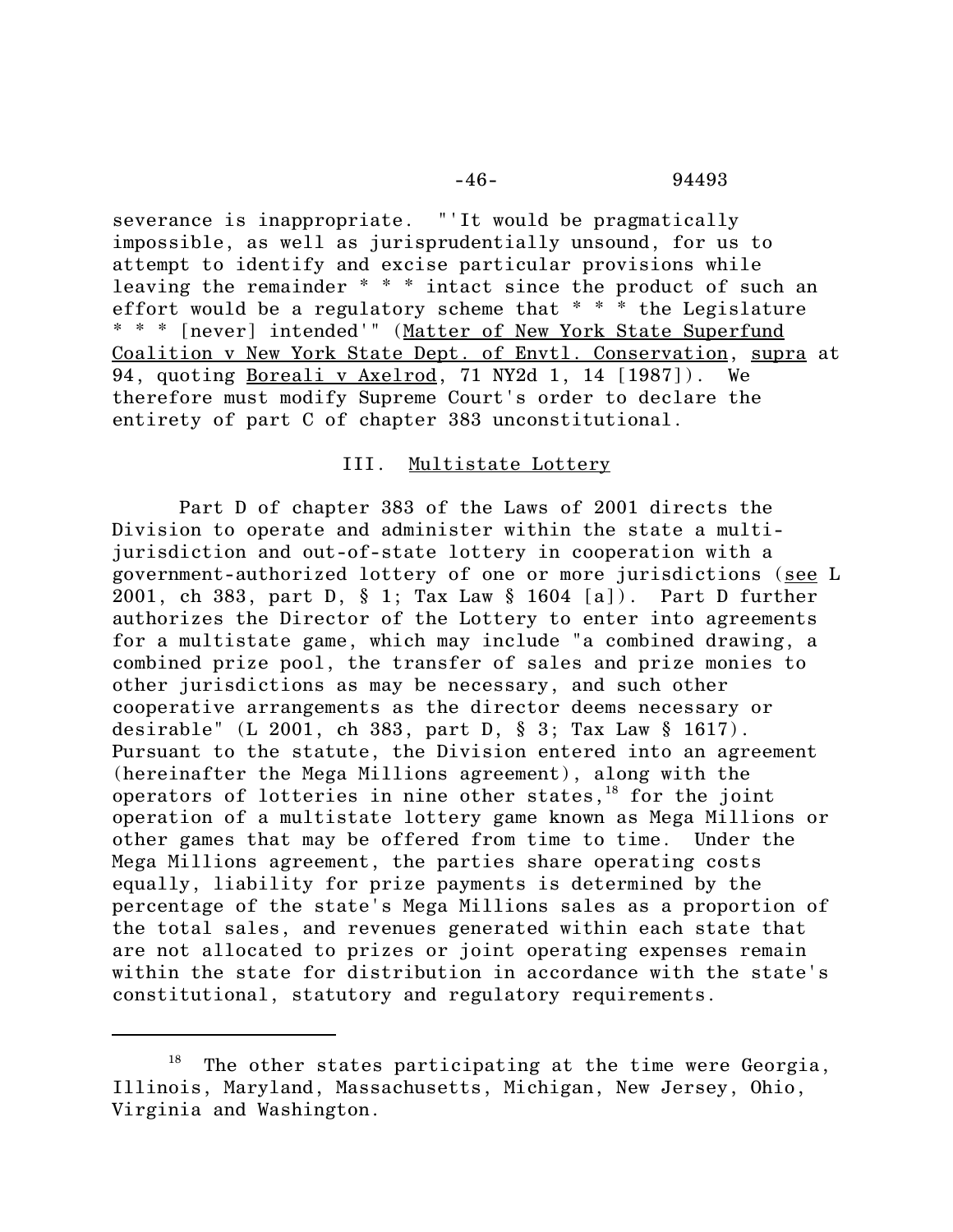severance is inappropriate. "'It would be pragmatically impossible, as well as jurisprudentially unsound, for us to attempt to identify and excise particular provisions while leaving the remainder * * * intact since the product of such an effort would be a regulatory scheme that * * * the Legislature * * * [never] intended'" (Matter of New York State Superfund Coalition v New York State Dept. of Envtl. Conservation, supra at 94, quoting Boreali v Axelrod, 71 NY2d 1, 14 [1987]). We therefore must modify Supreme Court's order to declare the entirety of part C of chapter 383 unconstitutional.

## III. Multistate Lottery

Part D of chapter 383 of the Laws of 2001 directs the Division to operate and administer within the state a multi-jurisdiction and out-of-state lottery in cooperation with a government-authorized lottery of one or more jurisdictions (see L 2001, ch 383, part D, § 1; Tax Law § 1604 [a]). Part D further authorizes the Director of the Lottery to enter into agreements for a multistate game, which may include "a combined drawing, a combined prize pool, the transfer of sales and prize monies to other jurisdictions as may be necessary, and such other cooperative arrangements as the director deems necessary or desirable" (L 2001, ch 383, part D, § 3; Tax Law § 1617). Pursuant to the statute, the Division entered into an agreement (hereinafter the Mega Millions agreement), along with the operators of lotteries in nine other states,[18] for the joint operation of a multistate lottery game known as Mega Millions or other games that may be offered from time to time. Under the Mega Millions agreement, the parties share operating costs equally, liability for prize payments is determined by the percentage of the state's Mega Millions sales as a proportion of the total sales, and revenues generated within each state that are not allocated to prizes or joint operating expenses remain within the state for distribution in accordance with the state's constitutional, statutory and regulatory requirements.

---

[18] The other states participating at the time were Georgia, Illinois, Maryland, Massachusetts, Michigan, New Jersey, Ohio, Virginia and Washington.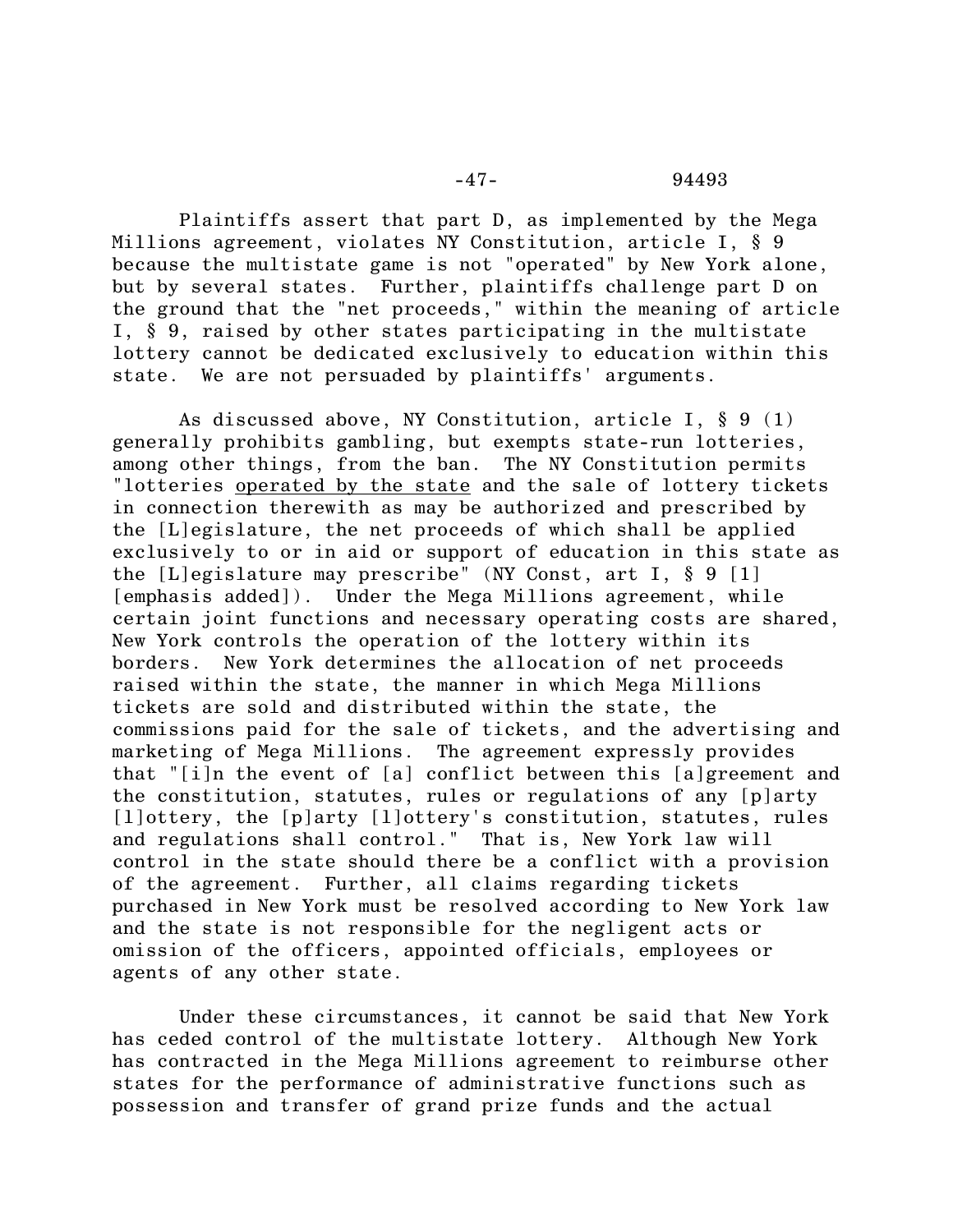Plaintiffs assert that part D, as implemented by the Mega Millions agreement, violates NY Constitution, article I, § 9 because the multistate game is not "operated" by New York alone, but by several states. Further, plaintiffs challenge part D on the ground that the "net proceeds," within the meaning of article I, § 9, raised by other states participating in the multistate lottery cannot be dedicated exclusively to education within this state. We are not persuaded by plaintiffs' arguments.

As discussed above, NY Constitution, article I, § 9 (1) generally prohibits gambling, but exempts state-run lotteries, among other things, from the ban. The NY Constitution permits "lotteries <u>operated by the state</u> and the sale of lottery tickets in connection therewith as may be authorized and prescribed by the [L]egislature, the net proceeds of which shall be applied exclusively to or in aid or support of education in this state as the [L]egislature may prescribe" (NY Const, art I, § 9 [1] [emphasis added]). Under the Mega Millions agreement, while certain joint functions and necessary operating costs are shared, New York controls the operation of the lottery within its borders. New York determines the allocation of net proceeds raised within the state, the manner in which Mega Millions tickets are sold and distributed within the state, the commissions paid for the sale of tickets, and the advertising and marketing of Mega Millions. The agreement expressly provides that "[i]n the event of [a] conflict between this [a]greement and the constitution, statutes, rules or regulations of any [p]arty [l]ottery, the [p]arty [l]ottery's constitution, statutes, rules and regulations shall control." That is, New York law will control in the state should there be a conflict with a provision of the agreement. Further, all claims regarding tickets purchased in New York must be resolved according to New York law and the state is not responsible for the negligent acts or omission of the officers, appointed officials, employees or agents of any other state.

Under these circumstances, it cannot be said that New York has ceded control of the multistate lottery. Although New York has contracted in the Mega Millions agreement to reimburse other states for the performance of administrative functions such as possession and transfer of grand prize funds and the actual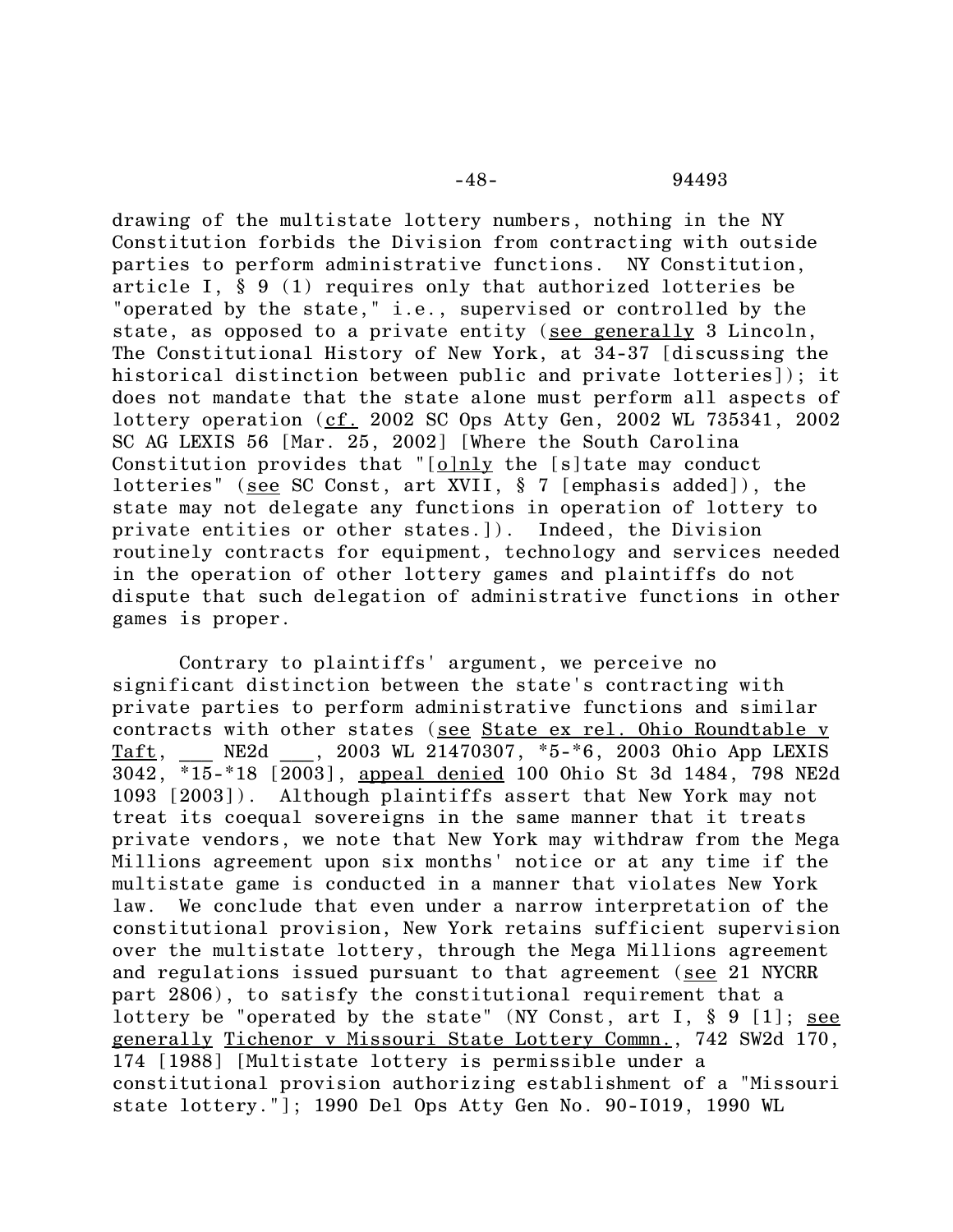drawing of the multistate lottery numbers, nothing in the NY Constitution forbids the Division from contracting with outside parties to perform administrative functions. NY Constitution, article I, § 9 (1) requires only that authorized lotteries be "operated by the state," i.e., supervised or controlled by the state, as opposed to a private entity (see generally 3 Lincoln, The Constitutional History of New York, at 34-37 [discussing the historical distinction between public and private lotteries]); it does not mandate that the state alone must perform all aspects of lottery operation (cf. 2002 SC Ops Atty Gen, 2002 WL 735341, 2002 SC AG LEXIS 56 [Mar. 25, 2002] [Where the South Carolina Constitution provides that "[o]nly the [s]tate may conduct lotteries" (see SC Const, art XVII, § 7 [emphasis added]), the state may not delegate any functions in operation of lottery to private entities or other states.]). Indeed, the Division routinely contracts for equipment, technology and services needed in the operation of other lottery games and plaintiffs do not dispute that such delegation of administrative functions in other games is proper.

Contrary to plaintiffs' argument, we perceive no significant distinction between the state's contracting with private parties to perform administrative functions and similar contracts with other states (see State ex rel. Ohio Roundtable v Taft, ___ NE2d ___, 2003 WL 21470307, *5-*6, 2003 Ohio App LEXIS 3042, *15-*18 [2003], appeal denied 100 Ohio St 3d 1484, 798 NE2d 1093 [2003]). Although plaintiffs assert that New York may not treat its coequal sovereigns in the same manner that it treats private vendors, we note that New York may withdraw from the Mega Millions agreement upon six months' notice or at any time if the multistate game is conducted in a manner that violates New York law. We conclude that even under a narrow interpretation of the constitutional provision, New York retains sufficient supervision over the multistate lottery, through the Mega Millions agreement and regulations issued pursuant to that agreement (see 21 NYCRR part 2806), to satisfy the constitutional requirement that a lottery be "operated by the state" (NY Const, art I, § 9 [1]; see generally Tichenor v Missouri State Lottery Commn., 742 SW2d 170, 174 [1988] [Multistate lottery is permissible under a constitutional provision authorizing establishment of a "Missouri state lottery."]; 1990 Del Ops Atty Gen No. 90-I019, 1990 WL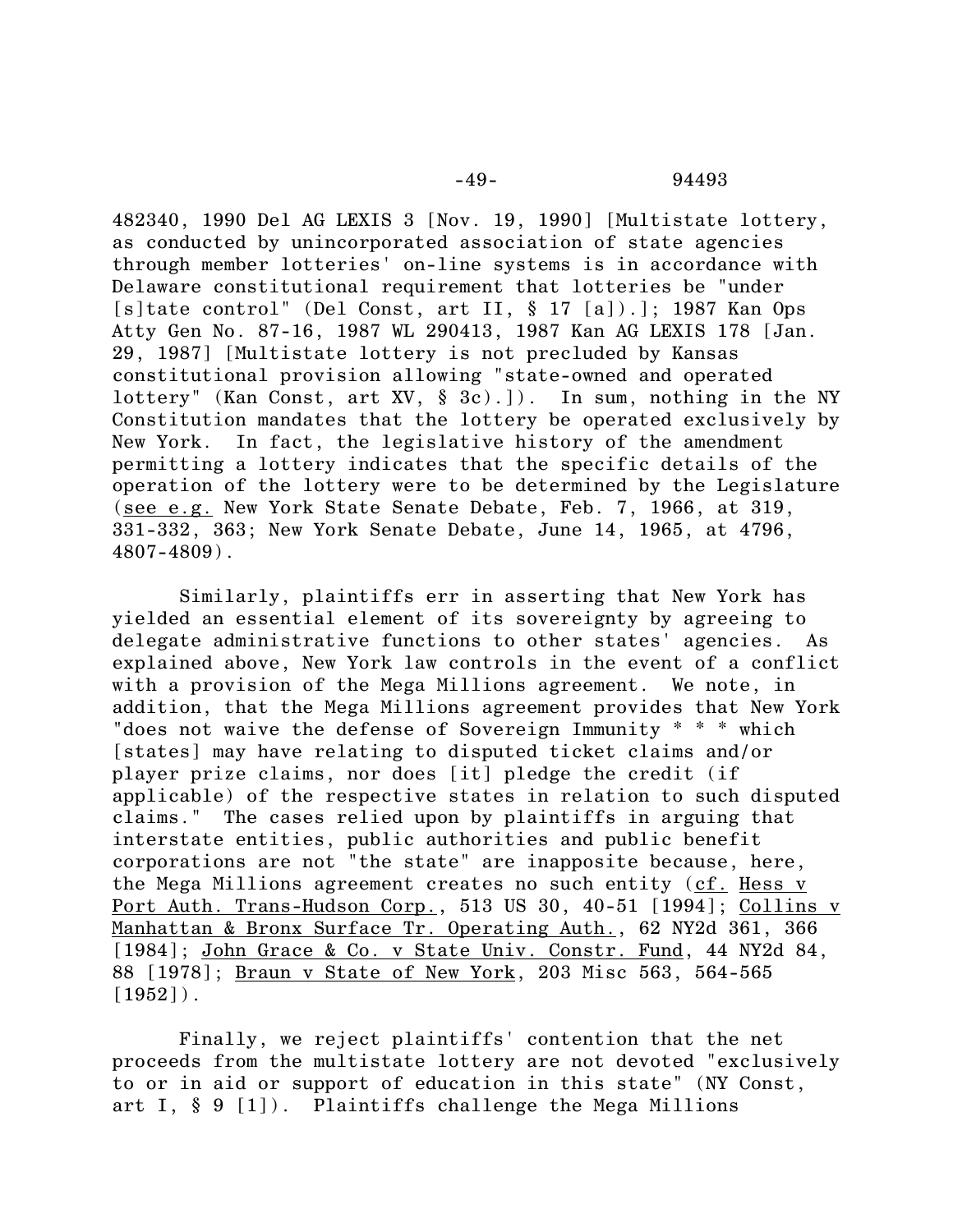482340, 1990 Del AG LEXIS 3 [Nov. 19, 1990] [Multistate lottery, as conducted by unincorporated association of state agencies through member lotteries' on-line systems is in accordance with Delaware constitutional requirement that lotteries be "under [s]tate control" (Del Const, art II, § 17 [a]).]; 1987 Kan Ops Atty Gen No. 87-16, 1987 WL 290413, 1987 Kan AG LEXIS 178 [Jan. 29, 1987] [Multistate lottery is not precluded by Kansas constitutional provision allowing "state-owned and operated lottery" (Kan Const, art XV, § 3c).]). In sum, nothing in the NY Constitution mandates that the lottery be operated exclusively by New York. In fact, the legislative history of the amendment permitting a lottery indicates that the specific details of the operation of the lottery were to be determined by the Legislature (see e.g. New York State Senate Debate, Feb. 7, 1966, at 319, 331-332, 363; New York Senate Debate, June 14, 1965, at 4796, 4807-4809).

Similarly, plaintiffs err in asserting that New York has yielded an essential element of its sovereignty by agreeing to delegate administrative functions to other states' agencies. As explained above, New York law controls in the event of a conflict with a provision of the Mega Millions agreement. We note, in addition, that the Mega Millions agreement provides that New York "does not waive the defense of Sovereign Immunity * * * which [states] may have relating to disputed ticket claims and/or player prize claims, nor does [it] pledge the credit (if applicable) of the respective states in relation to such disputed claims." The cases relied upon by plaintiffs in arguing that interstate entities, public authorities and public benefit corporations are not "the state" are inapposite because, here, the Mega Millions agreement creates no such entity (cf. Hess v Port Auth. Trans-Hudson Corp., 513 US 30, 40-51 [1994]; Collins v Manhattan & Bronx Surface Tr. Operating Auth., 62 NY2d 361, 366 [1984]; John Grace & Co. v State Univ. Constr. Fund, 44 NY2d 84, 88 [1978]; Braun v State of New York, 203 Misc 563, 564-565 [1952]).

Finally, we reject plaintiffs' contention that the net proceeds from the multistate lottery are not devoted "exclusively to or in aid or support of education in this state" (NY Const, art I, § 9 [1]). Plaintiffs challenge the Mega Millions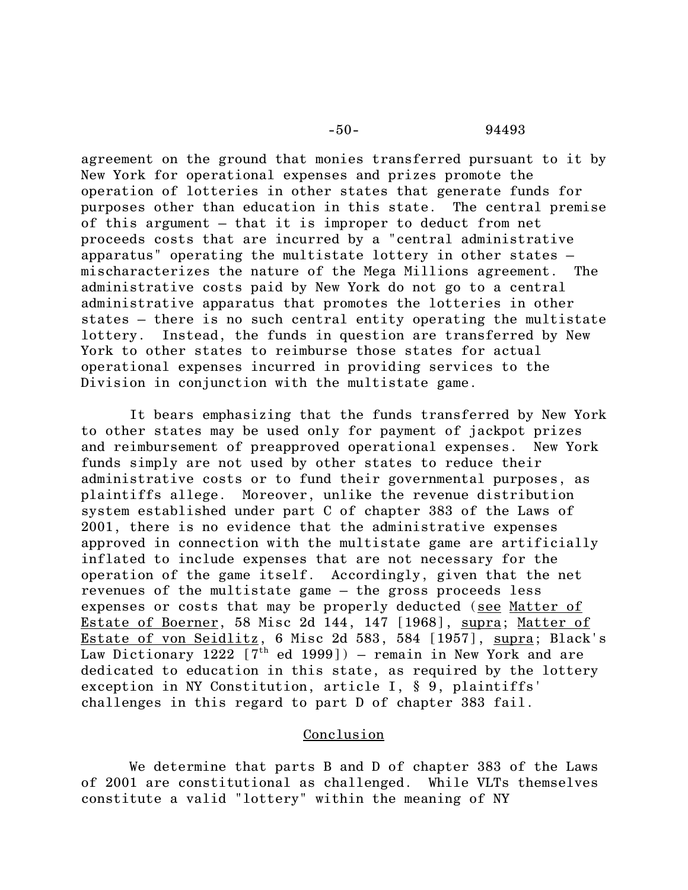agreement on the ground that monies transferred pursuant to it by New York for operational expenses and prizes promote the operation of lotteries in other states that generate funds for purposes other than education in this state. The central premise of this argument – that it is improper to deduct from net proceeds costs that are incurred by a "central administrative apparatus" operating the multistate lottery in other states – mischaracterizes the nature of the Mega Millions agreement. The administrative costs paid by New York do not go to a central administrative apparatus that promotes the lotteries in other states – there is no such central entity operating the multistate lottery. Instead, the funds in question are transferred by New York to other states to reimburse those states for actual operational expenses incurred in providing services to the Division in conjunction with the multistate game.

It bears emphasizing that the funds transferred by New York to other states may be used only for payment of jackpot prizes and reimbursement of preapproved operational expenses. New York funds simply are not used by other states to reduce their administrative costs or to fund their governmental purposes, as plaintiffs allege. Moreover, unlike the revenue distribution system established under part C of chapter 383 of the Laws of 2001, there is no evidence that the administrative expenses approved in connection with the multistate game are artificially inflated to include expenses that are not necessary for the operation of the game itself. Accordingly, given that the net revenues of the multistate game – the gross proceeds less expenses or costs that may be properly deducted (see Matter of Estate of Boerner, 58 Misc 2d 144, 147 [1968], supra; Matter of Estate of von Seidlitz, 6 Misc 2d 583, 584 [1957], supra; Black's Law Dictionary 1222 [7th ed 1999]) – remain in New York and are dedicated to education in this state, as required by the lottery exception in NY Constitution, article I, § 9, plaintiffs' challenges in this regard to part D of chapter 383 fail.

## Conclusion

We determine that parts B and D of chapter 383 of the Laws of 2001 are constitutional as challenged. While VLTs themselves constitute a valid "lottery" within the meaning of NY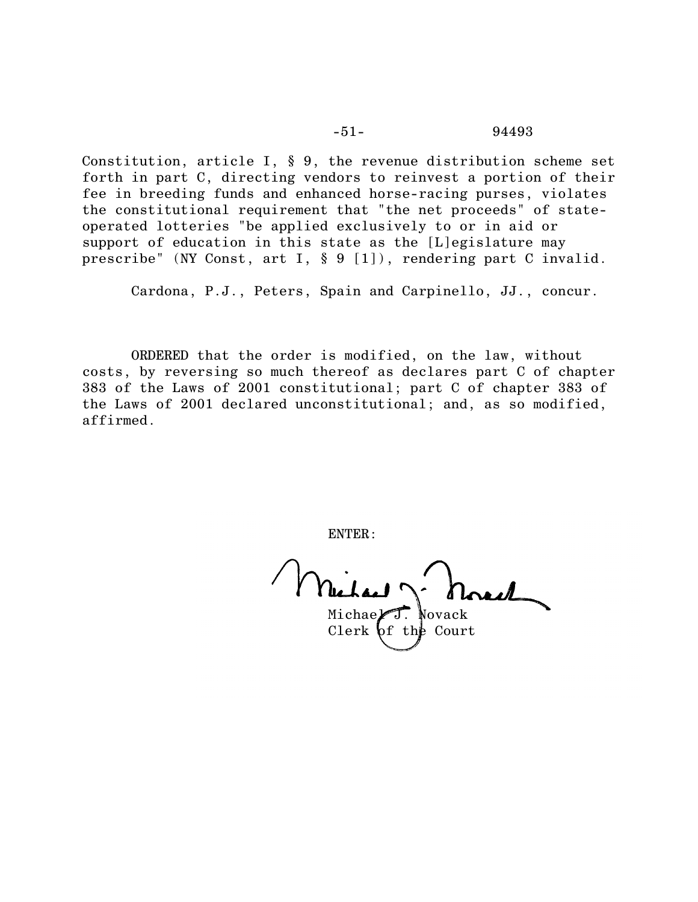Constitution, article I, § 9, the revenue distribution scheme set forth in part C, directing vendors to reinvest a portion of their fee in breeding funds and enhanced horse-racing purses, violates the constitutional requirement that "the net proceeds" of state-operated lotteries "be applied exclusively to or in aid or support of education in this state as the [L]egislature may prescribe" (NY Const, art I, § 9 [1]), rendering part C invalid.

Cardona, P.J., Peters, Spain and Carpinello, JJ., concur.

ORDERED that the order is modified, on the law, without costs, by reversing so much thereof as declares part C of chapter 383 of the Laws of 2001 constitutional; part C of chapter 383 of the Laws of 2001 declared unconstitutional; and, as so modified, affirmed.

ENTER:

Michael J. Novack
Clerk of the Court